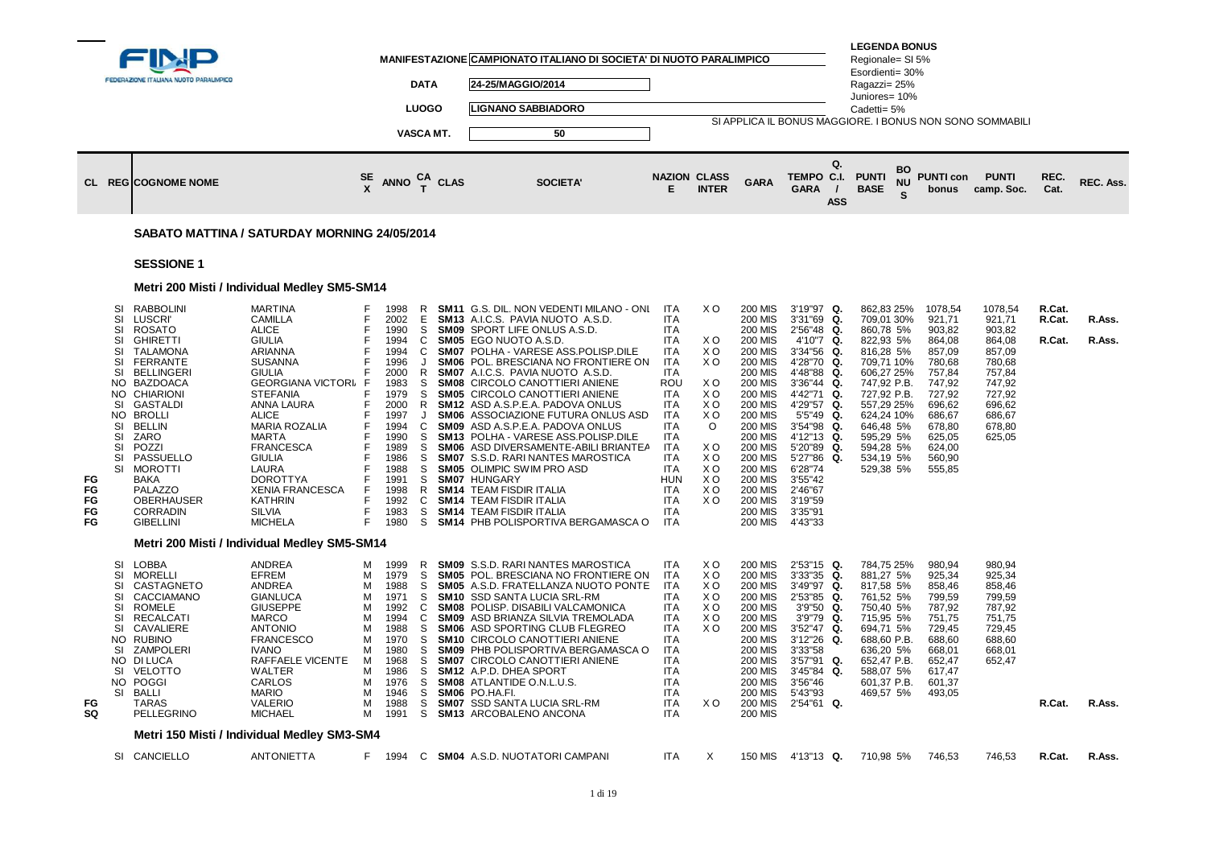FINP
FEDERAZIONE ITALIANA NUOTO PARALIMPICO

| | |
|---|---|
| MANIFESTAZIONE | CAMPIONATO ITALIANO DI SOCIETA' DI NUOTO PARALIMPICO |
| DATA | 24-25/MAGGIO/2014 |
| LUOGO | LIGNANO SABBIADORO |
| VASCA MT. | 50 |

**LEGENDA BONUS**
Regionale= SI 5%
Esordienti= 30%
Ragazzi= 25%
Juniores= 10%
Cadetti= 5%
SI APPLICA IL BONUS MAGGIORE. I BONUS NON SONO SOMMABILI

## SABATO MATTINA / SATURDAY MORNING 24/05/2014

### SESSIONE 1

#### Metri 200 Misti / Individual Medley SM5-SM14

| | CL | REG | COGNOME NOME | | SEX | ANNO | CAT | CLAS | SOCIETA' | NAZIONE | CLASS INTER | GARA | TEMPO GARA | Q. C.I. / ASS | PUNTI BASE | BONUS | PUNTI con bonus | PUNTI camp. Soc. | REC. Cat. | REC. Ass. |
|---|---|---|---|---|---|---|---|---|---|---|---|---|---|---|---|---|---|---|---|---|
| | | SI | RABBOLINI | MARTINA | F | 1998 | R | SM11 | G.S. DIL. NON VEDENTI MILANO - ONL | ITA | X O | 200 MIS | 3'19"97 | Q. | 862,83 | 25% | 1078,54 | 1078,54 | R.Cat. | |
| | | SI | LUSCRI' | CAMILLA | F | 2002 | E | SM13 | A.I.C.S. PAVIA NUOTO A.S.D. | ITA | | 200 MIS | 3'31"69 | Q. | 709,01 | 30% | 921,71 | 921,71 | R.Cat. | R.Ass. |
| | | SI | ROSATO | ALICE | F | 1990 | S | SM09 | SPORT LIFE ONLUS A.S.D. | ITA | | 200 MIS | 2'56"48 | Q. | 860,78 | 5% | 903,82 | 903,82 | | |
| | | SI | GHIRETTI | GIULIA | F | 1994 | C | SM05 | EGO NUOTO A.S.D. | ITA | X O | 200 MIS | 4'10"7 | Q. | 822,93 | 5% | 864,08 | 864,08 | R.Cat. | R.Ass. |
| | | SI | TALAMONA | ARIANNA | F | 1994 | C | SM07 | POLHA - VARESE ASS.POLISP.DILE | ITA | X O | 200 MIS | 3'34"56 | Q. | 816,28 | 5% | 857,09 | 857,09 | | |
| | | SI | FERRANTE | SUSANNA | F | 1996 | J | SM06 | POL. BRESCIANA NO FRONTIERE ON | ITA | X O | 200 MIS | 4'28"70 | Q. | 709,71 | 10% | 780,68 | 780,68 | | |
| | | SI | BELLINGERI | GIULIA | F | 2000 | R | SM07 | A.I.C.S. PAVIA NUOTO A.S.D. | ITA | | 200 MIS | 4'48"88 | Q. | 606,27 | 25% | 757,84 | 757,84 | | |
| | | NO | BAZDOACA | GEORGIANA VICTORI. | F | 1983 | S | SM08 | CIRCOLO CANOTTIERI ANIENE | ROU | X O | 200 MIS | 3'36"44 | Q. | 747,92 | P.B. | 747,92 | 747,92 | | |
| | | NO | CHIARIONI | STEFANIA | F | 1979 | S | SM05 | CIRCOLO CANOTTIERI ANIENE | ITA | X O | 200 MIS | 4'42"71 | Q. | 727,92 | P.B. | 727,92 | 727,92 | | |
| | | SI | GASTALDI | ANNA LAURA | F | 2000 | R | SM12 | ASD A.S.P.E.A. PADOVA ONLUS | ITA | X O | 200 MIS | 4'29"57 | Q. | 557,29 | 25% | 696,62 | 696,62 | | |
| | | NO | BROLLI | ALICE | F | 1997 | J | SM06 | ASSOCIAZIONE FUTURA ONLUS ASD | ITA | X O | 200 MIS | 5'5"49 | Q. | 624,24 | 10% | 686,67 | 686,67 | | |
| | | SI | BELLIN | MARIA ROZALIA | F | 1994 | C | SM09 | ASD A.S.P.E.A. PADOVA ONLUS | ITA | O | 200 MIS | 3'54"98 | Q. | 646,48 | 5% | 678,80 | 678,80 | | |
| | | SI | ZARO | MARTA | F | 1990 | S | SM13 | POLHA - VARESE ASS.POLISP.DILE | ITA | | 200 MIS | 4'12"13 | Q. | 595,29 | 5% | 625,05 | 625,05 | | |
| | | SI | POZZI | FRANCESCA | F | 1989 | S | SM06 | ASD DIVERSAMENTE-ABILI BRIANTEA | ITA | X O | 200 MIS | 5'20"89 | Q. | 594,28 | 5% | 624,00 | | | |
| | | SI | PASSUELLO | GIULIA | F | 1986 | S | SM07 | S.S.D. RARI NANTES MAROSTICA | ITA | X O | 200 MIS | 5'27"86 | Q. | 534,19 | 5% | 560,90 | | | |
| | | SI | MOROTTI | LAURA | F | 1988 | S | SM05 | OLIMPIC SWIM PRO ASD | ITA | X O | 200 MIS | 6'28"74 | | 529,38 | 5% | 555,85 | | | |
| FG | | | BAKA | DOROTTYA | F | 1991 | S | SM07 | HUNGARY | HUN | X O | 200 MIS | 3'55"42 | | | | | | | |
| FG | | | PALAZZO | XENIA FRANCESCA | F | 1998 | R | SM14 | TEAM FISDIR ITALIA | ITA | X O | 200 MIS | 2'46"67 | | | | | | | |
| FG | | | OBERHAUSER | KATHRIN | F | 1992 | C | SM14 | TEAM FISDIR ITALIA | ITA | X O | 200 MIS | 3'19"59 | | | | | | | |
| FG | | | CORRADIN | SILVIA | F | 1983 | S | SM14 | TEAM FISDIR ITALIA | ITA | | 200 MIS | 3'35"91 | | | | | | | |
| FG | | | GIBELLINI | MICHELA | F | 1980 | S | SM14 | PHB POLISPORTIVA BERGAMASCA O | ITA | | 200 MIS | 4'43"33 | | | | | | | |

#### Metri 200 Misti / Individual Medley SM5-SM14

| | CL | REG | COGNOME NOME | | SEX | ANNO | CAT | CLAS | SOCIETA' | NAZIONE | CLASS INTER | GARA | TEMPO GARA | Q. C.I. / ASS | PUNTI BASE | BONUS | PUNTI con bonus | PUNTI camp. Soc. | REC. Cat. | REC. Ass. |
|---|---|---|---|---|---|---|---|---|---|---|---|---|---|---|---|---|---|---|---|---|
| | | SI | LOBBA | ANDREA | M | 1999 | R | SM09 | S.S.D. RARI NANTES MAROSTICA | ITA | X O | 200 MIS | 2'53"15 | Q. | 784,75 | 25% | 980,94 | 980,94 | | |
| | | SI | MORELLI | EFREM | M | 1979 | S | SM05 | POL. BRESCIANA NO FRONTIERE ON | ITA | X O | 200 MIS | 3'33"35 | Q. | 881,27 | 5% | 925,34 | 925,34 | | |
| | | SI | CASTAGNETO | ANDREA | M | 1988 | S | SM05 | A.S.D. FRATELLANZA NUOTO PONTE | ITA | X O | 200 MIS | 3'49"97 | Q. | 817,58 | 5% | 858,46 | 858,46 | | |
| | | SI | CACCIAMANO | GIANLUCA | M | 1971 | S | SM10 | SSD SANTA LUCIA SRL-RM | ITA | X O | 200 MIS | 2'53"85 | Q. | 761,52 | 5% | 799,59 | 799,59 | | |
| | | SI | ROMELE | GIUSEPPE | M | 1992 | C | SM08 | POLISP. DISABILI VALCAMONICA | ITA | X O | 200 MIS | 3'9"50 | Q. | 750,40 | 5% | 787,92 | 787,92 | | |
| | | SI | RECALCATI | MARCO | M | 1994 | C | SM09 | ASD BRIANZA SILVIA TREMOLADA | ITA | X O | 200 MIS | 3'9"79 | Q. | 715,95 | 5% | 751,75 | 751,75 | | |
| | | SI | CAVALIERE | ANTONIO | M | 1988 | S | SM06 | ASD SPORTING CLUB FLEGREO | ITA | X O | 200 MIS | 3'52"47 | Q. | 694,71 | 5% | 729,45 | 729,45 | | |
| | | NO | RUBINO | FRANCESCO | M | 1970 | S | SM10 | CIRCOLO CANOTTIERI ANIENE | ITA | | 200 MIS | 3'12"26 | Q. | 688,60 | P.B. | 688,60 | 688,60 | | |
| | | SI | ZAMPOLERI | IVANO | M | 1980 | S | SM09 | PHB POLISPORTIVA BERGAMASCA O | ITA | | 200 MIS | 3'33"58 | | 636,20 | 5% | 668,01 | 668,01 | | |
| | | NO | DI LUCA | RAFFAELE VICENTE | M | 1968 | S | SM07 | CIRCOLO CANOTTIERI ANIENE | ITA | | 200 MIS | 3'57"91 | Q. | 652,47 | P.B. | 652,47 | 652,47 | | |
| | | SI | VELOTTO | WALTER | M | 1986 | S | SM12 | A.P.D. DHEA SPORT | ITA | | 200 MIS | 3'45"84 | Q. | 588,07 | 5% | 617,47 | | | |
| | | NO | POGGI | CARLOS | M | 1976 | S | SM08 | ATLANTIDE O.N.L.U.S. | ITA | | 200 MIS | 3'56"46 | | 601,37 | P.B. | 601,37 | | | |
| | | SI | BALLI | MARIO | M | 1946 | S | SM06 | PO.HA.FI. | ITA | | 200 MIS | 5'43"93 | | 469,57 | 5% | 493,05 | | | |
| FG | | | TARAS | VALERIO | M | 1988 | S | SM07 | SSD SANTA LUCIA SRL-RM | ITA | X O | 200 MIS | 2'54"61 | Q. | | | | | R.Cat. | R.Ass. |
| SQ | | | PELLEGRINO | MICHAEL | M | 1991 | S | SM13 | ARCOBALENO ANCONA | ITA | | 200 MIS | | | | | | | | |

#### Metri 150 Misti / Individual Medley SM3-SM4

| | CL | REG | COGNOME NOME | | SEX | ANNO | CAT | CLAS | SOCIETA' | NAZIONE | CLASS INTER | GARA | TEMPO GARA | Q. C.I. / ASS | PUNTI BASE | BONUS | PUNTI con bonus | PUNTI camp. Soc. | REC. Cat. | REC. Ass. |
|---|---|---|---|---|---|---|---|---|---|---|---|---|---|---|---|---|---|---|---|---|
| | | SI | CANCIELLO | ANTONIETTA | F | 1994 | C | SM04 | A.S.D. NUOTATORI CAMPANI | ITA | X | 150 MIS | 4'13"13 | Q. | 710,98 | 5% | 746,53 | 746,53 | R.Cat. | R.Ass. |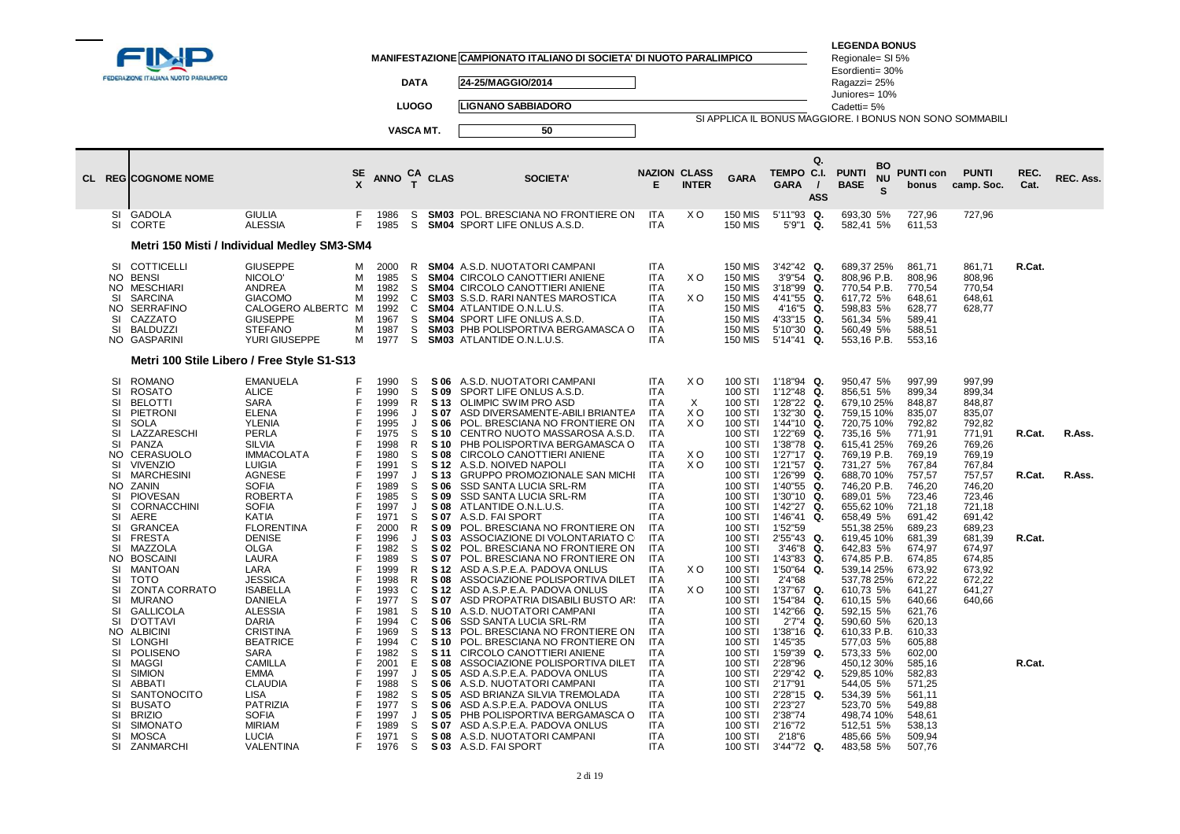**MANIFESTAZIONE** CAMPIONATO ITALIANO DI SOCIETA' DI NUOTO PARALIMPICO

**DATA** 24-25/MAGGIO/2014

**LUOGO** LIGNANO SABBIADORO

**VASCA MT.** 50

**LEGENDA BONUS**
Regionale= SI 5%
Esordienti= 30%
Ragazzi= 25%
Juniores= 10%
Cadetti= 5%

SI APPLICA IL BONUS MAGGIORE. I BONUS NON SONO SOMMABILI

| CL | REG | COGNOME NOME | | SE X | ANNO | CA T | CLAS | SOCIETA' | NAZIONE E | CLASS INTER | GARA | TEMPO GARA | Q. C.I. / ASS | PUNTI BASE | BO NU S | PUNTI con bonus | PUNTI camp. Soc. | REC. Cat. | REC. Ass. |
|---|---|---|---|---|---|---|---|---|---|---|---|---|---|---|---|---|---|---|---|
| | SI | GADOLA | GIULIA | F | 1986 | S | SM03 | POL. BRESCIANA NO FRONTIERE ON | ITA | X O | 150 MIS | 5'11"93 | Q. | 693,30 | 5% | 727,96 | 727,96 | | |
| | SI | CORTE | ALESSIA | F | 1985 | S | SM04 | SPORT LIFE ONLUS A.S.D. | ITA | | 150 MIS | 5'9"1 | Q. | 582,41 | 5% | 611,53 | | | |

**Metri 150 Misti / Individual Medley SM3-SM4**

| CL | REG | COGNOME NOME | | SE X | ANNO | CA T | CLAS | SOCIETA' | NAZIONE E | CLASS INTER | GARA | TEMPO GARA | Q. C.I. / ASS | PUNTI BASE | BO NU S | PUNTI con bonus | PUNTI camp. Soc. | REC. Cat. | REC. Ass. |
|---|---|---|---|---|---|---|---|---|---|---|---|---|---|---|---|---|---|---|---|
| | SI | COTTICELLI | GIUSEPPE | M | 2000 | R | SM04 | A.S.D. NUOTATORI CAMPANI | ITA | | 150 MIS | 3'42"42 | Q. | 689,37 | 25% | 861,71 | 861,71 | R.Cat. | |
| | NO | BENSI | NICOLO' | M | 1985 | S | SM04 | CIRCOLO CANOTTIERI ANIENE | ITA | X O | 150 MIS | 3'9"54 | Q. | 808,96 | P.B. | 808,96 | 808,96 | | |
| | NO | MESCHIARI | ANDREA | M | 1982 | S | SM04 | CIRCOLO CANOTTIERI ANIENE | ITA | | 150 MIS | 3'18"99 | Q. | 770,54 | P.B. | 770,54 | 770,54 | | |
| | SI | SARCINA | GIACOMO | M | 1992 | C | SM03 | S.S.D. RARI NANTES MAROSTICA | ITA | X O | 150 MIS | 4'41"55 | Q. | 617,72 | 5% | 648,61 | 648,61 | | |
| | NO | SERRAFINO | CALOGERO ALBERTO | M | 1992 | C | SM04 | ATLANTIDE O.N.L.U.S. | ITA | | 150 MIS | 4'16"5 | Q. | 598,83 | 5% | 628,77 | 628,77 | | |
| | SI | CAZZATO | GIUSEPPE | M | 1967 | S | SM04 | SPORT LIFE ONLUS A.S.D. | ITA | | 150 MIS | 4'33"15 | Q. | 561,34 | 5% | 589,41 | | | |
| | SI | BALDUZZI | STEFANO | M | 1987 | S | SM03 | PHB POLISPORTIVA BERGAMASCA O | ITA | | 150 MIS | 5'10"30 | Q. | 560,49 | 5% | 588,51 | | | |
| | NO | GASPARINI | YURI GIUSEPPE | M | 1977 | S | SM03 | ATLANTIDE O.N.L.U.S. | ITA | | 150 MIS | 5'14"41 | Q. | 553,16 | P.B. | 553,16 | | | |

**Metri 100 Stile Libero / Free Style S1-S13**

| CL | REG | COGNOME NOME | | SE X | ANNO | CA T | CLAS | SOCIETA' | NAZIONE E | CLASS INTER | GARA | TEMPO GARA | Q. C.I. / ASS | PUNTI BASE | BO NU S | PUNTI con bonus | PUNTI camp. Soc. | REC. Cat. | REC. Ass. |
|---|---|---|---|---|---|---|---|---|---|---|---|---|---|---|---|---|---|---|---|
| | SI | ROMANO | EMANUELA | F | 1990 | S | S 06 | A.S.D. NUOTATORI CAMPANI | ITA | X O | 100 STI | 1'18"94 | Q. | 950,47 | 5% | 997,99 | 997,99 | | |
| | SI | ROSATO | ALICE | F | 1990 | S | S 09 | SPORT LIFE ONLUS A.S.D. | ITA | | 100 STI | 1'12"48 | Q. | 856,51 | 5% | 899,34 | 899,34 | | |
| | SI | BELOTTI | SARA | F | 1999 | R | S 13 | OLIMPIC SWIM PRO ASD | ITA | X | 100 STI | 1'28"22 | Q. | 679,10 | 25% | 848,87 | 848,87 | | |
| | SI | PIETRONI | ELENA | F | 1996 | J | S 07 | ASD DIVERSAMENTE-ABILI BRIANTEA | ITA | X O | 100 STI | 1'32"30 | Q. | 759,15 | 10% | 835,07 | 835,07 | | |
| | SI | SOLA | YLENIA | F | 1995 | J | S 06 | POL. BRESCIANA NO FRONTIERE ON | ITA | X O | 100 STI | 1'44"10 | Q. | 720,75 | 10% | 792,82 | 792,82 | | |
| | SI | LAZZARESCHI | PERLA | F | 1975 | S | S 10 | CENTRO NUOTO MASSAROSA A.S.D. | ITA | | 100 STI | 1'22"69 | Q. | 735,16 | 5% | 771,91 | 771,91 | R.Cat. | R.Ass. |
| | SI | PANZA | SILVIA | F | 1998 | R | S 10 | PHB POLISPORTIVA BERGAMASCA O | ITA | | 100 STI | 1'38"78 | Q. | 615,41 | 25% | 769,26 | 769,26 | | |
| | NO | CERASUOLO | IMMACOLATA | F | 1980 | S | S 08 | CIRCOLO CANOTTIERI ANIENE | ITA | X O | 100 STI | 1'27"17 | Q. | 769,19 | P.B. | 769,19 | 769,19 | | |
| | SI | VIVENZIO | LUIGIA | F | 1991 | S | S 12 | A.S.D. NOIVED NAPOLI | ITA | X O | 100 STI | 1'21"57 | Q. | 731,27 | 5% | 767,84 | 767,84 | | |
| | SI | MARCHESINI | AGNESE | F | 1997 | J | S 13 | GRUPPO PROMOZIONALE SAN MICHI | ITA | | 100 STI | 1'26"99 | Q. | 688,70 | 10% | 757,57 | 757,57 | R.Cat. | R.Ass. |
| | NO | ZANIN | SOFIA | F | 1989 | S | S 06 | SSD SANTA LUCIA SRL-RM | ITA | | 100 STI | 1'40"55 | Q. | 746,20 | P.B. | 746,20 | 746,20 | | |
| | SI | PIOVESAN | ROBERTA | F | 1985 | S | S 09 | SSD SANTA LUCIA SRL-RM | ITA | | 100 STI | 1'30"10 | Q. | 689,01 | 5% | 723,46 | 723,46 | | |
| | SI | CORNACCHINI | SOFIA | F | 1997 | J | S 08 | ATLANTIDE O.N.L.U.S. | ITA | | 100 STI | 1'42"27 | Q. | 655,62 | 10% | 721,18 | 721,18 | | |
| | SI | AERE | KATIA | F | 1971 | S | S 07 | A.S.D. FAI SPORT | ITA | | 100 STI | 1'46"41 | Q. | 658,49 | 5% | 691,42 | 691,42 | | |
| | SI | GRANCEA | FLORENTINA | F | 2000 | R | S 09 | POL. BRESCIANA NO FRONTIERE ON | ITA | | 100 STI | 1'52"59 | | 551,38 | 25% | 689,23 | 689,23 | | |
| | SI | FRESTA | DENISE | F | 1996 | J | S 03 | ASSOCIAZIONE DI VOLONTARIATO C | ITA | | 100 STI | 2'55"43 | Q. | 619,45 | 10% | 681,39 | 681,39 | R.Cat. | |
| | SI | MAZZOLA | OLGA | F | 1982 | S | S 02 | POL. BRESCIANA NO FRONTIERE ON | ITA | | 100 STI | 3'46"8 | Q. | 642,83 | 5% | 674,97 | 674,97 | | |
| | NO | BOSCAINI | LAURA | F | 1989 | S | S 07 | POL. BRESCIANA NO FRONTIERE ON | ITA | | 100 STI | 1'43"83 | Q. | 674,85 | P.B. | 674,85 | 674,85 | | |
| | SI | MANTOAN | LARA | F | 1999 | R | S 12 | ASD A.S.P.E.A. PADOVA ONLUS | ITA | X O | 100 STI | 1'50"64 | Q. | 539,14 | 25% | 673,92 | 673,92 | | |
| | SI | TOTO | JESSICA | F | 1998 | R | S 08 | ASSOCIAZIONE POLISPORTIVA DILET | ITA | | 100 STI | 2'4"68 | | 537,78 | 25% | 672,22 | 672,22 | | |
| | SI | ZONTA CORRATO | ISABELLA | F | 1993 | C | S 12 | ASD A.S.P.E.A. PADOVA ONLUS | ITA | X O | 100 STI | 1'37"67 | Q. | 610,73 | 5% | 641,27 | 641,27 | | |
| | SI | MURANO | DANIELA | F | 1977 | S | S 07 | ASD PROPATRIA DISABILI BUSTO AR: | ITA | | 100 STI | 1'54"84 | Q. | 610,15 | 5% | 640,66 | 640,66 | | |
| | SI | GALLICOLA | ALESSIA | F | 1981 | S | S 10 | A.S.D. NUOTATORI CAMPANI | ITA | | 100 STI | 1'42"66 | Q. | 592,15 | 5% | 621,76 | | | |
| | SI | D'OTTAVI | DARIA | F | 1994 | C | S 06 | SSD SANTA LUCIA SRL-RM | ITA | | 100 STI | 2'7"4 | Q. | 590,60 | 5% | 620,13 | | | |
| | NO | ALBICINI | CRISTINA | F | 1969 | S | S 13 | POL. BRESCIANA NO FRONTIERE ON | ITA | | 100 STI | 1'38"16 | Q. | 610,33 | P.B. | 610,33 | | | |
| | SI | LONGHI | BEATRICE | F | 1994 | C | S 10 | POL. BRESCIANA NO FRONTIERE ON | ITA | | 100 STI | 1'45"35 | | 577,03 | 5% | 605,88 | | | |
| | SI | POLISENO | SARA | F | 1982 | S | S 11 | CIRCOLO CANOTTIERI ANIENE | ITA | | 100 STI | 1'59"39 | Q. | 573,33 | 5% | 602,00 | | | |
| | SI | MAGGI | CAMILLA | F | 2001 | E | S 08 | ASSOCIAZIONE POLISPORTIVA DILET | ITA | | 100 STI | 2'28"96 | | 450,12 | 30% | 585,16 | | R.Cat. | |
| | SI | SIMION | EMMA | F | 1997 | J | S 05 | ASD A.S.P.E.A. PADOVA ONLUS | ITA | | 100 STI | 2'29"42 | Q. | 529,85 | 10% | 582,83 | | | |
| | SI | ABBATI | CLAUDIA | F | 1988 | S | S 06 | A.S.D. NUOTATORI CAMPANI | ITA | | 100 STI | 2'17"91 | | 544,05 | 5% | 571,25 | | | |
| | SI | SANTONOCITO | LISA | F | 1982 | S | S 05 | ASD BRIANZA SILVIA TREMOLADA | ITA | | 100 STI | 2'28"15 | Q. | 534,39 | 5% | 561,11 | | | |
| | SI | BUSATO | PATRIZIA | F | 1977 | S | S 06 | ASD A.S.P.E.A. PADOVA ONLUS | ITA | | 100 STI | 2'23"27 | | 523,70 | 5% | 549,88 | | | |
| | SI | BRIZIO | SOFIA | F | 1997 | J | S 05 | PHB POLISPORTIVA BERGAMASCA O | ITA | | 100 STI | 2'38"74 | | 498,74 | 10% | 548,61 | | | |
| | SI | SIMONATO | MIRIAM | F | 1989 | S | S 07 | ASD A.S.P.E.A. PADOVA ONLUS | ITA | | 100 STI | 2'16"72 | | 512,51 | 5% | 538,13 | | | |
| | SI | MOSCA | LUCIA | F | 1971 | S | S 08 | A.S.D. NUOTATORI CAMPANI | ITA | | 100 STI | 2'18"6 | | 485,66 | 5% | 509,94 | | | |
| | SI | ZANMARCHI | VALENTINA | F | 1976 | S | S 03 | A.S.D. FAI SPORT | ITA | | 100 STI | 3'44"72 | Q. | 483,58 | 5% | 507,76 | | | |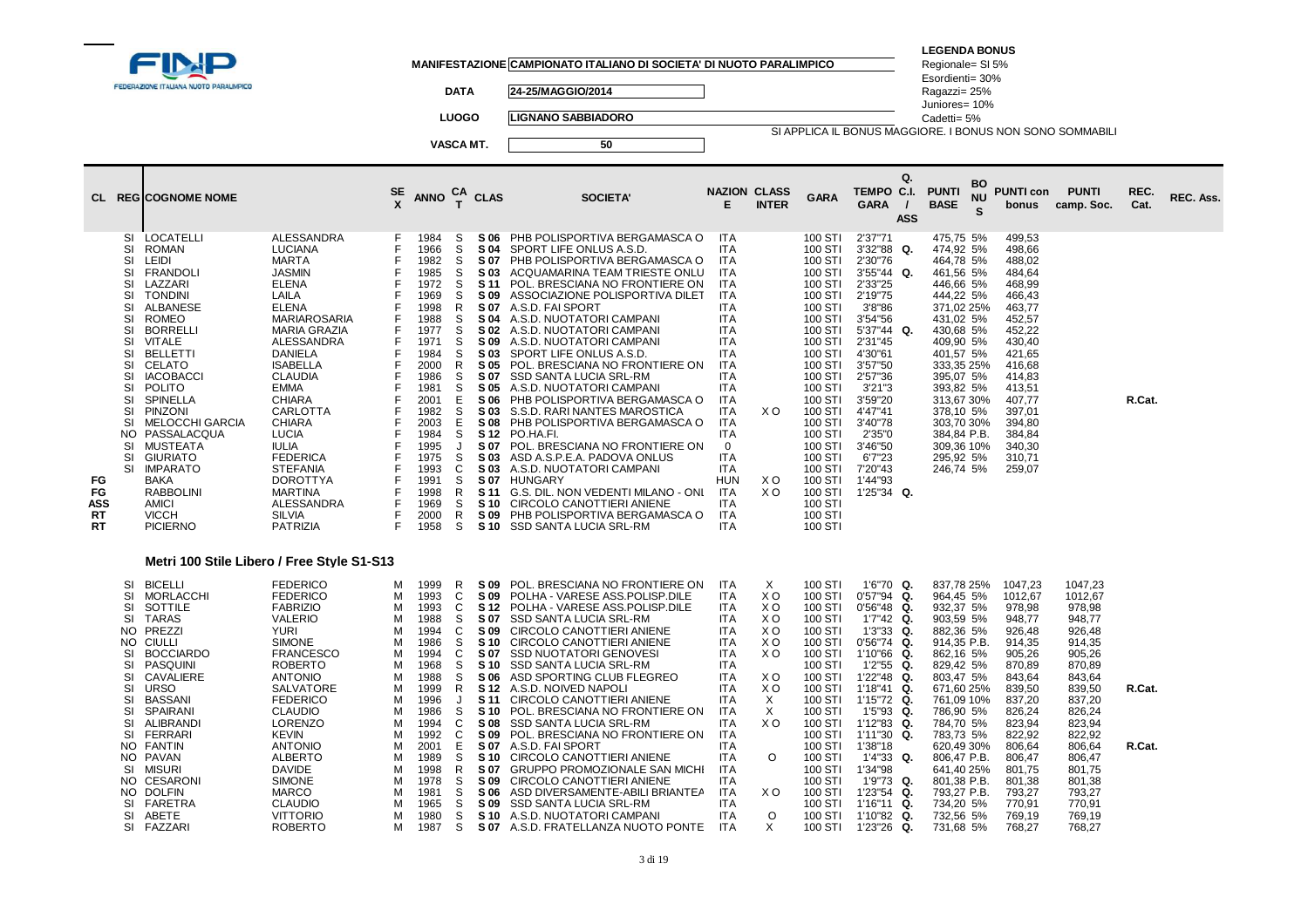FINP FEDERAZIONE ITALIANA NUOTO PARALIMPICO

MANIFESTAZIONE CAMPIONATO ITALIANO DI SOCIETA' DI NUOTO PARALIMPICO

DATA 24-25/MAGGIO/2014

LUOGO LIGNANO SABBIADORO

VASCA MT. 50

**LEGENDA BONUS**
Regionale= SI 5%
Esordienti= 30%
Ragazzi= 25%
Juniores= 10%
Cadetti= 5%
SI APPLICA IL BONUS MAGGIORE. I BONUS NON SONO SOMMABILI

| CL | REG | COGNOME NOME | | SEX | ANNO | CAT | CLAS | SOCIETA' | NAZIONE | CLASS INTER | GARA | TEMPO GARA | Q. C.I. / ASS | PUNTI BASE | BONUS | PUNTI con bonus | PUNTI camp. Soc. | REC. Cat. | REC. Ass. |
|---|---|---|---|---|---|---|---|---|---|---|---|---|---|---|---|---|---|---|---|
| | SI | LOCATELLI | ALESSANDRA | F | 1984 | S | S 06 | PHB POLISPORTIVA BERGAMASCA O | ITA | | 100 STI | 2'37"71 | | 475,75 | 5% | 499,53 | | | |
| | SI | ROMAN | LUCIANA | F | 1966 | S | S 04 | SPORT LIFE ONLUS A.S.D. | ITA | | 100 STI | 3'32"88 | Q. | 474,92 | 5% | 498,66 | | | |
| | SI | LEIDI | MARTA | F | 1982 | S | S 07 | PHB POLISPORTIVA BERGAMASCA O | ITA | | 100 STI | 2'30"76 | | 464,78 | 5% | 488,02 | | | |
| | SI | FRANDOLI | JASMIN | F | 1985 | S | S 03 | ACQUAMARINA TEAM TRIESTE ONLU | ITA | | 100 STI | 3'55"44 | Q. | 461,56 | 5% | 484,64 | | | |
| | SI | LAZZARI | ELENA | F | 1972 | S | S 11 | POL. BRESCIANA NO FRONTIERE ON | ITA | | 100 STI | 2'33"25 | | 446,66 | 5% | 468,99 | | | |
| | SI | TONDINI | LAILA | F | 1969 | S | S 09 | ASSOCIAZIONE POLISPORTIVA DILET | ITA | | 100 STI | 2'19"75 | | 444,22 | 5% | 466,43 | | | |
| | SI | ALBANESE | ELENA | F | 1998 | R | S 07 | A.S.D. FAI SPORT | ITA | | 100 STI | 3'8"86 | | 371,02 | 25% | 463,77 | | | |
| | SI | ROMEO | MARIAROSARIA | F | 1988 | S | S 04 | A.S.D. NUOTATORI CAMPANI | ITA | | 100 STI | 3'54"56 | | 431,02 | 5% | 452,57 | | | |
| | SI | BORRELLI | MARIA GRAZIA | F | 1977 | S | S 02 | A.S.D. NUOTATORI CAMPANI | ITA | | 100 STI | 5'37"44 | Q. | 430,68 | 5% | 452,22 | | | |
| | SI | VITALE | ALESSANDRA | F | 1971 | S | S 09 | A.S.D. NUOTATORI CAMPANI | ITA | | 100 STI | 2'31"45 | | 409,90 | 5% | 430,40 | | | |
| | SI | BELLETTI | DANIELA | F | 1984 | S | S 03 | SPORT LIFE ONLUS A.S.D. | ITA | | 100 STI | 4'30"61 | | 401,57 | 5% | 421,65 | | | |
| | SI | CELATO | ISABELLA | F | 2000 | R | S 05 | POL. BRESCIANA NO FRONTIERE ON | ITA | | 100 STI | 3'57"50 | | 333,35 | 25% | 416,68 | | | |
| | SI | IACOBACCI | CLAUDIA | F | 1986 | S | S 07 | SSD SANTA LUCIA SRL-RM | ITA | | 100 STI | 2'57"36 | | 395,07 | 5% | 414,83 | | | |
| | SI | POLITO | EMMA | F | 1981 | S | S 05 | A.S.D. NUOTATORI CAMPANI | ITA | | 100 STI | 3'21"3 | | 393,82 | 5% | 413,51 | | | |
| | SI | SPINELLA | CHIARA | F | 2001 | E | S 06 | PHB POLISPORTIVA BERGAMASCA O | ITA | | 100 STI | 3'59"20 | | 313,67 | 30% | 407,77 | | R.Cat. | |
| | SI | PINZONI | CARLOTTA | F | 1982 | S | S 03 | S.S.D. RARI NANTES MAROSTICA | ITA | X O | 100 STI | 4'47"41 | | 378,10 | 5% | 397,01 | | | |
| | SI | MELOCCHI GARCIA | CHIARA | F | 2003 | E | S 08 | PHB POLISPORTIVA BERGAMASCA O | ITA | | 100 STI | 3'40"78 | | 303,70 | 30% | 394,80 | | | |
| | NO | PASSALACQUA | LUCIA | F | 1984 | S | S 12 | PO.HA.FI. | ITA | | 100 STI | 2'35"0 | | 384,84 | P.B. | 384,84 | | | |
| | SI | MUSTEATA | IULIA | F | 1995 | J | S 07 | POL. BRESCIANA NO FRONTIERE ON | 0 | | 100 STI | 3'46"50 | | 309,36 | 10% | 340,30 | | | |
| | SI | GIURIATO | FEDERICA | F | 1975 | S | S 03 | ASD A.S.P.E.A. PADOVA ONLUS | ITA | | 100 STI | 6'7"23 | | 295,92 | 5% | 310,71 | | | |
| | SI | IMPARATO | STEFANIA | F | 1993 | C | S 03 | A.S.D. NUOTATORI CAMPANI | ITA | | 100 STI | 7'20"43 | | 246,74 | 5% | 259,07 | | | |
| FG | | BAKA | DOROTTYA | F | 1991 | S | S 07 | HUNGARY | HUN | X O | 100 STI | 1'44"93 | | | | | | | |
| FG | | RABBOLINI | MARTINA | F | 1998 | R | S 11 | G.S. DIL. NON VEDENTI MILANO - ONL | ITA | X O | 100 STI | 1'25"34 | Q. | | | | | | |
| ASS | | AMICI | ALESSANDRA | F | 1969 | S | S 10 | CIRCOLO CANOTTIERI ANIENE | ITA | | 100 STI | | | | | | | | |
| RT | | VICCH | SILVIA | F | 2000 | R | S 09 | PHB POLISPORTIVA BERGAMASCA O | ITA | | 100 STI | | | | | | | | |
| RT | | PICIERNO | PATRIZIA | F | 1958 | S | S 10 | SSD SANTA LUCIA SRL-RM | ITA | | 100 STI | | | | | | | | |

### Metri 100 Stile Libero / Free Style S1-S13

| CL | REG | COGNOME NOME | | SEX | ANNO | CAT | CLAS | SOCIETA' | NAZIONE | CLASS INTER | GARA | TEMPO GARA | Q. C.I. / ASS | PUNTI BASE | BONUS | PUNTI con bonus | PUNTI camp. Soc. | REC. Cat. | REC. Ass. |
|---|---|---|---|---|---|---|---|---|---|---|---|---|---|---|---|---|---|---|---|
| | SI | BICELLI | FEDERICO | M | 1999 | R | S 09 | POL. BRESCIANA NO FRONTIERE ON | ITA | X | 100 STI | 1'6"70 | Q. | 837,78 | 25% | 1047,23 | 1047,23 | | |
| | SI | MORLACCHI | FEDERICO | M | 1993 | C | S 09 | POLHA - VARESE ASS.POLISP.DILE | ITA | X O | 100 STI | 0'57"94 | Q. | 964,45 | 5% | 1012,67 | 1012,67 | | |
| | SI | SOTTILE | FABRIZIO | M | 1993 | C | S 12 | POLHA - VARESE ASS.POLISP.DILE | ITA | X O | 100 STI | 0'56"48 | Q. | 932,37 | 5% | 978,98 | 978,98 | | |
| | SI | TARAS | VALERIO | M | 1988 | S | S 07 | SSD SANTA LUCIA SRL-RM | ITA | X O | 100 STI | 1'7"42 | Q. | 903,59 | 5% | 948,77 | 948,77 | | |
| | NO | PREZZI | YURI | M | 1994 | C | S 09 | CIRCOLO CANOTTIERI ANIENE | ITA | X O | 100 STI | 1'3"33 | Q. | 882,36 | 5% | 926,48 | 926,48 | | |
| | NO | CIULLI | SIMONE | M | 1986 | S | S 10 | CIRCOLO CANOTTIERI ANIENE | ITA | X O | 100 STI | 0'56"74 | Q. | 914,35 | P.B. | 914,35 | 914,35 | | |
| | SI | BOCCIARDO | FRANCESCO | M | 1994 | C | S 07 | SSD NUOTATORI GENOVESI | ITA | X O | 100 STI | 1'10"66 | Q. | 862,16 | 5% | 905,26 | 905,26 | | |
| | SI | PASQUINI | ROBERTO | M | 1968 | S | S 10 | SSD SANTA LUCIA SRL-RM | ITA | | 100 STI | 1'2"55 | Q. | 829,42 | 5% | 870,89 | 870,89 | | |
| | SI | CAVALIERE | ANTONIO | M | 1988 | S | S 06 | ASD SPORTING CLUB FLEGREO | ITA | X O | 100 STI | 1'22"48 | Q. | 803,47 | 5% | 843,64 | 843,64 | | |
| | SI | URSO | SALVATORE | M | 1999 | R | S 12 | A.S.D. NOIVED NAPOLI | ITA | X O | 100 STI | 1'18"41 | Q. | 671,60 | 25% | 839,50 | 839,50 | R.Cat. | |
| | SI | BASSANI | FEDERICO | M | 1996 | J | S 11 | CIRCOLO CANOTTIERI ANIENE | ITA | X | 100 STI | 1'15"72 | Q. | 761,09 | 10% | 837,20 | 837,20 | | |
| | SI | SPAIRANI | CLAUDIO | M | 1986 | S | S 10 | POL. BRESCIANA NO FRONTIERE ON | ITA | X | 100 STI | 1'5"93 | Q. | 786,90 | 5% | 826,24 | 826,24 | | |
| | SI | ALIBRANDI | LORENZO | M | 1994 | C | S 08 | SSD SANTA LUCIA SRL-RM | ITA | X O | 100 STI | 1'12"83 | Q. | 784,70 | 5% | 823,94 | 823,94 | | |
| | SI | FERRARI | KEVIN | M | 1992 | C | S 09 | POL. BRESCIANA NO FRONTIERE ON | ITA | | 100 STI | 1'11"30 | Q. | 783,73 | 5% | 822,92 | 822,92 | | |
| | NO | FANTIN | ANTONIO | M | 2001 | E | S 07 | A.S.D. FAI SPORT | ITA | | 100 STI | 1'38"18 | | 620,49 | 30% | 806,64 | 806,64 | R.Cat. | |
| | NO | PAVAN | ALBERTO | M | 1989 | S | S 10 | CIRCOLO CANOTTIERI ANIENE | ITA | O | 100 STI | 1'4"33 | Q. | 806,47 | P.B. | 806,47 | 806,47 | | |
| | SI | MISURI | DAVIDE | M | 1998 | R | S 07 | GRUPPO PROMOZIONALE SAN MICHI | ITA | | 100 STI | 1'34"98 | | 641,40 | 25% | 801,75 | 801,75 | | |
| | NO | CESARONI | SIMONE | M | 1978 | S | S 09 | CIRCOLO CANOTTIERI ANIENE | ITA | | 100 STI | 1'9"73 | Q. | 801,38 | P.B. | 801,38 | 801,38 | | |
| | NO | DOLFIN | MARCO | M | 1981 | S | S 06 | ASD DIVERSAMENTE-ABILI BRIANTEA | ITA | X O | 100 STI | 1'23"54 | Q. | 793,27 | P.B. | 793,27 | 793,27 | | |
| | SI | FARETRA | CLAUDIO | M | 1965 | S | S 09 | SSD SANTA LUCIA SRL-RM | ITA | | 100 STI | 1'16"11 | Q. | 734,20 | 5% | 770,91 | 770,91 | | |
| | SI | ABETE | VITTORIO | M | 1980 | S | S 10 | A.S.D. NUOTATORI CAMPANI | ITA | O | 100 STI | 1'10"82 | Q. | 732,56 | 5% | 769,19 | 769,19 | | |
| | SI | FAZZARI | ROBERTO | M | 1987 | S | S 07 | A.S.D. FRATELLANZA NUOTO PONTE | ITA | X | 100 STI | 1'23"26 | Q. | 731,68 | 5% | 768,27 | 768,27 | | |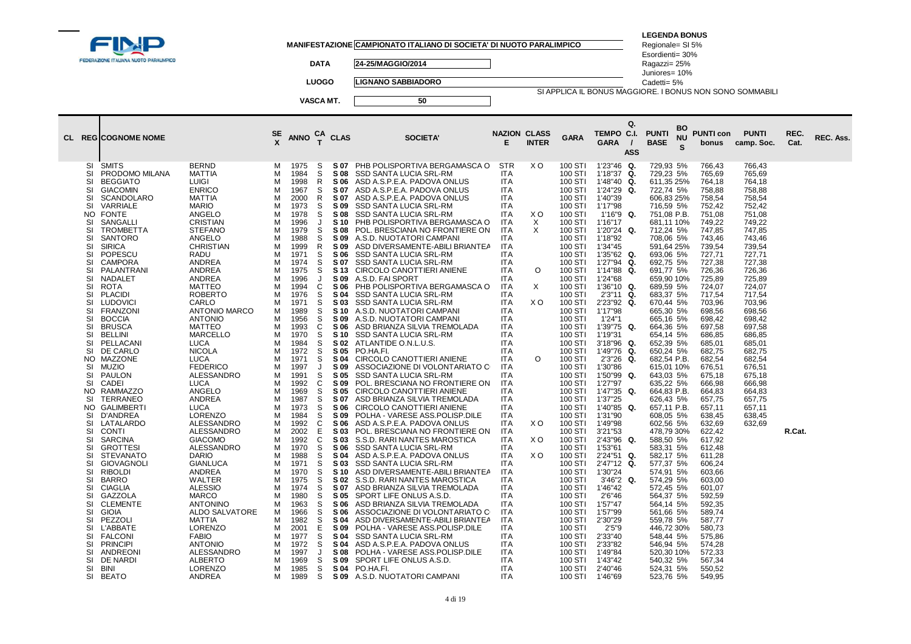**MANIFESTAZIONE** CAMPIONATO ITALIANO DI SOCIETA' DI NUOTO PARALIMPICO

**DATA** 24-25/MAGGIO/2014

**LUOGO** LIGNANO SABBIADORO

**VASCA MT.** 50

**LEGENDA BONUS**
Regionale= SI 5%
Esordienti= 30%
Ragazzi= 25%
Juniores= 10%
Cadetti= 5%
SI APPLICA IL BONUS MAGGIORE. I BONUS NON SONO SOMMABILI

| CL | REG | COGNOME NOME | | SE X | ANNO | CA T | CLAS | SOCIETA' | NAZION E | CLASS INTER | GARA | TEMPO GARA | Q. C.I. / ASS | PUNTI BASE | BO NU S | PUNTI con bonus | PUNTI camp. Soc. | REC. Cat. | REC. Ass. |
|---|---|---|---|---|---|---|---|---|---|---|---|---|---|---|---|---|---|---|---|
| | SI | SMITS | BERND | M | 1975 | S | S 07 | PHB POLISPORTIVA BERGAMASCA O | STR | X O | 100 STI | 1'23"46 | Q. | 729,93 | 5% | 766,43 | 766,43 | | |
| | SI | PRODOMO MILANA | MATTIA | M | 1984 | S | S 08 | SSD SANTA LUCIA SRL-RM | ITA | | 100 STI | 1'18"37 | Q. | 729,23 | 5% | 765,69 | 765,69 | | |
| | SI | BEGGIATO | LUIGI | M | 1998 | R | S 06 | ASD A.S.P.E.A. PADOVA ONLUS | ITA | | 100 STI | 1'48"40 | Q. | 611,35 | 25% | 764,18 | 764,18 | | |
| | SI | GIACOMIN | ENRICO | M | 1967 | S | S 07 | ASD A.S.P.E.A. PADOVA ONLUS | ITA | | 100 STI | 1'24"29 | Q. | 722,74 | 5% | 758,88 | 758,88 | | |
| | SI | SCANDOLARO | MATTIA | M | 2000 | R | S 07 | ASD A.S.P.E.A. PADOVA ONLUS | ITA | | 100 STI | 1'40"39 | | 606,83 | 25% | 758,54 | 758,54 | | |
| | SI | VARRIALE | MARIO | M | 1973 | S | S 09 | SSD SANTA LUCIA SRL-RM | ITA | | 100 STI | 1'17"98 | | 716,59 | 5% | 752,42 | 752,42 | | |
| | NO | FONTE | ANGELO | M | 1978 | S | S 08 | SSD SANTA LUCIA SRL-RM | ITA | X O | 100 STI | 1'16"9 | Q. | 751,08 | P.B. | 751,08 | 751,08 | | |
| | SI | SANGALLI | CRISTIAN | M | 1996 | J | S 10 | PHB POLISPORTIVA BERGAMASCA O | ITA | X | 100 STI | 1'16"17 | | 681,11 | 10% | 749,22 | 749,22 | | |
| | SI | TROMBETTA | STEFANO | M | 1979 | S | S 08 | POL. BRESCIANA NO FRONTIERE ON | ITA | X | 100 STI | 1'20"24 | Q. | 712,24 | 5% | 747,85 | 747,85 | | |
| | SI | SANTORO | ANGELO | M | 1988 | S | S 09 | A.S.D. NUOTATORI CAMPANI | ITA | | 100 STI | 1'18"92 | | 708,06 | 5% | 743,46 | 743,46 | | |
| | SI | SIRICA | CHRISTIAN | M | 1999 | R | S 09 | ASD DIVERSAMENTE-ABILI BRIANTEA | ITA | | 100 STI | 1'34"45 | | 591,64 | 25% | 739,54 | 739,54 | | |
| | SI | POPESCU | RADU | M | 1971 | S | S 06 | SSD SANTA LUCIA SRL-RM | ITA | | 100 STI | 1'35"62 | Q. | 693,06 | 5% | 727,71 | 727,71 | | |
| | SI | CAMPORA | ANDREA | M | 1974 | S | S 07 | SSD SANTA LUCIA SRL-RM | ITA | | 100 STI | 1'27"94 | Q. | 692,75 | 5% | 727,38 | 727,38 | | |
| | SI | PALANTRANI | ANDREA | M | 1975 | S | S 13 | CIRCOLO CANOTTIERI ANIENE | ITA | O | 100 STI | 1'14"88 | Q. | 691,77 | 5% | 726,36 | 726,36 | | |
| | SI | NADALET | ANDREA | M | 1996 | J | S 09 | A.S.D. FAI SPORT | ITA | | 100 STI | 1'24"68 | | 659,90 | 10% | 725,89 | 725,89 | | |
| | SI | ROTA | MATTEO | M | 1994 | C | S 06 | PHB POLISPORTIVA BERGAMASCA O | ITA | X | 100 STI | 1'36"10 | Q. | 689,59 | 5% | 724,07 | 724,07 | | |
| | SI | PLACIDI | ROBERTO | M | 1976 | S | S 04 | SSD SANTA LUCIA SRL-RM | ITA | | 100 STI | 2'3"11 | Q. | 683,37 | 5% | 717,54 | 717,54 | | |
| | SI | LUDOVICI | CARLO | M | 1971 | S | S 03 | SSD SANTA LUCIA SRL-RM | ITA | X O | 100 STI | 2'23"92 | Q. | 670,44 | 5% | 703,96 | 703,96 | | |
| | SI | FRANZONI | ANTONIO MARCO | M | 1989 | S | S 10 | A.S.D. NUOTATORI CAMPANI | ITA | | 100 STI | 1'17"98 | | 665,30 | 5% | 698,56 | 698,56 | | |
| | SI | BOCCIA | ANTONIO | M | 1956 | S | S 09 | A.S.D. NUOTATORI CAMPANI | ITA | | 100 STI | 1'24"1 | | 665,16 | 5% | 698,42 | 698,42 | | |
| | SI | BRUSCA | MATTEO | M | 1993 | C | S 06 | ASD BRIANZA SILVIA TREMOLADA | ITA | | 100 STI | 1'39"75 | Q. | 664,36 | 5% | 697,58 | 697,58 | | |
| | SI | BELLINI | MARCELLO | M | 1970 | S | S 10 | SSD SANTA LUCIA SRL-RM | ITA | | 100 STI | 1'19"31 | | 654,14 | 5% | 686,85 | 686,85 | | |
| | SI | PELLACANI | LUCA | M | 1984 | S | S 02 | ATLANTIDE O.N.L.U.S. | ITA | | 100 STI | 3'18"96 | Q. | 652,39 | 5% | 685,01 | 685,01 | | |
| | SI | DE CARLO | NICOLA | M | 1972 | S | S 05 | PO.HA.FI. | ITA | | 100 STI | 1'49"76 | Q. | 650,24 | 5% | 682,75 | 682,75 | | |
| | NO | MAZZONE | LUCA | M | 1971 | S | S 04 | CIRCOLO CANOTTIERI ANIENE | ITA | O | 100 STI | 2'3"26 | Q. | 682,54 | P.B. | 682,54 | 682,54 | | |
| | SI | MUZIO | FEDERICO | M | 1997 | J | S 09 | ASSOCIAZIONE DI VOLONTARIATO C | ITA | | 100 STI | 1'30"86 | | 615,01 | 10% | 676,51 | 676,51 | | |
| | SI | PAULON | ALESSANDRO | M | 1991 | S | S 05 | SSD SANTA LUCIA SRL-RM | ITA | | 100 STI | 1'50"99 | Q. | 643,03 | 5% | 675,18 | 675,18 | | |
| | SI | CADEI | LUCA | M | 1992 | C | S 09 | POL. BRESCIANA NO FRONTIERE ON | ITA | | 100 STI | 1'27"97 | | 635,22 | 5% | 666,98 | 666,98 | | |
| | NO | RAMMAZZO | ANGELO | M | 1969 | S | S 05 | CIRCOLO CANOTTIERI ANIENE | ITA | | 100 STI | 1'47"35 | Q. | 664,83 | P.B. | 664,83 | 664,83 | | |
| | SI | TERRANEO | ANDREA | M | 1987 | S | S 07 | ASD BRIANZA SILVIA TREMOLADA | ITA | | 100 STI | 1'37"25 | | 626,43 | 5% | 657,75 | 657,75 | | |
| | NO | GALIMBERTI | LUCA | M | 1973 | S | S 06 | CIRCOLO CANOTTIERI ANIENE | ITA | | 100 STI | 1'40"85 | Q. | 657,11 | P.B. | 657,11 | 657,11 | | |
| | SI | D'ANDREA | LORENZO | M | 1984 | S | S 09 | POLHA - VARESE ASS.POLISP.DILE | ITA | | 100 STI | 1'31"90 | | 608,05 | 5% | 638,45 | 638,45 | | |
| | SI | LATALARDO | ALESSANDRO | M | 1992 | C | S 06 | ASD A.S.P.E.A. PADOVA ONLUS | ITA | X O | 100 STI | 1'49"98 | | 602,56 | 5% | 632,69 | 632,69 | | |
| | SI | CONTI | ALESSANDRO | M | 2002 | E | S 03 | POL. BRESCIANA NO FRONTIERE ON | ITA | | 100 STI | 3'21"53 | | 478,79 | 30% | 622,42 | | R.Cat. | |
| | SI | SARCINA | GIACOMO | M | 1992 | C | S 03 | S.S.D. RARI NANTES MAROSTICA | ITA | X O | 100 STI | 2'43"96 | Q. | 588,50 | 5% | 617,92 | | | |
| | SI | GROTTESI | ALESSANDRO | M | 1970 | S | S 06 | SSD SANTA LUCIA SRL-RM | ITA | | 100 STI | 1'53"61 | | 583,31 | 5% | 612,48 | | | |
| | SI | STEVANATO | DARIO | M | 1988 | S | S 04 | ASD A.S.P.E.A. PADOVA ONLUS | ITA | X O | 100 STI | 2'24"51 | Q. | 582,17 | 5% | 611,28 | | | |
| | SI | GIOVAGNOLI | GIANLUCA | M | 1971 | S | S 03 | SSD SANTA LUCIA SRL-RM | ITA | | 100 STI | 2'47"12 | Q. | 577,37 | 5% | 606,24 | | | |
| | SI | RIBOLDI | ANDREA | M | 1970 | S | S 10 | ASD DIVERSAMENTE-ABILI BRIANTEA | ITA | | 100 STI | 1'30"24 | | 574,91 | 5% | 603,66 | | | |
| | SI | BARRO | WALTER | M | 1975 | S | S 02 | S.S.D. RARI NANTES MAROSTICA | ITA | | 100 STI | 3'46"2 | Q. | 574,29 | 5% | 603,00 | | | |
| | SI | CIAGLIA | ALESSIO | M | 1974 | S | S 07 | ASD BRIANZA SILVIA TREMOLADA | ITA | | 100 STI | 1'46"42 | | 572,45 | 5% | 601,07 | | | |
| | SI | GAZZOLA | MARCO | M | 1980 | S | S 05 | SPORT LIFE ONLUS A.S.D. | ITA | | 100 STI | 2'6"46 | | 564,37 | 5% | 592,59 | | | |
| | SI | CLEMENTE | ANTONINO | M | 1963 | S | S 06 | ASD BRIANZA SILVIA TREMOLADA | ITA | | 100 STI | 1'57"47 | | 564,14 | 5% | 592,35 | | | |
| | SI | GIOIA | ALDO SALVATORE | M | 1966 | S | S 06 | ASSOCIAZIONE DI VOLONTARIATO C | ITA | | 100 STI | 1'57"99 | | 561,66 | 5% | 589,74 | | | |
| | SI | PEZZOLI | MATTIA | M | 1982 | S | S 04 | ASD DIVERSAMENTE-ABILI BRIANTEA | ITA | | 100 STI | 2'30"29 | | 559,78 | 5% | 587,77 | | | |
| | SI | L'ABBATE | LORENZO | M | 2001 | E | S 09 | POLHA - VARESE ASS.POLISP.DILE | ITA | | 100 STI | 2'5"9 | | 446,72 | 30% | 580,73 | | | |
| | SI | FALCONI | FABIO | M | 1977 | S | S 04 | SSD SANTA LUCIA SRL-RM | ITA | | 100 STI | 2'33"40 | | 548,44 | 5% | 575,86 | | | |
| | SI | PRINCIPI | ANTONIO | M | 1972 | S | S 04 | ASD A.S.P.E.A. PADOVA ONLUS | ITA | | 100 STI | 2'33"82 | | 546,94 | 5% | 574,28 | | | |
| | SI | ANDREONI | ALESSANDRO | M | 1997 | J | S 08 | POLHA - VARESE ASS.POLISP.DILE | ITA | | 100 STI | 1'49"84 | | 520,30 | 10% | 572,33 | | | |
| | SI | DE NARDI | ALBERTO | M | 1969 | S | S 09 | SPORT LIFE ONLUS A.S.D. | ITA | | 100 STI | 1'43"42 | | 540,32 | 5% | 567,34 | | | |
| | SI | BINI | LORENZO | M | 1985 | S | S 04 | PO.HA.FI. | ITA | | 100 STI | 2'40"46 | | 524,31 | 5% | 550,52 | | | |
| | SI | BEATO | ANDREA | M | 1989 | S | S 09 | A.S.D. NUOTATORI CAMPANI | ITA | | 100 STI | 1'46"69 | | 523,76 | 5% | 549,95 | | | |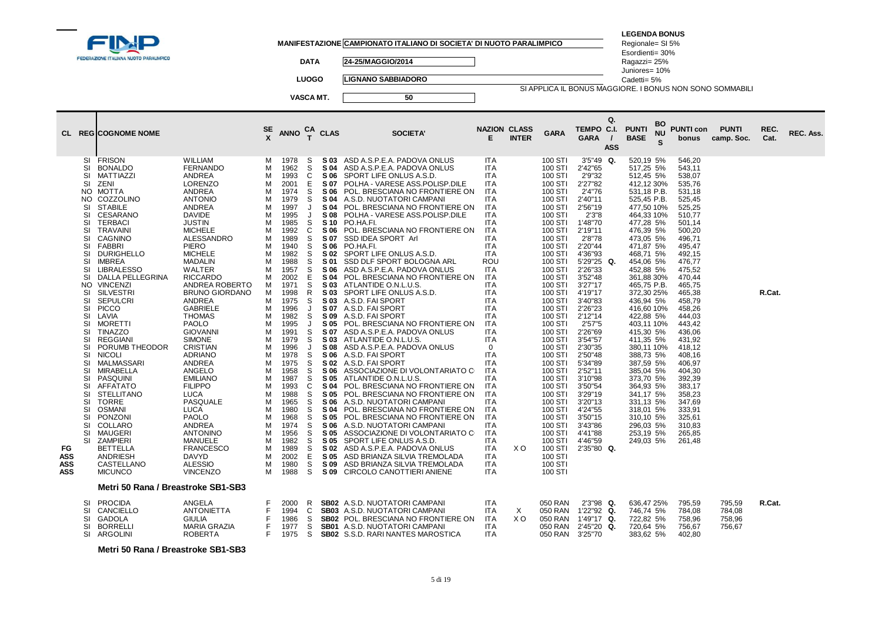**MANIFESTAZIONE** CAMPIONATO ITALIANO DI SOCIETA' DI NUOTO PARALIMPICO

**DATA** 24-25/MAGGIO/2014

**LUOGO** LIGNANO SABBIADORO

**VASCA MT.** 50

**LEGENDA BONUS**
Regionale= SI 5%
Esordienti= 30%
Ragazzi= 25%
Juniores= 10%
Cadetti= 5%
SI APPLICA IL BONUS MAGGIORE. I BONUS NON SONO SOMMABILI

| CL | REG | COGNOME NOME | | SEX | ANNO | CAT | CLAS | SOCIETA' | NAZIONE | CLASS INTER | GARA | TEMPO GARA | Q. C.I. / ASS | PUNTI BASE | BONUS | PUNTI con bonus | PUNTI camp. Soc. | REC. Cat. | REC. Ass. |
|---|---|---|---|---|---|---|---|---|---|---|---|---|---|---|---|---|---|---|---|
| | SI | FRISON | WILLIAM | M | 1978 | S | S 03 | ASD A.S.P.E.A. PADOVA ONLUS | ITA | | 100 STI | 3'5"49 | Q. | 520,19 | 5% | 546,20 | | | |
| | SI | BONALDO | FERNANDO | M | 1962 | S | S 04 | ASD A.S.P.E.A. PADOVA ONLUS | ITA | | 100 STI | 2'42"65 | | 517,25 | 5% | 543,11 | | | |
| | SI | MATTIAZZI | ANDREA | M | 1993 | C | S 06 | SPORT LIFE ONLUS A.S.D. | ITA | | 100 STI | 2'9"32 | | 512,45 | 5% | 538,07 | | | |
| | SI | ZENI | LORENZO | M | 2001 | E | S 07 | POLHA - VARESE ASS.POLISP.DILE | ITA | | 100 STI | 2'27"82 | | 412,12 | 30% | 535,76 | | | |
| | NO | MOTTA | ANDREA | M | 1974 | S | S 06 | POL. BRESCIANA NO FRONTIERE ON | ITA | | 100 STI | 2'4"76 | | 531,18 | P.B. | 531,18 | | | |
| | NO | COZZOLINO | ANTONIO | M | 1979 | S | S 04 | A.S.D. NUOTATORI CAMPANI | ITA | | 100 STI | 2'40"11 | | 525,45 | P.B. | 525,45 | | | |
| | SI | STABILE | ANDREA | M | 1997 | J | S 04 | POL. BRESCIANA NO FRONTIERE ON | ITA | | 100 STI | 2'56"19 | | 477,50 | 10% | 525,25 | | | |
| | SI | CESARANO | DAVIDE | M | 1995 | J | S 08 | POLHA - VARESE ASS.POLISP.DILE | ITA | | 100 STI | 2'3"8 | | 464,33 | 10% | 510,77 | | | |
| | SI | TERBACI | JUSTIN | M | 1985 | S | S 10 | PO.HA.FI. | ITA | | 100 STI | 1'48"70 | | 477,28 | 5% | 501,14 | | | |
| | SI | TRAVAINI | MICHELE | M | 1992 | C | S 06 | POL. BRESCIANA NO FRONTIERE ON | ITA | | 100 STI | 2'19"11 | | 476,39 | 5% | 500,20 | | | |
| | SI | CAGNINO | ALESSANDRO | M | 1989 | S | S 07 | SSD IDEA SPORT Arl | ITA | | 100 STI | 2'8"78 | | 473,05 | 5% | 496,71 | | | |
| | SI | FABBRI | PIERO | M | 1940 | S | S 06 | PO.HA.FI. | ITA | | 100 STI | 2'20"44 | | 471,87 | 5% | 495,47 | | | |
| | SI | DURIGHELLO | MICHELE | M | 1982 | S | S 02 | SPORT LIFE ONLUS A.S.D. | ITA | | 100 STI | 4'36"93 | | 468,71 | 5% | 492,15 | | | |
| | SI | IMBREA | MADALIN | M | 1988 | S | S 01 | SSD DLF SPORT BOLOGNA ARL | ROU | | 100 STI | 5'29"25 | Q. | 454,06 | 5% | 476,77 | | | |
| | SI | LIBRALESSO | WALTER | M | 1957 | S | S 06 | ASD A.S.P.E.A. PADOVA ONLUS | ITA | | 100 STI | 2'26"33 | | 452,88 | 5% | 475,52 | | | |
| | SI | DALLA PELLEGRINA | RICCARDO | M | 2002 | E | S 04 | POL. BRESCIANA NO FRONTIERE ON | ITA | | 100 STI | 3'52"48 | | 361,88 | 30% | 470,44 | | | |
| | NO | VINCENZI | ANDREA ROBERTO | M | 1971 | S | S 03 | ATLANTIDE O.N.L.U.S. | ITA | | 100 STI | 3'27"17 | | 465,75 | P.B. | 465,75 | | | |
| | SI | SILVESTRI | BRUNO GIORDANO | M | 1998 | R | S 03 | SPORT LIFE ONLUS A.S.D. | ITA | | 100 STI | 4'19"17 | | 372,30 | 25% | 465,38 | | R.Cat. | |
| | SI | SEPULCRI | ANDREA | M | 1975 | S | S 03 | A.S.D. FAI SPORT | ITA | | 100 STI | 3'40"83 | | 436,94 | 5% | 458,79 | | | |
| | SI | PICCO | GABRIELE | M | 1996 | J | S 07 | A.S.D. FAI SPORT | ITA | | 100 STI | 2'26"23 | | 416,60 | 10% | 458,26 | | | |
| | SI | LAVIA | THOMAS | M | 1982 | S | S 09 | A.S.D. FAI SPORT | ITA | | 100 STI | 2'12"14 | | 422,88 | 5% | 444,03 | | | |
| | SI | MORETTI | PAOLO | M | 1995 | J | S 05 | POL. BRESCIANA NO FRONTIERE ON | ITA | | 100 STI | 2'57"5 | | 403,11 | 10% | 443,42 | | | |
| | SI | TINAZZO | GIOVANNI | M | 1991 | S | S 07 | ASD A.S.P.E.A. PADOVA ONLUS | ITA | | 100 STI | 2'26"69 | | 415,30 | 5% | 436,06 | | | |
| | SI | REGGIANI | SIMONE | M | 1979 | S | S 03 | ATLANTIDE O.N.L.U.S. | ITA | | 100 STI | 3'54"57 | | 411,35 | 5% | 431,92 | | | |
| | SI | PORUMB THEODOR | CRISTIAN | M | 1996 | J | S 08 | ASD A.S.P.E.A. PADOVA ONLUS | 0 | | 100 STI | 2'30"35 | | 380,11 | 10% | 418,12 | | | |
| | SI | NICOLI | ADRIANO | M | 1978 | S | S 06 | A.S.D. FAI SPORT | ITA | | 100 STI | 2'50"48 | | 388,73 | 5% | 408,16 | | | |
| | SI | MALMASSARI | ANDREA | M | 1975 | S | S 02 | A.S.D. FAI SPORT | ITA | | 100 STI | 5'34"89 | | 387,59 | 5% | 406,97 | | | |
| | SI | MIRABELLA | ANGELO | M | 1958 | S | S 06 | ASSOCIAZIONE DI VOLONTARIATO C | ITA | | 100 STI | 2'52"11 | | 385,04 | 5% | 404,30 | | | |
| | SI | PASQUINI | EMILIANO | M | 1987 | S | S 05 | ATLANTIDE O.N.L.U.S. | ITA | | 100 STI | 3'10"98 | | 373,70 | 5% | 392,39 | | | |
| | SI | AFFATATO | FILIPPO | M | 1993 | C | S 04 | POL. BRESCIANA NO FRONTIERE ON | ITA | | 100 STI | 3'50"54 | | 364,93 | 5% | 383,17 | | | |
| | SI | STELLITANO | LUCA | M | 1988 | S | S 05 | POL. BRESCIANA NO FRONTIERE ON | ITA | | 100 STI | 3'29"19 | | 341,17 | 5% | 358,23 | | | |
| | SI | TORRE | PASQUALE | M | 1965 | S | S 06 | A.S.D. NUOTATORI CAMPANI | ITA | | 100 STI | 3'20"13 | | 331,13 | 5% | 347,69 | | | |
| | SI | OSMANI | LUCA | M | 1980 | S | S 04 | POL. BRESCIANA NO FRONTIERE ON | ITA | | 100 STI | 4'24"55 | | 318,01 | 5% | 333,91 | | | |
| | SI | PONZONI | PAOLO | M | 1968 | S | S 05 | POL. BRESCIANA NO FRONTIERE ON | ITA | | 100 STI | 3'50"15 | | 310,10 | 5% | 325,61 | | | |
| | SI | COLLARO | ANDREA | M | 1974 | S | S 06 | A.S.D. NUOTATORI CAMPANI | ITA | | 100 STI | 3'43"86 | | 296,03 | 5% | 310,83 | | | |
| | SI | MAUGERI | ANTONINO | M | 1956 | S | S 05 | ASSOCIAZIONE DI VOLONTARIATO C | ITA | | 100 STI | 4'41"88 | | 253,19 | 5% | 265,85 | | | |
| | SI | ZAMPIERI | MANUELE | M | 1982 | S | S 05 | SPORT LIFE ONLUS A.S.D. | ITA | | 100 STI | 4'46"59 | | 249,03 | 5% | 261,48 | | | |
| FG | | BETTELLA | FRANCESCO | M | 1989 | S | S 02 | ASD A.S.P.E.A. PADOVA ONLUS | ITA | X O | 100 STI | 2'35"80 | Q. | | | | | | |
| ASS | | ANDRIESH | DAVYD | M | 2002 | E | S 05 | ASD BRIANZA SILVIA TREMOLADA | ITA | | 100 STI | | | | | | | | |
| ASS | | CASTELLANO | ALESSIO | M | 1980 | S | S 09 | ASD BRIANZA SILVIA TREMOLADA | ITA | | 100 STI | | | | | | | | |
| ASS | | MICUNCO | VINCENZO | M | 1988 | S | S 09 | CIRCOLO CANOTTIERI ANIENE | ITA | | 100 STI | | | | | | | | |

**Metri 50 Rana / Breastroke SB1-SB3**

| CL | REG | COGNOME NOME | | SEX | ANNO | CAT | CLAS | SOCIETA' | NAZIONE | CLASS INTER | GARA | TEMPO GARA | Q. C.I. / ASS | PUNTI BASE | BONUS | PUNTI con bonus | PUNTI camp. Soc. | REC. Cat. | REC. Ass. |
|---|---|---|---|---|---|---|---|---|---|---|---|---|---|---|---|---|---|---|---|
| | SI | PROCIDA | ANGELA | F | 2000 | R | SB02 | A.S.D. NUOTATORI CAMPANI | ITA | | 050 RAN | 2'3"98 | Q. | 636,47 | 25% | 795,59 | 795,59 | R.Cat. | |
| | SI | CANCIELLO | ANTONIETTA | F | 1994 | C | SB03 | A.S.D. NUOTATORI CAMPANI | ITA | X | 050 RAN | 1'22"92 | Q. | 746,74 | 5% | 784,08 | 784,08 | | |
| | SI | GADOLA | GIULIA | F | 1986 | S | SB02 | POL. BRESCIANA NO FRONTIERE ON | ITA | X O | 050 RAN | 1'49"17 | Q. | 722,82 | 5% | 758,96 | 758,96 | | |
| | SI | BORRELLI | MARIA GRAZIA | F | 1977 | S | SB01 | A.S.D. NUOTATORI CAMPANI | ITA | | 050 RAN | 2'45"20 | Q. | 720,64 | 5% | 756,67 | 756,67 | | |
| | SI | ARGOLINI | ROBERTA | F | 1975 | S | SB02 | S.S.D. RARI NANTES MAROSTICA | ITA | | 050 RAN | 3'25"70 | | 383,62 | 5% | 402,80 | | | |

**Metri 50 Rana / Breastroke SB1-SB3**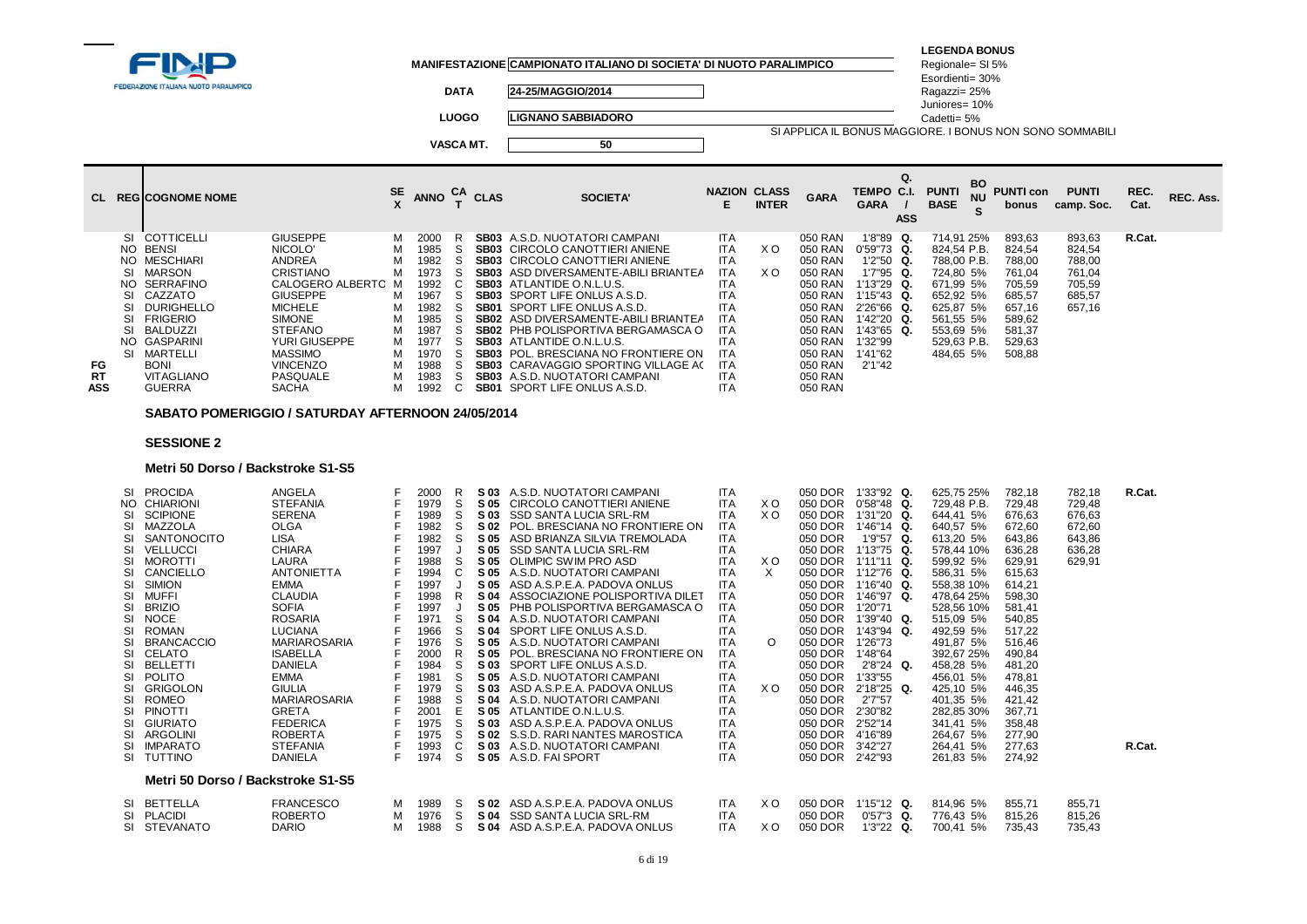**FINP** FEDERAZIONE ITALIANA NUOTO PARALIMPICO

MANIFESTAZIONE **CAMPIONATO ITALIANO DI SOCIETA' DI NUOTO PARALIMPICO**

DATA **24-25/MAGGIO/2014**

LUOGO **LIGNANO SABBIADORO**

VASCA MT. **50**

**LEGENDA BONUS**
Regionale= SI 5%
Esordienti= 30%
Ragazzi= 25%
Juniores= 10%
Cadetti= 5%
SI APPLICA IL BONUS MAGGIORE. I BONUS NON SONO SOMMABILI

| CL | REG | COGNOME NOME | | SEX | ANNO | CAT | CLAS | SOCIETA' | NAZIONE | CLASS INTER | GARA | TEMPO GARA | Q. C.I. / ASS | PUNTI BASE | BONUS | PUNTI con bonus | PUNTI camp. Soc. | REC. Cat. | REC. Ass. |
|---|---|---|---|---|---|---|---|---|---|---|---|---|---|---|---|---|---|---|---|
| | SI | COTTICELLI | GIUSEPPE | M | 2000 | R | SB03 | A.S.D. NUOTATORI CAMPANI | ITA | | 050 RAN | 1'8"89 | Q. | 714,91 | 25% | 893,63 | 893,63 | R.Cat. | |
| | NO | BENSI | NICOLO' | M | 1985 | S | SB03 | CIRCOLO CANOTTIERI ANIENE | ITA | X O | 050 RAN | 0'59"73 | Q. | 824,54 | P.B. | 824,54 | 824,54 | | |
| | NO | MESCHIARI | ANDREA | M | 1982 | S | SB03 | CIRCOLO CANOTTIERI ANIENE | ITA | | 050 RAN | 1'2"50 | Q. | 788,00 | P.B. | 788,00 | 788,00 | | |
| | SI | MARSON | CRISTIANO | M | 1973 | S | SB03 | ASD DIVERSAMENTE-ABILI BRIANTEA | ITA | X O | 050 RAN | 1'7"95 | Q. | 724,80 | 5% | 761,04 | 761,04 | | |
| | NO | SERRAFINO | CALOGERO ALBERTO | M | 1992 | C | SB03 | ATLANTIDE O.N.L.U.S. | ITA | | 050 RAN | 1'13"29 | Q. | 671,99 | 5% | 705,59 | 705,59 | | |
| | SI | CAZZATO | GIUSEPPE | M | 1967 | S | SB03 | SPORT LIFE ONLUS A.S.D. | ITA | | 050 RAN | 1'15"43 | Q. | 652,92 | 5% | 685,57 | 685,57 | | |
| | SI | DURIGHELLO | MICHELE | M | 1982 | S | SB01 | SPORT LIFE ONLUS A.S.D. | ITA | | 050 RAN | 2'26"66 | Q. | 625,87 | 5% | 657,16 | 657,16 | | |
| | SI | FRIGERIO | SIMONE | M | 1985 | S | SB02 | ASD DIVERSAMENTE-ABILI BRIANTEA | ITA | | 050 RAN | 1'42"20 | Q. | 561,55 | 5% | 589,62 | | | |
| | SI | BALDUZZI | STEFANO | M | 1987 | S | SB02 | PHB POLISPORTIVA BERGAMASCA O | ITA | | 050 RAN | 1'43"65 | Q. | 553,69 | 5% | 581,37 | | | |
| | NO | GASPARINI | YURI GIUSEPPE | M | 1977 | S | SB03 | ATLANTIDE O.N.L.U.S. | ITA | | 050 RAN | 1'32"99 | | 529,63 | P.B. | 529,63 | | | |
| | SI | MARTELLI | MASSIMO | M | 1970 | S | SB03 | POL. BRESCIANA NO FRONTIERE ON | ITA | | 050 RAN | 1'41"62 | | 484,65 | 5% | 508,88 | | | |
| FG | | BONI | VINCENZO | M | 1988 | S | SB03 | CARAVAGGIO SPORTING VILLAGE AC | ITA | | 050 RAN | 2'1"42 | | | | | | | |
| RT | | VITAGLIANO | PASQUALE | M | 1983 | S | SB03 | A.S.D. NUOTATORI CAMPANI | ITA | | 050 RAN | | | | | | | | |
| ASS | | GUERRA | SACHA | M | 1992 | C | SB01 | SPORT LIFE ONLUS A.S.D. | ITA | | 050 RAN | | | | | | | | |

## SABATO POMERIGGIO / SATURDAY AFTERNOON 24/05/2014

### SESSIONE 2

#### Metri 50 Dorso / Backstroke S1-S5

| CL | REG | COGNOME NOME | | SEX | ANNO | CAT | CLAS | SOCIETA' | NAZIONE | CLASS INTER | GARA | TEMPO GARA | Q. C.I. / ASS | PUNTI BASE | BONUS | PUNTI con bonus | PUNTI camp. Soc. | REC. Cat. | REC. Ass. |
|---|---|---|---|---|---|---|---|---|---|---|---|---|---|---|---|---|---|---|---|
| | SI | PROCIDA | ANGELA | F | 2000 | R | S 03 | A.S.D. NUOTATORI CAMPANI | ITA | | 050 DOR | 1'33"92 | Q. | 625,75 | 25% | 782,18 | 782,18 | R.Cat. | |
| | NO | CHIARIONI | STEFANIA | F | 1979 | S | S 05 | CIRCOLO CANOTTIERI ANIENE | ITA | X O | 050 DOR | 0'58"48 | Q. | 729,48 | P.B. | 729,48 | 729,48 | | |
| | SI | SCIPIONE | SERENA | F | 1989 | S | S 03 | SSD SANTA LUCIA SRL-RM | ITA | X O | 050 DOR | 1'31"20 | Q. | 644,41 | 5% | 676,63 | 676,63 | | |
| | SI | MAZZOLA | OLGA | F | 1982 | S | S 02 | POL. BRESCIANA NO FRONTIERE ON | ITA | | 050 DOR | 1'46"14 | Q. | 640,57 | 5% | 672,60 | 672,60 | | |
| | SI | SANTONOCITO | LISA | F | 1982 | S | S 05 | ASD BRIANZA SILVIA TREMOLADA | ITA | | 050 DOR | 1'9"57 | Q. | 613,20 | 5% | 643,86 | 643,86 | | |
| | SI | VELLUCCI | CHIARA | F | 1997 | J | S 05 | SSD SANTA LUCIA SRL-RM | ITA | | 050 DOR | 1'13"75 | Q. | 578,44 | 10% | 636,28 | 636,28 | | |
| | SI | MOROTTI | LAURA | F | 1988 | S | S 05 | OLIMPIC SWIM PRO ASD | ITA | X O | 050 DOR | 1'11"11 | Q. | 599,92 | 5% | 629,91 | 629,91 | | |
| | SI | CANCIELLO | ANTONIETTA | F | 1994 | C | S 05 | A.S.D. NUOTATORI CAMPANI | ITA | X | 050 DOR | 1'12"76 | Q. | 586,31 | 5% | 615,63 | | | |
| | SI | SIMION | EMMA | F | 1997 | J | S 05 | ASD A.S.P.E.A. PADOVA ONLUS | ITA | | 050 DOR | 1'16"40 | Q. | 558,38 | 10% | 614,21 | | | |
| | SI | MUFFI | CLAUDIA | F | 1998 | R | S 04 | ASSOCIAZIONE POLISPORTIVA DILET | ITA | | 050 DOR | 1'46"97 | Q. | 478,64 | 25% | 598,30 | | | |
| | SI | BRIZIO | SOFIA | F | 1997 | J | S 05 | PHB POLISPORTIVA BERGAMASCA O | ITA | | 050 DOR | 1'20"71 | | 528,56 | 10% | 581,41 | | | |
| | SI | NOCE | ROSARIA | F | 1971 | S | S 04 | A.S.D. NUOTATORI CAMPANI | ITA | | 050 DOR | 1'39"40 | Q. | 515,09 | 5% | 540,85 | | | |
| | SI | ROMAN | LUCIANA | F | 1966 | S | S 04 | SPORT LIFE ONLUS A.S.D. | ITA | | 050 DOR | 1'43"94 | Q. | 492,59 | 5% | 517,22 | | | |
| | SI | BRANCACCIO | MARIAROSARIA | F | 1976 | S | S 05 | A.S.D. NUOTATORI CAMPANI | ITA | O | 050 DOR | 1'26"73 | | 491,87 | 5% | 516,46 | | | |
| | SI | CELATO | ISABELLA | F | 2000 | R | S 05 | POL. BRESCIANA NO FRONTIERE ON | ITA | | 050 DOR | 1'48"64 | | 392,67 | 25% | 490,84 | | | |
| | SI | BELLETTI | DANIELA | F | 1984 | S | S 03 | SPORT LIFE ONLUS A.S.D. | ITA | | 050 DOR | 2'8"24 | Q. | 458,28 | 5% | 481,20 | | | |
| | SI | POLITO | EMMA | F | 1981 | S | S 05 | A.S.D. NUOTATORI CAMPANI | ITA | | 050 DOR | 1'33"55 | | 456,01 | 5% | 478,81 | | | |
| | SI | GRIGOLON | GIULIA | F | 1979 | S | S 03 | ASD A.S.P.E.A. PADOVA ONLUS | ITA | X O | 050 DOR | 2'18"25 | Q. | 425,10 | 5% | 446,35 | | | |
| | SI | ROMEO | MARIAROSARIA | F | 1988 | S | S 04 | A.S.D. NUOTATORI CAMPANI | ITA | | 050 DOR | 2'7"57 | | 401,35 | 5% | 421,42 | | | |
| | SI | PINOTTI | GRETA | F | 2001 | E | S 05 | ATLANTIDE O.N.L.U.S. | ITA | | 050 DOR | 2'30"82 | | 282,85 | 30% | 367,71 | | | |
| | SI | GIURIATO | FEDERICA | F | 1975 | S | S 03 | ASD A.S.P.E.A. PADOVA ONLUS | ITA | | 050 DOR | 2'52"14 | | 341,41 | 5% | 358,48 | | | |
| | SI | ARGOLINI | ROBERTA | F | 1975 | S | S 02 | S.S.D. RARI NANTES MAROSTICA | ITA | | 050 DOR | 4'16"89 | | 264,67 | 5% | 277,90 | | | |
| | SI | IMPARATO | STEFANIA | F | 1993 | C | S 03 | A.S.D. NUOTATORI CAMPANI | ITA | | 050 DOR | 3'42"27 | | 264,41 | 5% | 277,63 | | R.Cat. | |
| | SI | TUTTINO | DANIELA | F | 1974 | S | S 05 | A.S.D. FAI SPORT | ITA | | 050 DOR | 2'42"93 | | 261,83 | 5% | 274,92 | | | |

#### Metri 50 Dorso / Backstroke S1-S5

| CL | REG | COGNOME NOME | | SEX | ANNO | CAT | CLAS | SOCIETA' | NAZIONE | CLASS INTER | GARA | TEMPO GARA | Q. C.I. / ASS | PUNTI BASE | BONUS | PUNTI con bonus | PUNTI camp. Soc. | REC. Cat. | REC. Ass. |
|---|---|---|---|---|---|---|---|---|---|---|---|---|---|---|---|---|---|---|---|
| | SI | BETTELLA | FRANCESCO | M | 1989 | S | S 02 | ASD A.S.P.E.A. PADOVA ONLUS | ITA | X O | 050 DOR | 1'15"12 | Q. | 814,96 | 5% | 855,71 | 855,71 | | |
| | SI | PLACIDI | ROBERTO | M | 1976 | S | S 04 | SSD SANTA LUCIA SRL-RM | ITA | | 050 DOR | 0'57"3 | Q. | 776,43 | 5% | 815,26 | 815,26 | | |
| | SI | STEVANATO | DARIO | M | 1988 | S | S 04 | ASD A.S.P.E.A. PADOVA ONLUS | ITA | X O | 050 DOR | 1'3"22 | Q. | 700,41 | 5% | 735,43 | 735,43 | | |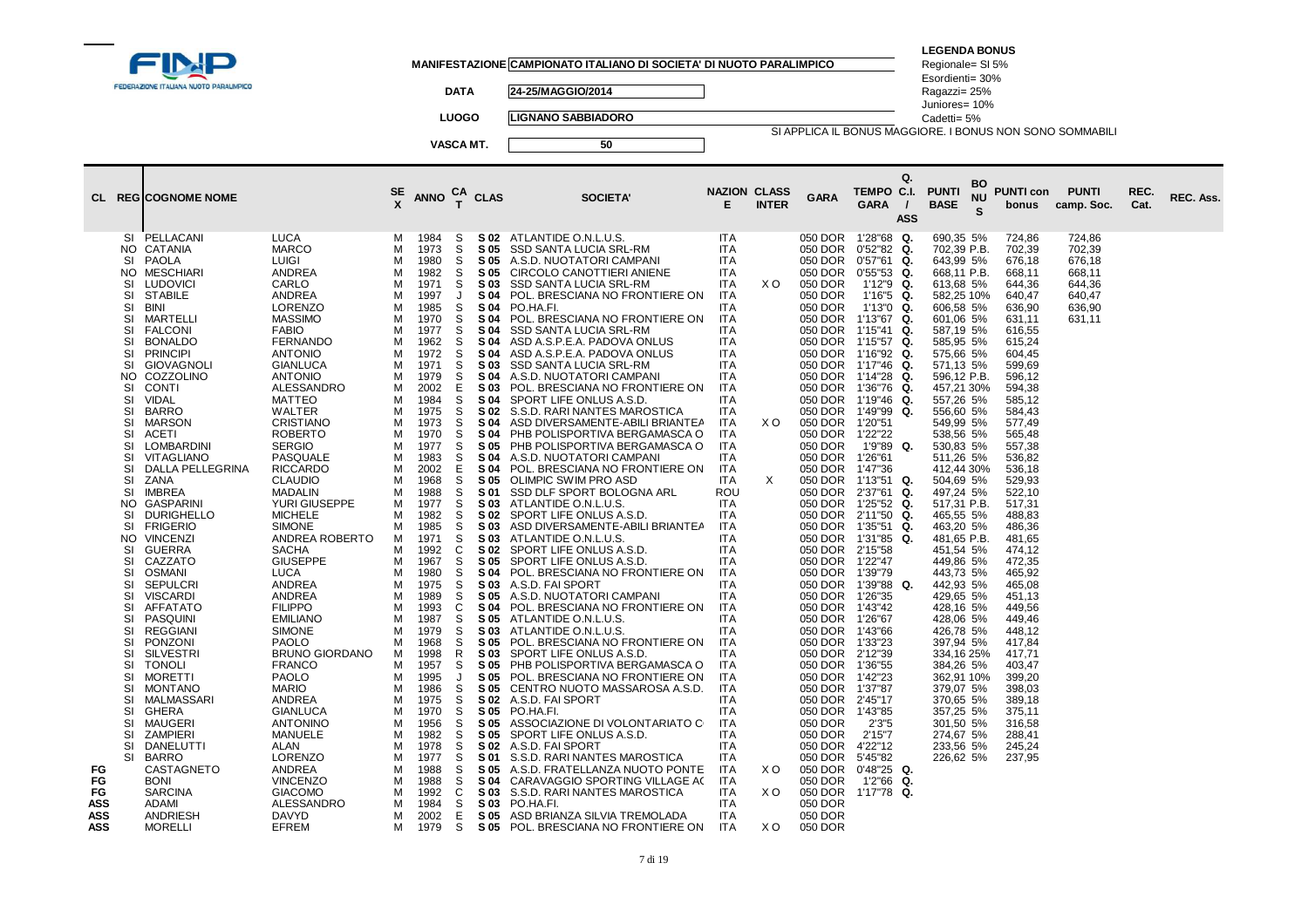**FEDERAZIONE ITALIANA NUOTO PARALIMPICO**

**MANIFESTAZIONE** CAMPIONATO ITALIANO DI SOCIETA' DI NUOTO PARALIMPICO

**DATA** 24-25/MAGGIO/2014

**LUOGO** LIGNANO SABBIADORO

**VASCA MT.** 50

**LEGENDA BONUS**
Regionale= SI 5%
Esordienti= 30%
Ragazzi= 25%
Juniores= 10%
Cadetti= 5%
SI APPLICA IL BONUS MAGGIORE. I BONUS NON SONO SOMMABILI

| CL | REG | COGNOME NOME | | SEX | ANNO | CAT | CLAS | SOCIETA' | NAZIONE | CLASS INTER | GARA | TEMPO GARA | Q. C.I. / ASS | PUNTI BASE | BONUS | PUNTI con bonus | PUNTI camp. Soc. | REC. Cat. | REC. Ass. |
|---|---|---|---|---|---|---|---|---|---|---|---|---|---|---|---|---|---|---|---|
| | SI | PELLACANI | LUCA | M | 1984 | S | S 02 | ATLANTIDE O.N.L.U.S. | ITA | | 050 DOR | 1'28"68 | Q. | 690,35 | 5% | 724,86 | 724,86 | | |
| | NO | CATANIA | MARCO | M | 1973 | S | S 05 | SSD SANTA LUCIA SRL-RM | ITA | | 050 DOR | 0'52"82 | Q. | 702,39 | P.B. | 702,39 | 702,39 | | |
| | SI | PAOLA | LUIGI | M | 1980 | S | S 05 | A.S.D. NUOTATORI CAMPANI | ITA | | 050 DOR | 0'57"61 | Q. | 643,99 | 5% | 676,18 | 676,18 | | |
| | NO | MESCHIARI | ANDREA | M | 1982 | S | S 05 | CIRCOLO CANOTTIERI ANIENE | ITA | | 050 DOR | 0'55"53 | Q. | 668,11 | P.B. | 668,11 | 668,11 | | |
| | SI | LUDOVICI | CARLO | M | 1971 | S | S 03 | SSD SANTA LUCIA SRL-RM | ITA | X O | 050 DOR | 1'12"9 | Q. | 613,68 | 5% | 644,36 | 644,36 | | |
| | SI | STABILE | ANDREA | M | 1997 | J | S 04 | POL. BRESCIANA NO FRONTIERE ON | ITA | | 050 DOR | 1'16"5 | Q. | 582,25 | 10% | 640,47 | 640,47 | | |
| | SI | BINI | LORENZO | M | 1985 | S | S 04 | PO.HA.FI. | ITA | | 050 DOR | 1'13"0 | Q. | 606,58 | 5% | 636,90 | 636,90 | | |
| | SI | MARTELLI | MASSIMO | M | 1970 | S | S 04 | POL. BRESCIANA NO FRONTIERE ON | ITA | | 050 DOR | 1'13"67 | Q. | 601,06 | 5% | 631,11 | 631,11 | | |
| | SI | FALCONI | FABIO | M | 1977 | S | S 04 | SSD SANTA LUCIA SRL-RM | ITA | | 050 DOR | 1'15"41 | Q. | 587,19 | 5% | 616,55 | | | |
| | SI | BONALDO | FERNANDO | M | 1962 | S | S 04 | ASD A.S.P.E.A. PADOVA ONLUS | ITA | | 050 DOR | 1'15"57 | Q. | 585,95 | 5% | 615,24 | | | |
| | SI | PRINCIPI | ANTONIO | M | 1972 | S | S 04 | ASD A.S.P.E.A. PADOVA ONLUS | ITA | | 050 DOR | 1'16"92 | Q. | 575,66 | 5% | 604,45 | | | |
| | SI | GIOVAGNOLI | GIANLUCA | M | 1971 | S | S 03 | SSD SANTA LUCIA SRL-RM | ITA | | 050 DOR | 1'17"46 | Q. | 571,13 | 5% | 599,69 | | | |
| | NO | COZZOLINO | ANTONIO | M | 1979 | S | S 04 | A.S.D. NUOTATORI CAMPANI | ITA | | 050 DOR | 1'14"28 | Q. | 596,12 | P.B. | 596,12 | | | |
| | SI | CONTI | ALESSANDRO | M | 2002 | E | S 03 | POL. BRESCIANA NO FRONTIERE ON | ITA | | 050 DOR | 1'36"76 | Q. | 457,21 | 30% | 594,38 | | | |
| | SI | VIDAL | MATTEO | M | 1984 | S | S 04 | SPORT LIFE ONLUS A.S.D. | ITA | | 050 DOR | 1'19"46 | Q. | 557,26 | 5% | 585,12 | | | |
| | SI | BARRO | WALTER | M | 1975 | S | S 02 | S.S.D. RARI NANTES MAROSTICA | ITA | | 050 DOR | 1'49"99 | Q. | 556,60 | 5% | 584,43 | | | |
| | SI | MARSON | CRISTIANO | M | 1973 | S | S 04 | ASD DIVERSAMENTE-ABILI BRIANTEA | ITA | X O | 050 DOR | 1'20"51 | | 549,99 | 5% | 577,49 | | | |
| | SI | ACETI | ROBERTO | M | 1970 | S | S 04 | PHB POLISPORTIVA BERGAMASCA O | ITA | | 050 DOR | 1'22"22 | | 538,56 | 5% | 565,48 | | | |
| | SI | LOMBARDINI | SERGIO | M | 1977 | S | S 05 | PHB POLISPORTIVA BERGAMASCA O | ITA | | 050 DOR | 1'9"89 | Q. | 530,83 | 5% | 557,38 | | | |
| | SI | VITAGLIANO | PASQUALE | M | 1983 | S | S 04 | A.S.D. NUOTATORI CAMPANI | ITA | | 050 DOR | 1'26"61 | | 511,26 | 5% | 536,82 | | | |
| | SI | DALLA PELLEGRINA | RICCARDO | M | 2002 | E | S 04 | POL. BRESCIANA NO FRONTIERE ON | ITA | | 050 DOR | 1'47"36 | | 412,44 | 30% | 536,18 | | | |
| | SI | ZANA | CLAUDIO | M | 1968 | S | S 05 | OLIMPIC SWIM PRO ASD | ITA | X | 050 DOR | 1'13"51 | Q. | 504,69 | 5% | 529,93 | | | |
| | SI | IMBREA | MADALIN | M | 1988 | S | S 01 | SSD DLF SPORT BOLOGNA ARL | ROU | | 050 DOR | 2'37"61 | Q. | 497,24 | 5% | 522,10 | | | |
| | NO | GASPARINI | YURI GIUSEPPE | M | 1977 | S | S 03 | ATLANTIDE O.N.L.U.S. | ITA | | 050 DOR | 1'25"52 | Q. | 517,31 | P.B. | 517,31 | | | |
| | SI | DURIGHELLO | MICHELE | M | 1982 | S | S 02 | SPORT LIFE ONLUS A.S.D. | ITA | | 050 DOR | 2'11"50 | Q. | 465,55 | 5% | 488,83 | | | |
| | SI | FRIGERIO | SIMONE | M | 1985 | S | S 03 | ASD DIVERSAMENTE-ABILI BRIANTEA | ITA | | 050 DOR | 1'35"51 | Q. | 463,20 | 5% | 486,36 | | | |
| | NO | VINCENZI | ANDREA ROBERTO | M | 1971 | S | S 03 | ATLANTIDE O.N.L.U.S. | ITA | | 050 DOR | 1'31"85 | Q. | 481,65 | P.B. | 481,65 | | | |
| | SI | GUERRA | SACHA | M | 1992 | C | S 02 | SPORT LIFE ONLUS A.S.D. | ITA | | 050 DOR | 2'15"58 | | 451,54 | 5% | 474,12 | | | |
| | SI | CAZZATO | GIUSEPPE | M | 1967 | S | S 05 | SPORT LIFE ONLUS A.S.D. | ITA | | 050 DOR | 1'22"47 | | 449,86 | 5% | 472,35 | | | |
| | SI | OSMANI | LUCA | M | 1980 | S | S 04 | POL. BRESCIANA NO FRONTIERE ON | ITA | | 050 DOR | 1'39"79 | | 443,73 | 5% | 465,92 | | | |
| | SI | SEPULCRI | ANDREA | M | 1975 | S | S 03 | A.S.D. FAI SPORT | ITA | | 050 DOR | 1'39"88 | Q. | 442,93 | 5% | 465,08 | | | |
| | SI | VISCARDI | ANDREA | M | 1989 | S | S 05 | A.S.D. NUOTATORI CAMPANI | ITA | | 050 DOR | 1'26"35 | | 429,65 | 5% | 451,13 | | | |
| | SI | AFFATATO | FILIPPO | M | 1993 | C | S 04 | POL. BRESCIANA NO FRONTIERE ON | ITA | | 050 DOR | 1'43"42 | | 428,16 | 5% | 449,56 | | | |
| | SI | PASQUINI | EMILIANO | M | 1987 | S | S 05 | ATLANTIDE O.N.L.U.S. | ITA | | 050 DOR | 1'26"67 | | 428,06 | 5% | 449,46 | | | |
| | SI | REGGIANI | SIMONE | M | 1979 | S | S 03 | ATLANTIDE O.N.L.U.S. | ITA | | 050 DOR | 1'43"66 | | 426,78 | 5% | 448,12 | | | |
| | SI | PONZONI | PAOLO | M | 1968 | S | S 05 | POL. BRESCIANA NO FRONTIERE ON | ITA | | 050 DOR | 1'33"23 | | 397,94 | 5% | 417,84 | | | |
| | SI | SILVESTRI | BRUNO GIORDANO | M | 1998 | R | S 03 | SPORT LIFE ONLUS A.S.D. | ITA | | 050 DOR | 2'12"39 | | 334,16 | 25% | 417,71 | | | |
| | SI | TONOLI | FRANCO | M | 1957 | S | S 05 | PHB POLISPORTIVA BERGAMASCA O | ITA | | 050 DOR | 1'36"55 | | 384,26 | 5% | 403,47 | | | |
| | SI | MORETTI | PAOLO | M | 1995 | J | S 05 | POL. BRESCIANA NO FRONTIERE ON | ITA | | 050 DOR | 1'42"23 | | 362,91 | 10% | 399,20 | | | |
| | SI | MONTANO | MARIO | M | 1986 | S | S 05 | CENTRO NUOTO MASSAROSA A.S.D. | ITA | | 050 DOR | 1'37"87 | | 379,07 | 5% | 398,03 | | | |
| | SI | MALMASSARI | ANDREA | M | 1975 | S | S 02 | A.S.D. FAI SPORT | ITA | | 050 DOR | 2'45"17 | | 370,65 | 5% | 389,18 | | | |
| | SI | GHERA | GIANLUCA | M | 1970 | S | S 05 | PO.HA.FI. | ITA | | 050 DOR | 1'43"85 | | 357,25 | 5% | 375,11 | | | |
| | SI | MAUGERI | ANTONINO | M | 1956 | S | S 05 | ASSOCIAZIONE DI VOLONTARIATO C | ITA | | 050 DOR | 2'3"5 | | 301,50 | 5% | 316,58 | | | |
| | SI | ZAMPIERI | MANUELE | M | 1982 | S | S 05 | SPORT LIFE ONLUS A.S.D. | ITA | | 050 DOR | 2'15"7 | | 274,67 | 5% | 288,41 | | | |
| | SI | DANELUTTI | ALAN | M | 1978 | S | S 02 | A.S.D. FAI SPORT | ITA | | 050 DOR | 4'22"12 | | 233,56 | 5% | 245,24 | | | |
| | SI | BARRO | LORENZO | M | 1977 | S | S 01 | S.S.D. RARI NANTES MAROSTICA | ITA | | 050 DOR | 5'45"82 | | 226,62 | 5% | 237,95 | | | |
| FG | | CASTAGNETO | ANDREA | M | 1988 | S | S 05 | A.S.D. FRATELLANZA NUOTO PONTE | ITA | X O | 050 DOR | 0'48"25 | Q. | | | | | | |
| FG | | BONI | VINCENZO | M | 1988 | S | S 04 | CARAVAGGIO SPORTING VILLAGE A( | ITA | | 050 DOR | 1'2"66 | Q. | | | | | | |
| FG | | SARCINA | GIACOMO | M | 1992 | C | S 03 | S.S.D. RARI NANTES MAROSTICA | ITA | X O | 050 DOR | 1'17"78 | Q. | | | | | | |
| ASS | | ADAMI | ALESSANDRO | M | 1984 | S | S 03 | PO.HA.FI. | ITA | | 050 DOR | | | | | | | | |
| ASS | | ANDRIESH | DAVYD | M | 2002 | E | S 05 | ASD BRIANZA SILVIA TREMOLADA | ITA | | 050 DOR | | | | | | | | |
| ASS | | MORELLI | EFREM | M | 1979 | S | S 05 | POL. BRESCIANA NO FRONTIERE ON | ITA | X O | 050 DOR | | | | | | | | |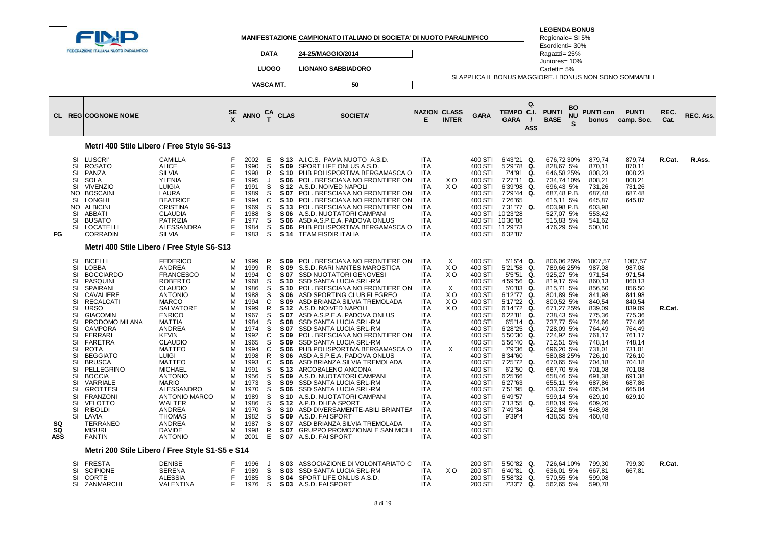FINP – FEDERAZIONE ITALIANA NUOTO PARALIMPICO

**MANIFESTAZIONE** CAMPIONATO ITALIANO DI SOCIETA' DI NUOTO PARALIMPICO

**DATA** 24-25/MAGGIO/2014

**LUOGO** LIGNANO SABBIADORO

**VASCA MT.** 50

**LEGENDA BONUS**
Regionale= SI 5%
Esordienti= 30%
Ragazzi= 25%
Juniores= 10%
Cadetti= 5%
SI APPLICA IL BONUS MAGGIORE. I BONUS NON SONO SOMMABILI

### Metri 400 Stile Libero / Free Style S6-S13

| CL | REG | COGNOME NOME | | SEX | ANNO | CAT | CLAS | SOCIETA' | NAZIONE | CLASS INTER | GARA | TEMPO GARA | Q. C.I. / ASS | PUNTI BASE | BONUS | PUNTI con bonus | PUNTI camp. Soc. | REC. Cat. | REC. Ass. |
|---|---|---|---|---|---|---|---|---|---|---|---|---|---|---|---|---|---|---|---|
| | SI | LUSCRI' | CAMILLA | F | 2002 | E | S 13 | A.I.C.S. PAVIA NUOTO A.S.D. | ITA | | 400 STI | 6'43"21 | Q. | 676,72 | 30% | 879,74 | 879,74 | R.Cat. | R.Ass. |
| | SI | ROSATO | ALICE | F | 1990 | S | S 09 | SPORT LIFE ONLUS A.S.D. | ITA | | 400 STI | 5'29"78 | Q. | 828,67 | 5% | 870,11 | 870,11 | | |
| | SI | PANZA | SILVIA | F | 1998 | R | S 10 | PHB POLISPORTIVA BERGAMASCA O | ITA | | 400 STI | 7'4"91 | Q. | 646,58 | 25% | 808,23 | 808,23 | | |
| | SI | SOLA | YLENIA | F | 1995 | J | S 06 | POL. BRESCIANA NO FRONTIERE ON | ITA | X O | 400 STI | 7'27"11 | Q. | 734,74 | 10% | 808,21 | 808,21 | | |
| | SI | VIVENZIO | LUIGIA | F | 1991 | S | S 12 | A.S.D. NOIVED NAPOLI | ITA | X O | 400 STI | 6'39"98 | Q. | 696,43 | 5% | 731,26 | 731,26 | | |
| | NO | BOSCAINI | LAURA | F | 1989 | S | S 07 | POL. BRESCIANA NO FRONTIERE ON | ITA | | 400 STI | 7'29"44 | Q. | 687,48 | P.B. | 687,48 | 687,48 | | |
| | SI | LONGHI | BEATRICE | F | 1994 | C | S 10 | POL. BRESCIANA NO FRONTIERE ON | ITA | | 400 STI | 7'26"65 | | 615,11 | 5% | 645,87 | 645,87 | | |
| | NO | ALBICINI | CRISTINA | F | 1969 | S | S 13 | POL. BRESCIANA NO FRONTIERE ON | ITA | | 400 STI | 7'31"77 | Q. | 603,98 | P.B. | 603,98 | | | |
| | SI | ABBATI | CLAUDIA | F | 1988 | S | S 06 | A.S.D. NUOTATORI CAMPANI | ITA | | 400 STI | 10'23"28 | | 527,07 | 5% | 553,42 | | | |
| | SI | BUSATO | PATRIZIA | F | 1977 | S | S 06 | ASD A.S.P.E.A. PADOVA ONLUS | ITA | | 400 STI | 10'36"86 | | 515,83 | 5% | 541,62 | | | |
| | SI | LOCATELLI | ALESSANDRA | F | 1984 | S | S 06 | PHB POLISPORTIVA BERGAMASCA O | ITA | | 400 STI | 11'29"73 | | 476,29 | 5% | 500,10 | | | |
| FG | | CORRADIN | SILVIA | F | 1983 | S | S 14 | TEAM FISDIR ITALIA | ITA | | 400 STI | 6'32"87 | | | | | | | |

### Metri 400 Stile Libero / Free Style S6-S13

| CL | REG | COGNOME NOME | | SEX | ANNO | CAT | CLAS | SOCIETA' | NAZIONE | CLASS INTER | GARA | TEMPO GARA | Q. C.I. / ASS | PUNTI BASE | BONUS | PUNTI con bonus | PUNTI camp. Soc. | REC. Cat. | REC. Ass. |
|---|---|---|---|---|---|---|---|---|---|---|---|---|---|---|---|---|---|---|---|
| | SI | BICELLI | FEDERICO | M | 1999 | R | S 09 | POL. BRESCIANA NO FRONTIERE ON | ITA | X | 400 STI | 5'15"4 | Q. | 806,06 | 25% | 1007,57 | 1007,57 | | |
| | SI | LOBBA | ANDREA | M | 1999 | R | S 09 | S.S.D. RARI NANTES MAROSTICA | ITA | X O | 400 STI | 5'21"58 | Q. | 789,66 | 25% | 987,08 | 987,08 | | |
| | SI | BOCCIARDO | FRANCESCO | M | 1994 | C | S 07 | SSD NUOTATORI GENOVESI | ITA | X O | 400 STI | 5'5"51 | Q. | 925,27 | 5% | 971,54 | 971,54 | | |
| | SI | PASQUINI | ROBERTO | M | 1968 | S | S 10 | SSD SANTA LUCIA SRL-RM | ITA | | 400 STI | 4'59"56 | Q. | 819,17 | 5% | 860,13 | 860,13 | | |
| | SI | SPAIRANI | CLAUDIO | M | 1986 | S | S 10 | POL. BRESCIANA NO FRONTIERE ON | ITA | X | 400 STI | 5'0"83 | Q. | 815,71 | 5% | 856,50 | 856,50 | | |
| | SI | CAVALIERE | ANTONIO | M | 1988 | S | S 06 | ASD SPORTING CLUB FLEGREO | ITA | X O | 400 STI | 6'12"77 | Q. | 801,89 | 5% | 841,98 | 841,98 | | |
| | SI | RECALCATI | MARCO | M | 1994 | C | S 09 | ASD BRIANZA SILVIA TREMOLADA | ITA | X O | 400 STI | 5'17"22 | Q. | 800,52 | 5% | 840,54 | 840,54 | | |
| | SI | URSO | SALVATORE | M | 1999 | R | S 12 | A.S.D. NOIVED NAPOLI | ITA | X O | 400 STI | 6'14"72 | Q. | 671,27 | 25% | 839,09 | 839,09 | R.Cat. | |
| | SI | GIACOMIN | ENRICO | M | 1967 | S | S 07 | ASD A.S.P.E.A. PADOVA ONLUS | ITA | | 400 STI | 6'22"81 | Q. | 738,43 | 5% | 775,36 | 775,36 | | |
| | SI | PRODOMO MILANA | MATTIA | M | 1984 | S | S 08 | SSD SANTA LUCIA SRL-RM | ITA | | 400 STI | 6'5"14 | Q. | 737,77 | 5% | 774,66 | 774,66 | | |
| | SI | CAMPORA | ANDREA | M | 1974 | S | S 07 | SSD SANTA LUCIA SRL-RM | ITA | | 400 STI | 6'28"25 | Q. | 728,09 | 5% | 764,49 | 764,49 | | |
| | SI | FERRARI | KEVIN | M | 1992 | C | S 09 | POL. BRESCIANA NO FRONTIERE ON | ITA | | 400 STI | 5'50"30 | Q. | 724,92 | 5% | 761,17 | 761,17 | | |
| | SI | FARETRA | CLAUDIO | M | 1965 | S | S 09 | SSD SANTA LUCIA SRL-RM | ITA | | 400 STI | 5'56"40 | Q. | 712,51 | 5% | 748,14 | 748,14 | | |
| | SI | ROTA | MATTEO | M | 1994 | C | S 06 | PHB POLISPORTIVA BERGAMASCA O | ITA | X | 400 STI | 7'9"36 | Q. | 696,20 | 5% | 731,01 | 731,01 | | |
| | SI | BEGGIATO | LUIGI | M | 1998 | R | S 06 | ASD A.S.P.E.A. PADOVA ONLUS | ITA | | 400 STI | 8'34"60 | | 580,88 | 25% | 726,10 | 726,10 | | |
| | SI | BRUSCA | MATTEO | M | 1993 | C | S 06 | ASD BRIANZA SILVIA TREMOLADA | ITA | | 400 STI | 7'25"72 | Q. | 670,65 | 5% | 704,18 | 704,18 | | |
| | SI | PELLEGRINO | MICHAEL | M | 1991 | S | S 13 | ARCOBALENO ANCONA | ITA | | 400 STI | 6'2"50 | Q. | 667,70 | 5% | 701,08 | 701,08 | | |
| | SI | BOCCIA | ANTONIO | M | 1956 | S | S 09 | A.S.D. NUOTATORI CAMPANI | ITA | | 400 STI | 6'25"66 | | 658,46 | 5% | 691,38 | 691,38 | | |
| | SI | VARRIALE | MARIO | M | 1973 | S | S 09 | SSD SANTA LUCIA SRL-RM | ITA | | 400 STI | 6'27"63 | | 655,11 | 5% | 687,86 | 687,86 | | |
| | SI | GROTTESI | ALESSANDRO | M | 1970 | S | S 06 | SSD SANTA LUCIA SRL-RM | ITA | | 400 STI | 7'51"95 | Q. | 633,37 | 5% | 665,04 | 665,04 | | |
| | SI | FRANZONI | ANTONIO MARCO | M | 1989 | S | S 10 | A.S.D. NUOTATORI CAMPANI | ITA | | 400 STI | 6'49"57 | | 599,14 | 5% | 629,10 | 629,10 | | |
| | SI | VELOTTO | WALTER | M | 1986 | S | S 12 | A.P.D. DHEA SPORT | ITA | | 400 STI | 7'13"55 | Q. | 580,19 | 5% | 609,20 | | | |
| | SI | RIBOLDI | ANDREA | M | 1970 | S | S 10 | ASD DIVERSAMENTE-ABILI BRIANTEA | ITA | | 400 STI | 7'49"34 | | 522,84 | 5% | 548,98 | | | |
| | SI | LAVIA | THOMAS | M | 1982 | S | S 09 | A.S.D. FAI SPORT | ITA | | 400 STI | 9'39"4 | | 438,55 | 5% | 460,48 | | | |
| SQ | | TERRANEO | ANDREA | M | 1987 | S | S 07 | ASD BRIANZA SILVIA TREMOLADA | ITA | | 400 STI | | | | | | | | |
| SQ | | MISURI | DAVIDE | M | 1998 | R | S 07 | GRUPPO PROMOZIONALE SAN MICHI | ITA | | 400 STI | | | | | | | | |
| ASS | | FANTIN | ANTONIO | M | 2001 | E | S 07 | A.S.D. FAI SPORT | ITA | | 400 STI | | | | | | | | |

### Metri 200 Stile Libero / Free Style S1-S5 e S14

| CL | REG | COGNOME NOME | | SEX | ANNO | CAT | CLAS | SOCIETA' | NAZIONE | CLASS INTER | GARA | TEMPO GARA | Q. C.I. / ASS | PUNTI BASE | BONUS | PUNTI con bonus | PUNTI camp. Soc. | REC. Cat. | REC. Ass. |
|---|---|---|---|---|---|---|---|---|---|---|---|---|---|---|---|---|---|---|---|
| | SI | FRESTA | DENISE | F | 1996 | J | S 03 | ASSOCIAZIONE DI VOLONTARIATO C | ITA | | 200 STI | 5'50"82 | Q. | 726,64 | 10% | 799,30 | 799,30 | R.Cat. | |
| | SI | SCIPIONE | SERENA | F | 1989 | S | S 03 | SSD SANTA LUCIA SRL-RM | ITA | X O | 200 STI | 6'40"81 | Q. | 636,01 | 5% | 667,81 | 667,81 | | |
| | SI | CORTE | ALESSIA | F | 1985 | S | S 04 | SPORT LIFE ONLUS A.S.D. | ITA | | 200 STI | 5'58"32 | Q. | 570,55 | 5% | 599,08 | | | |
| | SI | ZANMARCHI | VALENTINA | F | 1976 | S | S 03 | A.S.D. FAI SPORT | ITA | | 200 STI | 7'33"7 | Q. | 562,65 | 5% | 590,78 | | | |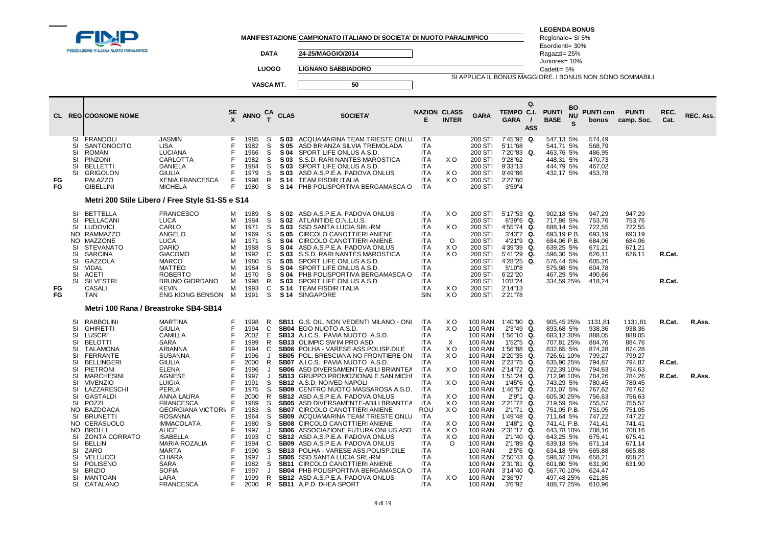FEDERAZIONE ITALIANA NUOTO PARALIMPICO

**MANIFESTAZIONE** CAMPIONATO ITALIANO DI SOCIETA' DI NUOTO PARALIMPICO

**DATA** 24-25/MAGGIO/2014

**LUOGO** LIGNANO SABBIADORO

**VASCA MT.** 50

**LEGENDA BONUS**
Regionale= SI 5%
Esordienti= 30%
Ragazzi= 25%
Juniores= 10%
Cadetti= 5%
SI APPLICA IL BONUS MAGGIORE. I BONUS NON SONO SOMMABILI

| CL | REG | COGNOME NOME | | SEX | ANNO | CAT | CLAS | SOCIETA' | NAZIONE | CLASS INTER | GARA | TEMPO GARA | Q. C.I. / ASS | PUNTI BASE | BONUS | PUNTI con bonus | PUNTI camp. Soc. | REC. Cat. | REC. Ass. |
|---|---|---|---|---|---|---|---|---|---|---|---|---|---|---|---|---|---|---|---|
| | SI | FRANDOLI | JASMIN | F | 1985 | S | S 03 | ACQUAMARINA TEAM TRIESTE ONLU | ITA | | 200 STI | 7'45"92 | Q. | 547,13 | 5% | 574,49 | | | |
| | SI | SANTONOCITO | LISA | F | 1982 | S | S 05 | ASD BRIANZA SILVIA TREMOLADA | ITA | | 200 STI | 5'11"68 | | 541,71 | 5% | 568,79 | | | |
| | SI | ROMAN | LUCIANA | F | 1966 | S | S 04 | SPORT LIFE ONLUS A.S.D. | ITA | | 200 STI | 7'20"83 | Q. | 463,76 | 5% | 486,95 | | | |
| | SI | PINZONI | CARLOTTA | F | 1982 | S | S 03 | S.S.D. RARI NANTES MAROSTICA | ITA | X O | 200 STI | 9'28"62 | | 448,31 | 5% | 470,73 | | | |
| | SI | BELLETTI | DANIELA | F | 1984 | S | S 03 | SPORT LIFE ONLUS A.S.D. | ITA | | 200 STI | 9'33"13 | | 444,79 | 5% | 467,02 | | | |
| | SI | GRIGOLON | GIULIA | F | 1979 | S | S 03 | ASD A.S.P.E.A. PADOVA ONLUS | ITA | X O | 200 STI | 9'49"86 | | 432,17 | 5% | 453,78 | | | |
| FG | | PALAZZO | XENIA FRANCESCA | F | 1998 | R | S 14 | TEAM FISDIR ITALIA | ITA | X O | 200 STI | 2'27"60 | | | | | | | |
| FG | | GIBELLINI | MICHELA | F | 1980 | S | S 14 | PHB POLISPORTIVA BERGAMASCA O | ITA | | 200 STI | 3'59"4 | | | | | | | |

### Metri 200 Stile Libero / Free Style S1-S5 e S14

| CL | REG | COGNOME NOME | | SEX | ANNO | CAT | CLAS | SOCIETA' | NAZIONE | CLASS INTER | GARA | TEMPO GARA | Q. C.I. / ASS | PUNTI BASE | BONUS | PUNTI con bonus | PUNTI camp. Soc. | REC. Cat. | REC. Ass. |
|---|---|---|---|---|---|---|---|---|---|---|---|---|---|---|---|---|---|---|---|
| | SI | BETTELLA | FRANCESCO | M | 1989 | S | S 02 | ASD A.S.P.E.A. PADOVA ONLUS | ITA | X O | 200 STI | 5'17"53 | Q. | 902,18 | 5% | 947,29 | 947,29 | | |
| | SI | PELLACANI | LUCA | M | 1984 | S | S 02 | ATLANTIDE O.N.L.U.S. | ITA | | 200 STI | 6'39"6 | Q. | 717,86 | 5% | 753,76 | 753,76 | | |
| | SI | LUDOVICI | CARLO | M | 1971 | S | S 03 | SSD SANTA LUCIA SRL-RM | ITA | X O | 200 STI | 4'55"74 | Q. | 688,14 | 5% | 722,55 | 722,55 | | |
| | NO | RAMMAZZO | ANGELO | M | 1969 | S | S 05 | CIRCOLO CANOTTIERI ANIENE | ITA | | 200 STI | 3'43"7 | Q. | 693,19 | P.B. | 693,19 | 693,19 | | |
| | NO | MAZZONE | LUCA | M | 1971 | S | S 04 | CIRCOLO CANOTTIERI ANIENE | ITA | O | 200 STI | 4'21"9 | Q. | 684,06 | P.B. | 684,06 | 684,06 | | |
| | SI | STEVANATO | DARIO | M | 1988 | S | S 04 | ASD A.S.P.E.A. PADOVA ONLUS | ITA | X O | 200 STI | 4'39"39 | Q. | 639,25 | 5% | 671,21 | 671,21 | | |
| | SI | SARCINA | GIACOMO | M | 1992 | C | S 03 | S.S.D. RARI NANTES MAROSTICA | ITA | X O | 200 STI | 5'41"29 | Q. | 596,30 | 5% | 626,11 | 626,11 | R.Cat. | |
| | SI | GAZZOLA | MARCO | M | 1980 | S | S 05 | SPORT LIFE ONLUS A.S.D. | ITA | | 200 STI | 4'28"25 | Q. | 576,44 | 5% | 605,26 | | | |
| | SI | VIDAL | MATTEO | M | 1984 | S | S 04 | SPORT LIFE ONLUS A.S.D. | ITA | | 200 STI | 5'10"8 | | 575,98 | 5% | 604,78 | | | |
| | SI | ACETI | ROBERTO | M | 1970 | S | S 04 | PHB POLISPORTIVA BERGAMASCA O | ITA | | 200 STI | 6'22"20 | | 467,29 | 5% | 490,66 | | | |
| | SI | SILVESTRI | BRUNO GIORDANO | M | 1998 | R | S 03 | SPORT LIFE ONLUS A.S.D. | ITA | | 200 STI | 10'8"24 | | 334,59 | 25% | 418,24 | | R.Cat. | |
| FG | | CASALI | KEVIN | M | 1993 | C | S 14 | TEAM FISDIR ITALIA | ITA | X O | 200 STI | 2'14"13 | | | | | | | |
| FG | | TAN | ENG KIONG BENSON | M | 1991 | S | S 14 | SINGAPORE | SIN | X O | 200 STI | 2'21"78 | | | | | | | |

### Metri 100 Rana / Breastroke SB4-SB14

| CL | REG | COGNOME NOME | | SEX | ANNO | CAT | CLAS | SOCIETA' | NAZIONE | CLASS INTER | GARA | TEMPO GARA | Q. C.I. / ASS | PUNTI BASE | BONUS | PUNTI con bonus | PUNTI camp. Soc. | REC. Cat. | REC. Ass. |
|---|---|---|---|---|---|---|---|---|---|---|---|---|---|---|---|---|---|---|---|
| | SI | RABBOLINI | MARTINA | F | 1998 | R | SB11 | G.S. DIL. NON VEDENTI MILANO - ONL | ITA | X O | 100 RAN | 1'40"90 | Q. | 905,45 | 25% | 1131,81 | 1131,81 | R.Cat. | R.Ass. |
| | SI | GHIRETTI | GIULIA | F | 1994 | C | SB04 | EGO NUOTO A.S.D. | ITA | X O | 100 RAN | 2'3"49 | Q. | 893,68 | 5% | 938,36 | 938,36 | | |
| | SI | LUSCRI' | CAMILLA | F | 2002 | E | SB13 | A.I.C.S. PAVIA NUOTO A.S.D. | ITA | | 100 RAN | 1'56"10 | Q. | 683,12 | 30% | 888,05 | 888,05 | | |
| | SI | BELOTTI | SARA | F | 1999 | R | SB13 | OLIMPIC SWIM PRO ASD | ITA | X | 100 RAN | 1'52"5 | Q. | 707,81 | 25% | 884,76 | 884,76 | | |
| | SI | TALAMONA | ARIANNA | F | 1994 | C | SB06 | POLHA - VARESE ASS.POLISP.DILE | ITA | X O | 100 RAN | 1'56"88 | Q. | 832,65 | 5% | 874,28 | 874,28 | | |
| | SI | FERRANTE | SUSANNA | F | 1996 | J | SB05 | POL. BRESCIANA NO FRONTIERE ON | ITA | X O | 100 RAN | 2'20"35 | Q. | 726,61 | 10% | 799,27 | 799,27 | | |
| | SI | BELLINGERI | GIULIA | F | 2000 | R | SB07 | A.I.C.S. PAVIA NUOTO A.S.D. | ITA | | 100 RAN | 2'23"75 | Q. | 635,90 | 25% | 794,87 | 794,87 | R.Cat. | |
| | SI | PIETRONI | ELENA | F | 1996 | J | SB06 | ASD DIVERSAMENTE-ABILI BRIANTEA | ITA | X O | 100 RAN | 2'14"72 | Q. | 722,39 | 10% | 794,63 | 794,63 | | |
| | SI | MARCHESINI | AGNESE | F | 1997 | J | SB13 | GRUPPO PROMOZIONALE SAN MICHI | ITA | | 100 RAN | 1'51"24 | Q. | 712,96 | 10% | 784,26 | 784,26 | R.Cat. | R.Ass. |
| | SI | VIVENZIO | LUIGIA | F | 1991 | S | SB12 | A.S.D. NOIVED NAPOLI | ITA | X O | 100 RAN | 1'45"6 | Q. | 743,29 | 5% | 780,45 | 780,45 | | |
| | SI | LAZZARESCHI | PERLA | F | 1975 | S | SB09 | CENTRO NUOTO MASSAROSA A.S.D. | ITA | | 100 RAN | 1'46"57 | Q. | 731,07 | 5% | 767,62 | 767,62 | | |
| | SI | GASTALDI | ANNA LAURA | F | 2000 | R | SB12 | ASD A.S.P.E.A. PADOVA ONLUS | ITA | X O | 100 RAN | 2'9"1 | Q. | 605,30 | 25% | 756,63 | 756,63 | | |
| | SI | POZZI | FRANCESCA | F | 1989 | S | SB05 | ASD DIVERSAMENTE-ABILI BRIANTEA | ITA | X O | 100 RAN | 2'21"72 | Q. | 719,59 | 5% | 755,57 | 755,57 | | |
| | NO | BAZDOACA | GEORGIANA VICTORI/ | F | 1983 | S | SB07 | CIRCOLO CANOTTIERI ANIENE | ROU | X O | 100 RAN | 2'1"71 | Q. | 751,05 | P.B. | 751,05 | 751,05 | | |
| | SI | BRUNETTI | ROSANNA | F | 1964 | S | SB09 | ACQUAMARINA TEAM TRIESTE ONLU | ITA | | 100 RAN | 1'49"48 | Q. | 711,64 | 5% | 747,22 | 747,22 | | |
| | NO | CERASUOLO | IMMACOLATA | F | 1980 | S | SB08 | CIRCOLO CANOTTIERI ANIENE | ITA | X O | 100 RAN | 1'48"1 | Q. | 741,41 | P.B. | 741,41 | 741,41 | | |
| | NO | BROLLI | ALICE | F | 1997 | J | SB06 | ASSOCIAZIONE FUTURA ONLUS ASD | ITA | X O | 100 RAN | 2'31"17 | Q. | 643,78 | 10% | 708,16 | 708,16 | | |
| | SI | ZONTA CORRATO | ISABELLA | F | 1993 | C | SB12 | ASD A.S.P.E.A. PADOVA ONLUS | ITA | X O | 100 RAN | 2'1"40 | Q. | 643,25 | 5% | 675,41 | 675,41 | | |
| | SI | BELLIN | MARIA ROZALIA | F | 1994 | C | SB09 | ASD A.S.P.E.A. PADOVA ONLUS | ITA | O | 100 RAN | 2'1"89 | Q. | 639,18 | 5% | 671,14 | 671,14 | | |
| | SI | ZARO | MARTA | F | 1990 | S | SB13 | POLHA - VARESE ASS.POLISP.DILE | ITA | | 100 RAN | 2'5"6 | Q. | 634,18 | 5% | 665,88 | 665,88 | | |
| | SI | VELLUCCI | CHIARA | F | 1997 | J | SB05 | SSD SANTA LUCIA SRL-RM | ITA | | 100 RAN | 2'50"43 | Q. | 598,37 | 10% | 658,21 | 658,21 | | |
| | SI | POLISENO | SARA | F | 1982 | S | SB11 | CIRCOLO CANOTTIERI ANIENE | ITA | | 100 RAN | 2'31"81 | Q. | 601,80 | 5% | 631,90 | 631,90 | | |
| | SI | BRIZIO | SOFIA | F | 1997 | J | SB04 | PHB POLISPORTIVA BERGAMASCA O | ITA | | 100 RAN | 3'14"40 | Q. | 567,70 | 10% | 624,47 | | | |
| | SI | MANTOAN | LARA | F | 1999 | R | SB12 | ASD A.S.P.E.A. PADOVA ONLUS | ITA | X O | 100 RAN | 2'36"97 | | 497,48 | 25% | 621,85 | | | |
| | SI | CATALANO | FRANCESCA | F | 2000 | R | SB11 | A.P.D. DHEA SPORT | ITA | | 100 RAN | 3'6"92 | | 488,77 | 25% | 610,96 | | | |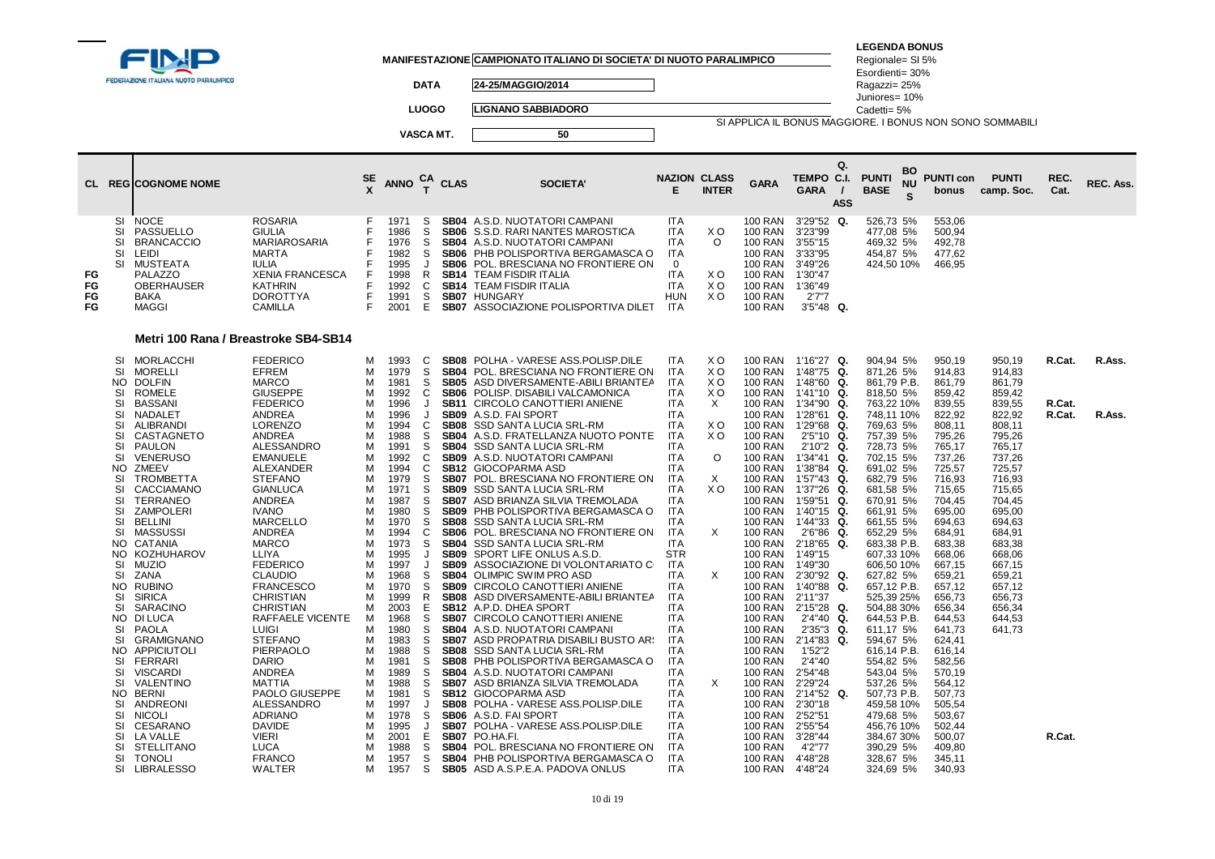MANIFESTAZIONE CAMPIONATO ITALIANO DI SOCIETA' DI NUOTO PARALIMPICO

DATA 24-25/MAGGIO/2014

LUOGO LIGNANO SABBIADORO

VASCA MT. 50

**LEGENDA BONUS**
Regionale= SI 5%
Esordienti= 30%
Ragazzi= 25%
Juniores= 10%
Cadetti= 5%

SI APPLICA IL BONUS MAGGIORE. I BONUS NON SONO SOMMABILI

| CL | REG | COGNOME NOME | | SEX | ANNO | CAT | CLAS | SOCIETA' | NAZIONE | CLASS INTER | GARA | TEMPO GARA | Q. C.I. / ASS | PUNTI BASE | BONUS | PUNTI con bonus | PUNTI camp. Soc. | REC. Cat. | REC. Ass. |
|---|---|---|---|---|---|---|---|---|---|---|---|---|---|---|---|---|---|---|---|
| | SI | NOCE | ROSARIA | F | 1971 | S | SB04 | A.S.D. NUOTATORI CAMPANI | ITA | | 100 RAN | 3'29"52 | Q. | 526,73 | 5% | 553,06 | | | |
| | SI | PASSUELLO | GIULIA | F | 1986 | S | SB06 | S.S.D. RARI NANTES MAROSTICA | ITA | X O | 100 RAN | 3'23"99 | | 477,08 | 5% | 500,94 | | | |
| | SI | BRANCACCIO | MARIAROSARIA | F | 1976 | S | SB04 | A.S.D. NUOTATORI CAMPANI | ITA | O | 100 RAN | 3'55"15 | | 469,32 | 5% | 492,78 | | | |
| | SI | LEIDI | MARTA | F | 1982 | S | SB06 | PHB POLISPORTIVA BERGAMASCA O | ITA | | 100 RAN | 3'33"95 | | 454,87 | 5% | 477,62 | | | |
| | SI | MUSTEATA | IULIA | F | 1995 | J | SB06 | POL. BRESCIANA NO FRONTIERE ON | 0 | | 100 RAN | 3'49"26 | | 424,50 | 10% | 466,95 | | | |
| FG | | PALAZZO | XENIA FRANCESCA | F | 1998 | R | SB14 | TEAM FISDIR ITALIA | ITA | X O | 100 RAN | 1'30"47 | | | | | | | |
| FG | | OBERHAUSER | KATHRIN | F | 1992 | C | SB14 | TEAM FISDIR ITALIA | ITA | X O | 100 RAN | 1'36"49 | | | | | | | |
| FG | | BAKA | DOROTTYA | F | 1991 | S | SB07 | HUNGARY | HUN | X O | 100 RAN | 2'7"7 | | | | | | | |
| FG | | MAGGI | CAMILLA | F | 2001 | E | SB07 | ASSOCIAZIONE POLISPORTIVA DILET | ITA | | 100 RAN | 3'5"48 | Q. | | | | | | |

## Metri 100 Rana / Breastroke SB4-SB14

| CL | REG | COGNOME NOME | | SEX | ANNO | CAT | CLAS | SOCIETA' | NAZIONE | CLASS INTER | GARA | TEMPO GARA | Q. C.I. / ASS | PUNTI BASE | BONUS | PUNTI con bonus | PUNTI camp. Soc. | REC. Cat. | REC. Ass. |
|---|---|---|---|---|---|---|---|---|---|---|---|---|---|---|---|---|---|---|---|
| | SI | MORLACCHI | FEDERICO | M | 1993 | C | SB08 | POLHA - VARESE ASS.POLISP.DILE | ITA | X O | 100 RAN | 1'16"27 | Q. | 904,94 | 5% | 950,19 | 950,19 | R.Cat. | R.Ass. |
| | SI | MORELLI | EFREM | M | 1979 | S | SB04 | POL. BRESCIANA NO FRONTIERE ON | ITA | X O | 100 RAN | 1'48"75 | Q. | 871,26 | 5% | 914,83 | 914,83 | | |
| | NO | DOLFIN | MARCO | M | 1981 | S | SB05 | ASD DIVERSAMENTE-ABILI BRIANTEA | ITA | X O | 100 RAN | 1'48"60 | Q. | 861,79 | P.B. | 861,79 | 861,79 | | |
| | SI | ROMELE | GIUSEPPE | M | 1992 | C | SB06 | POLISP. DISABILI VALCAMONICA | ITA | X O | 100 RAN | 1'41"10 | Q. | 818,50 | 5% | 859,42 | 859,42 | | |
| | SI | BASSANI | FEDERICO | M | 1996 | J | SB11 | CIRCOLO CANOTTIERI ANIENE | ITA | X | 100 RAN | 1'34"90 | Q. | 763,22 | 10% | 839,55 | 839,55 | R.Cat. | |
| | SI | NADALET | ANDREA | M | 1996 | J | SB09 | A.S.D. FAI SPORT | ITA | | 100 RAN | 1'28"61 | Q. | 748,11 | 10% | 822,92 | 822,92 | R.Cat. | R.Ass. |
| | SI | ALIBRANDI | LORENZO | M | 1994 | C | SB08 | SSD SANTA LUCIA SRL-RM | ITA | X O | 100 RAN | 1'29"68 | Q. | 769,63 | 5% | 808,11 | 808,11 | | |
| | SI | CASTAGNETO | ANDREA | M | 1988 | S | SB04 | A.S.D. FRATELLANZA NUOTO PONTE | ITA | X O | 100 RAN | 2'5"10 | Q. | 757,39 | 5% | 795,26 | 795,26 | | |
| | SI | PAULON | ALESSANDRO | M | 1991 | S | SB04 | SSD SANTA LUCIA SRL-RM | ITA | | 100 RAN | 2'10"2 | Q. | 728,73 | 5% | 765,17 | 765,17 | | |
| | SI | VENERUSO | EMANUELE | M | 1992 | C | SB09 | A.S.D. NUOTATORI CAMPANI | ITA | O | 100 RAN | 1'34"41 | Q. | 702,15 | 5% | 737,26 | 737,26 | | |
| | NO | ZMEEV | ALEXANDER | M | 1994 | C | SB12 | GIOCOPARMA ASD | ITA | | 100 RAN | 1'38"84 | Q. | 691,02 | 5% | 725,57 | 725,57 | | |
| | SI | TROMBETTA | STEFANO | M | 1979 | S | SB07 | POL. BRESCIANA NO FRONTIERE ON | ITA | X | 100 RAN | 1'57"43 | Q. | 682,79 | 5% | 716,93 | 716,93 | | |
| | SI | CACCIAMANO | GIANLUCA | M | 1971 | S | SB09 | SSD SANTA LUCIA SRL-RM | ITA | X O | 100 RAN | 1'37"26 | Q. | 681,58 | 5% | 715,65 | 715,65 | | |
| | SI | TERRANEO | ANDREA | M | 1987 | S | SB07 | ASD BRIANZA SILVIA TREMOLADA | ITA | | 100 RAN | 1'59"51 | Q. | 670,91 | 5% | 704,45 | 704,45 | | |
| | SI | ZAMPOLERI | IVANO | M | 1980 | S | SB09 | PHB POLISPORTIVA BERGAMASCA O | ITA | | 100 RAN | 1'40"15 | Q. | 661,91 | 5% | 695,00 | 695,00 | | |
| | SI | BELLINI | MARCELLO | M | 1970 | S | SB08 | SSD SANTA LUCIA SRL-RM | ITA | | 100 RAN | 1'44"33 | Q. | 661,55 | 5% | 694,63 | 694,63 | | |
| | SI | MASSUSSI | ANDREA | M | 1994 | C | SB06 | POL. BRESCIANA NO FRONTIERE ON | ITA | X | 100 RAN | 2'6"86 | Q. | 652,29 | 5% | 684,91 | 684,91 | | |
| | NO | CATANIA | MARCO | M | 1973 | S | SB04 | SSD SANTA LUCIA SRL-RM | ITA | | 100 RAN | 2'18"65 | Q. | 683,38 | P.B. | 683,38 | 683,38 | | |
| | NO | KOZHUHAROV | LLIYA | M | 1995 | J | SB09 | SPORT LIFE ONLUS A.S.D. | STR | | 100 RAN | 1'49"15 | | 607,33 | 10% | 668,06 | 668,06 | | |
| | SI | MUZIO | FEDERICO | M | 1997 | J | SB09 | ASSOCIAZIONE DI VOLONTARIATO C | ITA | | 100 RAN | 1'49"30 | | 606,50 | 10% | 667,15 | 667,15 | | |
| | SI | ZANA | CLAUDIO | M | 1968 | S | SB04 | OLIMPIC SWIM PRO ASD | ITA | X | 100 RAN | 2'30"92 | Q. | 627,82 | 5% | 659,21 | 659,21 | | |
| | NO | RUBINO | FRANCESCO | M | 1970 | S | SB09 | CIRCOLO CANOTTIERI ANIENE | ITA | | 100 RAN | 1'40"88 | Q. | 657,12 | P.B. | 657,12 | 657,12 | | |
| | SI | SIRICA | CHRISTIAN | M | 1999 | R | SB08 | ASD DIVERSAMENTE-ABILI BRIANTEA | ITA | | 100 RAN | 2'11"37 | | 525,39 | 25% | 656,73 | 656,73 | | |
| | SI | SARACINO | CHRISTIAN | M | 2003 | E | SB12 | A.P.D. DHEA SPORT | ITA | | 100 RAN | 2'15"28 | Q. | 504,88 | 30% | 656,34 | 656,34 | | |
| | NO | DI LUCA | RAFFAELE VICENTE | M | 1968 | S | SB07 | CIRCOLO CANOTTIERI ANIENE | ITA | | 100 RAN | 2'4"40 | Q. | 644,53 | P.B. | 644,53 | 644,53 | | |
| | SI | PAOLA | LUIGI | M | 1980 | S | SB04 | A.S.D. NUOTATORI CAMPANI | ITA | | 100 RAN | 2'35"3 | Q. | 611,17 | 5% | 641,73 | 641,73 | | |
| | SI | GRAMIGNANO | STEFANO | M | 1983 | S | SB07 | ASD PROPATRIA DISABILI BUSTO AR: | ITA | | 100 RAN | 2'14"83 | Q. | 594,67 | 5% | 624,41 | | | |
| | NO | APPICIUTOLI | PIERPAOLO | M | 1988 | S | SB08 | SSD SANTA LUCIA SRL-RM | ITA | | 100 RAN | 1'52"2 | | 616,14 | P.B. | 616,14 | | | |
| | SI | FERRARI | DARIO | M | 1981 | S | SB08 | PHB POLISPORTIVA BERGAMASCA O | ITA | | 100 RAN | 2'4"40 | | 554,82 | 5% | 582,56 | | | |
| | SI | VISCARDI | ANDREA | M | 1989 | S | SB04 | A.S.D. NUOTATORI CAMPANI | ITA | | 100 RAN | 2'54"48 | | 543,04 | 5% | 570,19 | | | |
| | SI | VALENTINO | MATTIA | M | 1988 | S | SB07 | ASD BRIANZA SILVIA TREMOLADA | ITA | X | 100 RAN | 2'29"24 | | 537,26 | 5% | 564,12 | | | |
| | NO | BERNI | PAOLO GIUSEPPE | M | 1981 | S | SB12 | GIOCOPARMA ASD | ITA | | 100 RAN | 2'14"52 | Q. | 507,73 | P.B. | 507,73 | | | |
| | SI | ANDREONI | ALESSANDRO | M | 1997 | J | SB08 | POLHA - VARESE ASS.POLISP.DILE | ITA | | 100 RAN | 2'30"18 | | 459,58 | 10% | 505,54 | | | |
| | SI | NICOLI | ADRIANO | M | 1978 | S | SB06 | A.S.D. FAI SPORT | ITA | | 100 RAN | 2'52"51 | | 479,68 | 5% | 503,67 | | | |
| | SI | CESARANO | DAVIDE | M | 1995 | J | SB07 | POLHA - VARESE ASS.POLISP.DILE | ITA | | 100 RAN | 2'55"54 | | 456,76 | 10% | 502,44 | | | |
| | SI | LA VALLE | VIERI | M | 2001 | E | SB07 | PO.HA.FI. | ITA | | 100 RAN | 3'28"44 | | 384,67 | 30% | 500,07 | | R.Cat. | |
| | SI | STELLITANO | LUCA | M | 1988 | S | SB04 | POL. BRESCIANA NO FRONTIERE ON | ITA | | 100 RAN | 4'2"77 | | 390,29 | 5% | 409,80 | | | |
| | SI | TONOLI | FRANCO | M | 1957 | S | SB04 | PHB POLISPORTIVA BERGAMASCA O | ITA | | 100 RAN | 4'48"28 | | 328,67 | 5% | 345,11 | | | |
| | SI | LIBRALESSO | WALTER | M | 1957 | S | SB05 | ASD A.S.P.E.A. PADOVA ONLUS | ITA | | 100 RAN | 4'48"24 | | 324,69 | 5% | 340,93 | | | |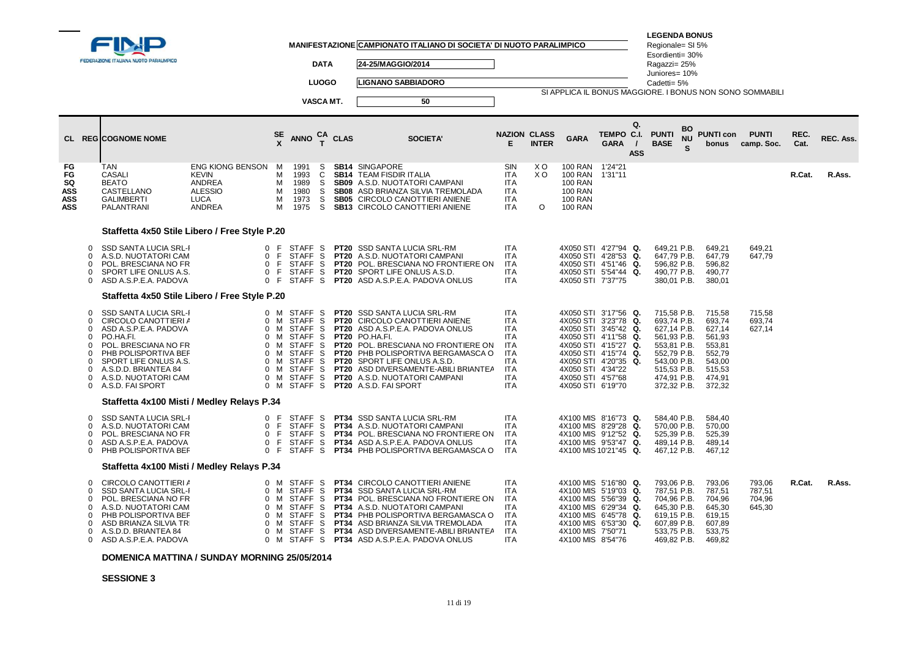FEDERAZIONE ITALIANA NUOTO PARALIMPICO

**MANIFESTAZIONE** CAMPIONATO ITALIANO DI SOCIETA' DI NUOTO PARALIMPICO

**DATA** 24-25/MAGGIO/2014

**LUOGO** LIGNANO SABBIADORO

**VASCA MT.** 50

**LEGENDA BONUS**
Regionale= SI 5%
Esordienti= 30%
Ragazzi= 25%
Juniores= 10%
Cadetti= 5%
SI APPLICA IL BONUS MAGGIORE. I BONUS NON SONO SOMMABILI

| CL | REG | COGNOME NOME | | SEX | ANNO | CAT | CLAS | SOCIETA' | NAZIONE | CLASS INTER | GARA | TEMPO GARA | Q. C.I. / ASS | PUNTI BASE | BONUS | PUNTI con bonus | PUNTI camp. Soc. | REC. Cat. | REC. Ass. |
|---|---|---|---|---|---|---|---|---|---|---|---|---|---|---|---|---|---|---|---|
| FG | | TAN | ENG KIONG BENSON | M | 1991 | S | SB14 | SINGAPORE | SIN | X O | 100 RAN | 1'24"21 | | | | | | | |
| FG | | CASALI | KEVIN | M | 1993 | C | SB14 | TEAM FISDIR ITALIA | ITA | X O | 100 RAN | 1'31"11 | | | | | | R.Cat. | R.Ass. |
| SQ | | BEATO | ANDREA | M | 1989 | S | SB09 | A.S.D. NUOTATORI CAMPANI | ITA | | 100 RAN | | | | | | | | |
| ASS | | CASTELLANO | ALESSIO | M | 1980 | S | SB08 | ASD BRIANZA SILVIA TREMOLADA | ITA | | 100 RAN | | | | | | | | |
| ASS | | GALIMBERTI | LUCA | M | 1973 | S | SB05 | CIRCOLO CANOTTIERI ANIENE | ITA | | 100 RAN | | | | | | | | |
| ASS | | PALANTRANI | ANDREA | M | 1975 | S | SB13 | CIRCOLO CANOTTIERI ANIENE | ITA | O | 100 RAN | | | | | | | | |

### Staffetta 4x50 Stile Libero / Free Style P.20

| CL | REG | COGNOME NOME | SEX | ANNO | CAT | CLAS | SOCIETA' | NAZIONE | GARA | TEMPO GARA | Q. | PUNTI BASE | BONUS | PUNTI con bonus | PUNTI camp. Soc. |
|---|---|---|---|---|---|---|---|---|---|---|---|---|---|---|---|
| 0 | F | SSD SANTA LUCIA SRL-I | F | STAFF | S | PT20 | SSD SANTA LUCIA SRL-RM | ITA | 4X050 STI | 4'27"94 | Q. | 649,21 | P.B. | 649,21 | 649,21 |
| 0 | F | A.S.D. NUOTATORI CAM | F | STAFF | S | PT20 | A.S.D. NUOTATORI CAMPANI | ITA | 4X050 STI | 4'28"53 | Q. | 647,79 | P.B. | 647,79 | 647,79 |
| 0 | F | POL. BRESCIANA NO FR | F | STAFF | S | PT20 | POL. BRESCIANA NO FRONTIERE ON | ITA | 4X050 STI | 4'51"46 | Q. | 596,82 | P.B. | 596,82 | |
| 0 | F | SPORT LIFE ONLUS A.S. | F | STAFF | S | PT20 | SPORT LIFE ONLUS A.S.D. | ITA | 4X050 STI | 5'54"44 | Q. | 490,77 | P.B. | 490,77 | |
| 0 | F | ASD A.S.P.E.A. PADOVA | F | STAFF | S | PT20 | ASD A.S.P.E.A. PADOVA ONLUS | ITA | 4X050 STI | 7'37"75 | | 380,01 | P.B. | 380,01 | |

### Staffetta 4x50 Stile Libero / Free Style P.20

| CL | REG | COGNOME NOME | SEX | ANNO | CAT | CLAS | SOCIETA' | NAZIONE | GARA | TEMPO GARA | Q. | PUNTI BASE | BONUS | PUNTI con bonus | PUNTI camp. Soc. |
|---|---|---|---|---|---|---|---|---|---|---|---|---|---|---|---|
| 0 | M | SSD SANTA LUCIA SRL-I | M | STAFF | S | PT20 | SSD SANTA LUCIA SRL-RM | ITA | 4X050 STI | 3'17"56 | Q. | 715,58 | P.B. | 715,58 | 715,58 |
| 0 | M | CIRCOLO CANOTTIERI A | M | STAFF | S | PT20 | CIRCOLO CANOTTIERI ANIENE | ITA | 4X050 STI | 3'23"78 | Q. | 693,74 | P.B. | 693,74 | 693,74 |
| 0 | M | ASD A.S.P.E.A. PADOVA | M | STAFF | S | PT20 | ASD A.S.P.E.A. PADOVA ONLUS | ITA | 4X050 STI | 3'45"42 | Q. | 627,14 | P.B. | 627,14 | 627,14 |
| 0 | M | PO.HA.FI. | M | STAFF | S | PT20 | PO.HA.FI. | ITA | 4X050 STI | 4'11"58 | Q. | 561,93 | P.B. | 561,93 | |
| 0 | M | POL. BRESCIANA NO FR | M | STAFF | S | PT20 | POL. BRESCIANA NO FRONTIERE ON | ITA | 4X050 STI | 4'15"27 | Q. | 553,81 | P.B. | 553,81 | |
| 0 | M | PHB POLISPORTIVA BEF | M | STAFF | S | PT20 | PHB POLISPORTIVA BERGAMASCA O | ITA | 4X050 STI | 4'15"74 | Q. | 552,79 | P.B. | 552,79 | |
| 0 | M | SPORT LIFE ONLUS A.S. | M | STAFF | S | PT20 | SPORT LIFE ONLUS A.S.D. | ITA | 4X050 STI | 4'20"35 | Q. | 543,00 | P.B. | 543,00 | |
| 0 | M | A.S.D.D. BRIANTEA 84 | M | STAFF | S | PT20 | ASD DIVERSAMENTE-ABILI BRIANTEA | ITA | 4X050 STI | 4'34"22 | | 515,53 | P.B. | 515,53 | |
| 0 | M | A.S.D. NUOTATORI CAM | M | STAFF | S | PT20 | A.S.D. NUOTATORI CAMPANI | ITA | 4X050 STI | 4'57"68 | | 474,91 | P.B. | 474,91 | |
| 0 | M | A.S.D. FAI SPORT | M | STAFF | S | PT20 | A.S.D. FAI SPORT | ITA | 4X050 STI | 6'19"70 | | 372,32 | P.B. | 372,32 | |

### Staffetta 4x100 Misti / Medley Relays P.34

| CL | REG | COGNOME NOME | SEX | ANNO | CAT | CLAS | SOCIETA' | NAZIONE | GARA | TEMPO GARA | Q. | PUNTI BASE | BONUS | PUNTI con bonus | PUNTI camp. Soc. |
|---|---|---|---|---|---|---|---|---|---|---|---|---|---|---|---|
| 0 | F | SSD SANTA LUCIA SRL-I | F | STAFF | S | PT34 | SSD SANTA LUCIA SRL-RM | ITA | 4X100 MIS | 8'16"73 | Q. | 584,40 | P.B. | 584,40 | |
| 0 | F | A.S.D. NUOTATORI CAM | F | STAFF | S | PT34 | A.S.D. NUOTATORI CAMPANI | ITA | 4X100 MIS | 8'29"28 | Q. | 570,00 | P.B. | 570,00 | |
| 0 | F | POL. BRESCIANA NO FR | F | STAFF | S | PT34 | POL. BRESCIANA NO FRONTIERE ON | ITA | 4X100 MIS | 9'12"52 | Q. | 525,39 | P.B. | 525,39 | |
| 0 | F | ASD A.S.P.E.A. PADOVA | F | STAFF | S | PT34 | ASD A.S.P.E.A. PADOVA ONLUS | ITA | 4X100 MIS | 9'53"47 | Q. | 489,14 | P.B. | 489,14 | |
| 0 | F | PHB POLISPORTIVA BEF | F | STAFF | S | PT34 | PHB POLISPORTIVA BERGAMASCA O | ITA | 4X100 MIS | 10'21"45 | Q. | 467,12 | P.B. | 467,12 | |

### Staffetta 4x100 Misti / Medley Relays P.34

| CL | REG | COGNOME NOME | SEX | ANNO | CAT | CLAS | SOCIETA' | NAZIONE | GARA | TEMPO GARA | Q. | PUNTI BASE | BONUS | PUNTI con bonus | PUNTI camp. Soc. | REC. Cat. | REC. Ass. |
|---|---|---|---|---|---|---|---|---|---|---|---|---|---|---|---|---|---|
| 0 | M | CIRCOLO CANOTTIERI A | M | STAFF | S | PT34 | CIRCOLO CANOTTIERI ANIENE | ITA | 4X100 MIS | 5'16"80 | Q. | 793,06 | P.B. | 793,06 | 793,06 | R.Cat. | R.Ass. |
| 0 | M | SSD SANTA LUCIA SRL-I | M | STAFF | S | PT34 | SSD SANTA LUCIA SRL-RM | ITA | 4X100 MIS | 5'19"03 | Q. | 787,51 | P.B. | 787,51 | 787,51 | | |
| 0 | M | POL. BRESCIANA NO FR | M | STAFF | S | PT34 | POL. BRESCIANA NO FRONTIERE ON | ITA | 4X100 MIS | 5'56"39 | Q. | 704,96 | P.B. | 704,96 | 704,96 | | |
| 0 | M | A.S.D. NUOTATORI CAM | M | STAFF | S | PT34 | A.S.D. NUOTATORI CAMPANI | ITA | 4X100 MIS | 6'29"34 | Q. | 645,30 | P.B. | 645,30 | 645,30 | | |
| 0 | M | PHB POLISPORTIVA BEF | M | STAFF | S | PT34 | PHB POLISPORTIVA BERGAMASCA O | ITA | 4X100 MIS | 6'45"78 | Q. | 619,15 | P.B. | 619,15 | | | |
| 0 | M | ASD BRIANZA SILVIA TR | M | STAFF | S | PT34 | ASD BRIANZA SILVIA TREMOLADA | ITA | 4X100 MIS | 6'53"30 | Q. | 607,89 | P.B. | 607,89 | | | |
| 0 | M | A.S.D.D. BRIANTEA 84 | M | STAFF | S | PT34 | ASD DIVERSAMENTE-ABILI BRIANTEA | ITA | 4X100 MIS | 7'50"71 | | 533,75 | P.B. | 533,75 | | | |
| 0 | M | ASD A.S.P.E.A. PADOVA | M | STAFF | S | PT34 | ASD A.S.P.E.A. PADOVA ONLUS | ITA | 4X100 MIS | 8'54"76 | | 469,82 | P.B. | 469,82 | | | |

**DOMENICA MATTINA / SUNDAY MORNING 25/05/2014**

**SESSIONE 3**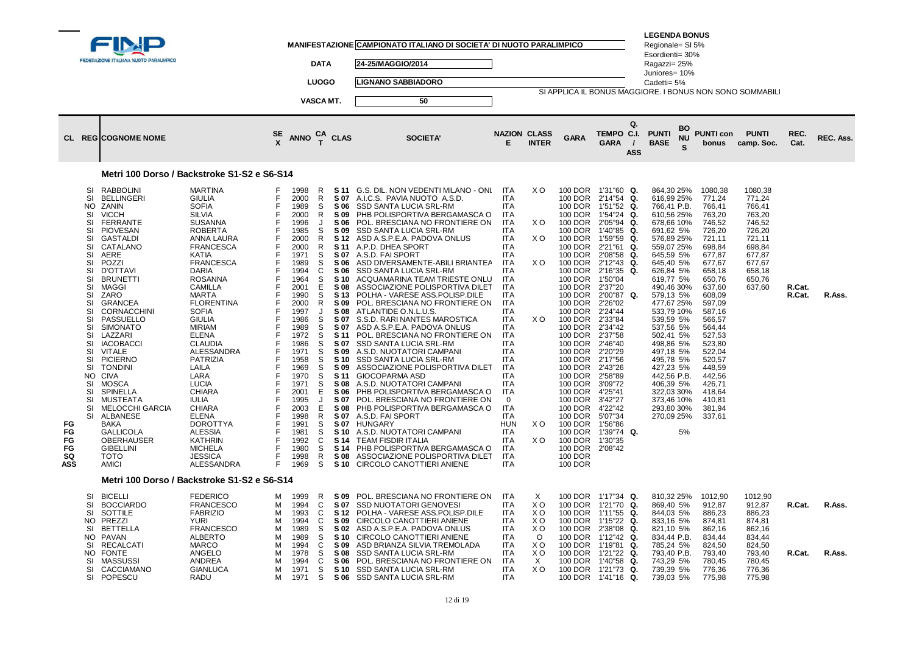**MANIFESTAZIONE** CAMPIONATO ITALIANO DI SOCIETA' DI NUOTO PARALIMPICO

**DATA** 24-25/MAGGIO/2014

**LUOGO** LIGNANO SABBIADORO

**VASCA MT.** 50

**LEGENDA BONUS**
Regionale= SI 5%
Esordienti= 30%
Ragazzi= 25%
Juniores= 10%
Cadetti= 5%
SI APPLICA IL BONUS MAGGIORE. I BONUS NON SONO SOMMABILI

## Metri 100 Dorso / Backstroke S1-S2 e S6-S14

| CL | REG | COGNOME NOME | | SEX | ANNO | CAT | CLAS | SOCIETA' | NAZIONE | CLASS INTER | GARA | TEMPO GARA | Q. C.I. / ASS | PUNTI BASE | BONUS | PUNTI con bonus | PUNTI camp. Soc. | REC. Cat. | REC. Ass. |
|---|---|---|---|---|---|---|---|---|---|---|---|---|---|---|---|---|---|---|---|
| | SI | RABBOLINI | MARTINA | F | 1998 | R | S 11 | G.S. DIL. NON VEDENTI MILANO - ONL | ITA | X O | 100 DOR | 1'31"60 | Q. | 864,30 | 25% | 1080,38 | 1080,38 | | |
| | SI | BELLINGERI | GIULIA | F | 2000 | R | S 07 | A.I.C.S. PAVIA NUOTO A.S.D. | ITA | | 100 DOR | 2'14"54 | Q. | 616,99 | 25% | 771,24 | 771,24 | | |
| | NO | ZANIN | SOFIA | F | 1989 | S | S 06 | SSD SANTA LUCIA SRL-RM | ITA | | 100 DOR | 1'51"52 | Q. | 766,41 | P.B. | 766,41 | 766,41 | | |
| | SI | VICCH | SILVIA | F | 2000 | R | S 09 | PHB POLISPORTIVA BERGAMASCA O | ITA | | 100 DOR | 1'54"24 | Q. | 610,56 | 25% | 763,20 | 763,20 | | |
| | SI | FERRANTE | SUSANNA | F | 1996 | J | S 06 | POL. BRESCIANA NO FRONTIERE ON | ITA | X O | 100 DOR | 2'05"94 | Q. | 678,66 | 10% | 746,52 | 746,52 | | |
| | SI | PIOVESAN | ROBERTA | F | 1985 | S | S 09 | SSD SANTA LUCIA SRL-RM | ITA | | 100 DOR | 1'40"85 | Q. | 691,62 | 5% | 726,20 | 726,20 | | |
| | SI | GASTALDI | ANNA LAURA | F | 2000 | R | S 12 | ASD A.S.P.E.A. PADOVA ONLUS | ITA | X O | 100 DOR | 1'59"59 | Q. | 576,89 | 25% | 721,11 | 721,11 | | |
| | SI | CATALANO | FRANCESCA | F | 2000 | R | S 11 | A.P.D. DHEA SPORT | ITA | | 100 DOR | 2'21"61 | Q. | 559,07 | 25% | 698,84 | 698,84 | | |
| | SI | AERE | KATIA | F | 1971 | S | S 07 | A.S.D. FAI SPORT | ITA | | 100 DOR | 2'08"58 | Q. | 645,59 | 5% | 677,87 | 677,87 | | |
| | SI | POZZI | FRANCESCA | F | 1989 | S | S 06 | ASD DIVERSAMENTE-ABILI BRIANTEA | ITA | X O | 100 DOR | 2'12"43 | Q. | 645,40 | 5% | 677,67 | 677,67 | | |
| | SI | D'OTTAVI | DARIA | F | 1994 | C | S 06 | SSD SANTA LUCIA SRL-RM | ITA | | 100 DOR | 2'16"35 | Q. | 626,84 | 5% | 658,18 | 658,18 | | |
| | SI | BRUNETTI | ROSANNA | F | 1964 | S | S 10 | ACQUAMARINA TEAM TRIESTE ONLU | ITA | | 100 DOR | 1'50"04 | | 619,77 | 5% | 650,76 | 650,76 | | |
| | SI | MAGGI | CAMILLA | F | 2001 | E | S 08 | ASSOCIAZIONE POLISPORTIVA DILET | ITA | | 100 DOR | 2'37"20 | | 490,46 | 30% | 637,60 | 637,60 | R.Cat. | |
| | SI | ZARO | MARTA | F | 1990 | S | S 13 | POLHA - VARESE ASS.POLISP.DILE | ITA | | 100 DOR | 2'00"87 | Q. | 579,13 | 5% | 608,09 | | R.Cat. | R.Ass. |
| | SI | GRANCEA | FLORENTINA | F | 2000 | R | S 09 | POL. BRESCIANA NO FRONTIERE ON | ITA | | 100 DOR | 2'26"02 | | 477,67 | 25% | 597,09 | | | |
| | SI | CORNACCHINI | SOFIA | F | 1997 | J | S 08 | ATLANTIDE O.N.L.U.S. | ITA | | 100 DOR | 2'24"44 | | 533,79 | 10% | 587,16 | | | |
| | SI | PASSUELLO | GIULIA | F | 1986 | S | S 07 | S.S.D. RARI NANTES MAROSTICA | ITA | X O | 100 DOR | 2'33"84 | | 539,59 | 5% | 566,57 | | | |
| | SI | SIMONATO | MIRIAM | F | 1989 | S | S 07 | ASD A.S.P.E.A. PADOVA ONLUS | ITA | | 100 DOR | 2'34"42 | | 537,56 | 5% | 564,44 | | | |
| | SI | LAZZARI | ELENA | F | 1972 | S | S 11 | POL. BRESCIANA NO FRONTIERE ON | ITA | | 100 DOR | 2'37"58 | | 502,41 | 5% | 527,53 | | | |
| | SI | IACOBACCI | CLAUDIA | F | 1986 | S | S 07 | SSD SANTA LUCIA SRL-RM | ITA | | 100 DOR | 2'46"40 | | 498,86 | 5% | 523,80 | | | |
| | SI | VITALE | ALESSANDRA | F | 1971 | S | S 09 | A.S.D. NUOTATORI CAMPANI | ITA | | 100 DOR | 2'20"29 | | 497,18 | 5% | 522,04 | | | |
| | SI | PICIERNO | PATRIZIA | F | 1958 | S | S 10 | SSD SANTA LUCIA SRL-RM | ITA | | 100 DOR | 2'17"56 | | 495,78 | 5% | 520,57 | | | |
| | SI | TONDINI | LAILA | F | 1969 | S | S 09 | ASSOCIAZIONE POLISPORTIVA DILET | ITA | | 100 DOR | 2'43"26 | | 427,23 | 5% | 448,59 | | | |
| | NO | CIVA | LARA | F | 1970 | S | S 11 | GIOCOPARMA ASD | ITA | | 100 DOR | 2'58"89 | | 442,56 | P.B. | 442,56 | | | |
| | SI | MOSCA | LUCIA | F | 1971 | S | S 08 | A.S.D. NUOTATORI CAMPANI | ITA | | 100 DOR | 3'09"72 | | 406,39 | 5% | 426,71 | | | |
| | SI | SPINELLA | CHIARA | F | 2001 | E | S 06 | PHB POLISPORTIVA BERGAMASCA O | ITA | | 100 DOR | 4'25"41 | | 322,03 | 30% | 418,64 | | | |
| | SI | MUSTEATA | IULIA | F | 1995 | J | S 07 | POL. BRESCIANA NO FRONTIERE ON | O | | 100 DOR | 3'42"27 | | 373,46 | 10% | 410,81 | | | |
| | SI | MELOCCHI GARCIA | CHIARA | F | 2003 | E | S 08 | PHB POLISPORTIVA BERGAMASCA O | ITA | | 100 DOR | 4'22"42 | | 293,80 | 30% | 381,94 | | | |
| | SI | ALBANESE | ELENA | F | 1998 | R | S 07 | A.S.D. FAI SPORT | ITA | | 100 DOR | 5'07"34 | | 270,09 | 25% | 337,61 | | | |
| FG | | BAKA | DOROTTYA | F | 1991 | S | S 07 | HUNGARY | HUN | X O | 100 DOR | 1'56"86 | | | | | | | |
| FG | | GALLICOLA | ALESSIA | F | 1981 | S | S 10 | A.S.D. NUOTATORI CAMPANI | ITA | | 100 DOR | 1'39"74 | Q. | | 5% | | | | |
| FG | | OBERHAUSER | KATHRIN | F | 1992 | C | S 14 | TEAM FISDIR ITALIA | ITA | X O | 100 DOR | 1'30"35 | | | | | | | |
| FG | | GIBELLINI | MICHELA | F | 1980 | S | S 14 | PHB POLISPORTIVA BERGAMASCA O | ITA | | 100 DOR | 2'08"42 | | | | | | | |
| SQ | | TOTO | JESSICA | F | 1998 | R | S 08 | ASSOCIAZIONE POLISPORTIVA DILET | ITA | | 100 DOR | | | | | | | | |
| ASS | | AMICI | ALESSANDRA | F | 1969 | S | S 10 | CIRCOLO CANOTTIERI ANIENE | ITA | | 100 DOR | | | | | | | | |

## Metri 100 Dorso / Backstroke S1-S2 e S6-S14

| CL | REG | COGNOME NOME | | SEX | ANNO | CAT | CLAS | SOCIETA' | NAZIONE | CLASS INTER | GARA | TEMPO GARA | Q. C.I. / ASS | PUNTI BASE | BONUS | PUNTI con bonus | PUNTI camp. Soc. | REC. Cat. | REC. Ass. |
|---|---|---|---|---|---|---|---|---|---|---|---|---|---|---|---|---|---|---|---|
| | SI | BICELLI | FEDERICO | M | 1999 | R | S 09 | POL. BRESCIANA NO FRONTIERE ON | ITA | X | 100 DOR | 1'17"34 | Q. | 810,32 | 25% | 1012,90 | 1012,90 | | |
| | SI | BOCCIARDO | FRANCESCO | M | 1994 | C | S 07 | SSD NUOTATORI GENOVESI | ITA | X O | 100 DOR | 1'21"70 | Q. | 869,40 | 5% | 912,87 | 912,87 | R.Cat. | R.Ass. |
| | SI | SOTTILE | FABRIZIO | M | 1993 | C | S 12 | POLHA - VARESE ASS.POLISP.DILE | ITA | X O | 100 DOR | 1'11"55 | Q. | 844,03 | 5% | 886,23 | 886,23 | | |
| | NO | PREZZI | YURI | M | 1994 | C | S 09 | CIRCOLO CANOTTIERI ANIENE | ITA | X O | 100 DOR | 1'15"22 | Q. | 833,16 | 5% | 874,81 | 874,81 | | |
| | SI | BETTELLA | FRANCESCO | M | 1989 | S | S 02 | ASD A.S.P.E.A. PADOVA ONLUS | ITA | X O | 100 DOR | 2'38"08 | Q. | 821,10 | 5% | 862,16 | 862,16 | | |
| | NO | PAVAN | ALBERTO | M | 1989 | S | S 10 | CIRCOLO CANOTTIERI ANIENE | ITA | O | 100 DOR | 1'12"42 | Q. | 834,44 | P.B. | 834,44 | 834,44 | | |
| | SI | RECALCATI | MARCO | M | 1994 | C | S 09 | ASD BRIANZA SILVIA TREMOLADA | ITA | X O | 100 DOR | 1'19"81 | Q. | 785,24 | 5% | 824,50 | 824,50 | | |
| | NO | FONTE | ANGELO | M | 1978 | S | S 08 | SSD SANTA LUCIA SRL-RM | ITA | X O | 100 DOR | 1'21"22 | Q. | 793,40 | P.B. | 793,40 | 793,40 | R.Cat. | R.Ass. |
| | SI | MASSUSSI | ANDREA | M | 1994 | C | S 06 | POL. BRESCIANA NO FRONTIERE ON | ITA | X | 100 DOR | 1'40"58 | Q. | 743,29 | 5% | 780,45 | 780,45 | | |
| | SI | CACCIAMANO | GIANLUCA | M | 1971 | S | S 10 | SSD SANTA LUCIA SRL-RM | ITA | X O | 100 DOR | 1'21"73 | Q. | 739,39 | 5% | 776,36 | 776,36 | | |
| | SI | POPESCU | RADU | M | 1971 | S | S 06 | SSD SANTA LUCIA SRL-RM | ITA | | 100 DOR | 1'41"16 | Q. | 739,03 | 5% | 775,98 | 775,98 | | |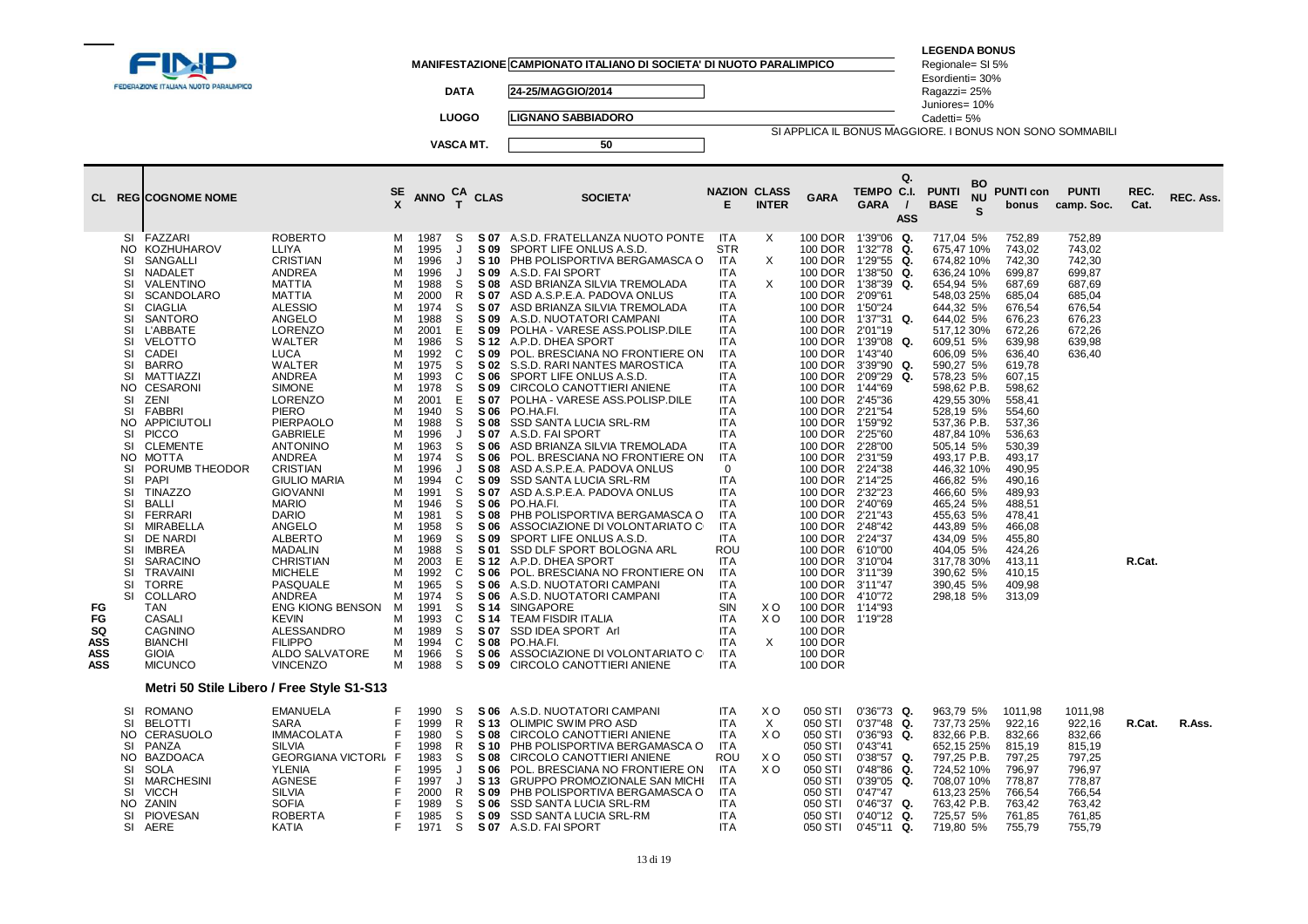FEDERAZIONE ITALIANA NUOTO PARALIMPICO

**MANIFESTAZIONE** CAMPIONATO ITALIANO DI SOCIETA' DI NUOTO PARALIMPICO

**DATA** 24-25/MAGGIO/2014

**LUOGO** LIGNANO SABBIADORO

**VASCA MT.** 50

**LEGENDA BONUS**
Regionale= SI 5%
Esordienti= 30%
Ragazzi= 25%
Juniores= 10%
Cadetti= 5%
SI APPLICA IL BONUS MAGGIORE. I BONUS NON SONO SOMMABILI

| CL | REG | COGNOME NOME | | SEX | ANNO | CAT | CLAS | SOCIETA' | NAZIONE | CLASS INTER | GARA | TEMPO GARA | Q. C.I. / ASS | PUNTI BASE | BONUS | PUNTI con bonus | PUNTI camp. Soc. | REC. Cat. | REC. Ass. |
|---|---|---|---|---|---|---|---|---|---|---|---|---|---|---|---|---|---|---|---|
| | SI | FAZZARI | ROBERTO | M | 1987 | S | S 07 | A.S.D. FRATELLANZA NUOTO PONTE | ITA | X | 100 DOR | 1'39"06 | Q. | 717,04 | 5% | 752,89 | 752,89 | | |
| | NO | KOZHUHAROV | LLIYA | M | 1995 | J | S 09 | SPORT LIFE ONLUS A.S.D. | STR | | 100 DOR | 1'32"78 | Q. | 675,47 | 10% | 743,02 | 743,02 | | |
| | SI | SANGALLI | CRISTIAN | M | 1996 | J | S 10 | PHB POLISPORTIVA BERGAMASCA O | ITA | X | 100 DOR | 1'29"55 | Q. | 674,82 | 10% | 742,30 | 742,30 | | |
| | SI | NADALET | ANDREA | M | 1996 | J | S 09 | A.S.D. FAI SPORT | ITA | | 100 DOR | 1'38"50 | Q. | 636,24 | 10% | 699,87 | 699,87 | | |
| | SI | VALENTINO | MATTIA | M | 1988 | S | S 08 | ASD BRIANZA SILVIA TREMOLADA | ITA | X | 100 DOR | 1'38"39 | Q. | 654,94 | 5% | 687,69 | 687,69 | | |
| | SI | SCANDOLARO | MATTIA | M | 2000 | R | S 07 | ASD A.S.P.E.A. PADOVA ONLUS | ITA | | 100 DOR | 2'09"61 | | 548,03 | 25% | 685,04 | 685,04 | | |
| | SI | CIAGLIA | ALESSIO | M | 1974 | S | S 07 | ASD BRIANZA SILVIA TREMOLADA | ITA | | 100 DOR | 1'50"24 | | 644,32 | 5% | 676,54 | 676,54 | | |
| | SI | SANTORO | ANGELO | M | 1988 | S | S 09 | A.S.D. NUOTATORI CAMPANI | ITA | | 100 DOR | 1'37"31 | Q. | 644,02 | 5% | 676,23 | 676,23 | | |
| | SI | L'ABBATE | LORENZO | M | 2001 | E | S 09 | POLHA - VARESE ASS.POLISP.DILE | ITA | | 100 DOR | 2'01"19 | | 517,12 | 30% | 672,26 | 672,26 | | |
| | SI | VELOTTO | WALTER | M | 1986 | S | S 12 | A.P.D. DHEA SPORT | ITA | | 100 DOR | 1'39"08 | Q. | 609,51 | 5% | 639,98 | 639,98 | | |
| | SI | CADEI | LUCA | M | 1992 | C | S 09 | POL. BRESCIANA NO FRONTIERE ON | ITA | | 100 DOR | 1'43"40 | | 606,09 | 5% | 636,40 | 636,40 | | |
| | SI | BARRO | WALTER | M | 1975 | S | S 02 | S.S.D. RARI NANTES MAROSTICA | ITA | | 100 DOR | 3'39"90 | Q. | 590,27 | 5% | 619,78 | | | |
| | SI | MATTIAZZI | ANDREA | M | 1993 | C | S 06 | SPORT LIFE ONLUS A.S.D. | ITA | | 100 DOR | 2'09"29 | Q. | 578,23 | 5% | 607,15 | | | |
| | NO | CESARONI | SIMONE | M | 1978 | S | S 09 | CIRCOLO CANOTTIERI ANIENE | ITA | | 100 DOR | 1'44"69 | | 598,62 | P.B. | 598,62 | | | |
| | SI | ZENI | LORENZO | M | 2001 | E | S 07 | POLHA - VARESE ASS.POLISP.DILE | ITA | | 100 DOR | 2'45"36 | | 429,55 | 30% | 558,41 | | | |
| | SI | FABBRI | PIERO | M | 1940 | S | S 06 | PO.HA.FI. | ITA | | 100 DOR | 2'21"54 | | 528,19 | 5% | 554,60 | | | |
| | NO | APPICIUTOLI | PIERPAOLO | M | 1988 | S | S 08 | SSD SANTA LUCIA SRL-RM | ITA | | 100 DOR | 1'59"92 | | 537,36 | P.B. | 537,36 | | | |
| | SI | PICCO | GABRIELE | M | 1996 | J | S 07 | A.S.D. FAI SPORT | ITA | | 100 DOR | 2'25"60 | | 487,84 | 10% | 536,63 | | | |
| | SI | CLEMENTE | ANTONINO | M | 1963 | S | S 06 | ASD BRIANZA SILVIA TREMOLADA | ITA | | 100 DOR | 2'28"00 | | 505,14 | 5% | 530,39 | | | |
| | NO | MOTTA | ANDREA | M | 1974 | S | S 06 | POL. BRESCIANA NO FRONTIERE ON | ITA | | 100 DOR | 2'31"59 | | 493,17 | P.B. | 493,17 | | | |
| | SI | PORUMB THEODOR | CRISTIAN | M | 1996 | J | S 08 | ASD A.S.P.E.A. PADOVA ONLUS | 0 | | 100 DOR | 2'24"38 | | 446,32 | 10% | 490,95 | | | |
| | SI | PAPI | GIULIO MARIA | M | 1994 | C | S 09 | SSD SANTA LUCIA SRL-RM | ITA | | 100 DOR | 2'14"25 | | 466,82 | 5% | 490,16 | | | |
| | SI | TINAZZO | GIOVANNI | M | 1991 | S | S 07 | ASD A.S.P.E.A. PADOVA ONLUS | ITA | | 100 DOR | 2'32"23 | | 466,60 | 5% | 489,93 | | | |
| | SI | BALLI | MARIO | M | 1946 | S | S 06 | PO.HA.FI. | ITA | | 100 DOR | 2'40"69 | | 465,24 | 5% | 488,51 | | | |
| | SI | FERRARI | DARIO | M | 1981 | S | S 08 | PHB POLISPORTIVA BERGAMASCA O | ITA | | 100 DOR | 2'21"43 | | 455,63 | 5% | 478,41 | | | |
| | SI | MIRABELLA | ANGELO | M | 1958 | S | S 06 | ASSOCIAZIONE DI VOLONTARIATO C | ITA | | 100 DOR | 2'48"42 | | 443,89 | 5% | 466,08 | | | |
| | SI | DE NARDI | ALBERTO | M | 1969 | S | S 09 | SPORT LIFE ONLUS A.S.D. | ITA | | 100 DOR | 2'24"37 | | 434,09 | 5% | 455,80 | | | |
| | SI | IMBREA | MADALIN | M | 1988 | S | S 01 | SSD DLF SPORT BOLOGNA ARL | ROU | | 100 DOR | 6'10"00 | | 404,05 | 5% | 424,26 | | | |
| | SI | SARACINO | CHRISTIAN | M | 2003 | E | S 12 | A.P.D. DHEA SPORT | ITA | | 100 DOR | 3'10"04 | | 317,78 | 30% | 413,11 | | R.Cat. | |
| | SI | TRAVAINI | MICHELE | M | 1992 | C | S 06 | POL. BRESCIANA NO FRONTIERE ON | ITA | | 100 DOR | 3'11"39 | | 390,62 | 5% | 410,15 | | | |
| | SI | TORRE | PASQUALE | M | 1965 | S | S 06 | A.S.D. NUOTATORI CAMPANI | ITA | | 100 DOR | 3'11"47 | | 390,45 | 5% | 409,98 | | | |
| | SI | COLLARO | ANDREA | M | 1974 | S | S 06 | A.S.D. NUOTATORI CAMPANI | ITA | | 100 DOR | 4'10"72 | | 298,18 | 5% | 313,09 | | | |
| FG | | TAN | ENG KIONG BENSON | M | 1991 | S | S 14 | SINGAPORE | SIN | X O | 100 DOR | 1'14"93 | | | | | | | |
| FG | | CASALI | KEVIN | M | 1993 | C | S 14 | TEAM FISDIR ITALIA | ITA | X O | 100 DOR | 1'19"28 | | | | | | | |
| SQ | | CAGNINO | ALESSANDRO | M | 1989 | S | S 07 | SSD IDEA SPORT Arl | ITA | | 100 DOR | | | | | | | | |
| ASS | | BIANCHI | FILIPPO | M | 1994 | C | S 08 | PO.HA.FI. | ITA | X | 100 DOR | | | | | | | | |
| ASS | | GIOIA | ALDO SALVATORE | M | 1966 | S | S 06 | ASSOCIAZIONE DI VOLONTARIATO C | ITA | | 100 DOR | | | | | | | | |
| ASS | | MICUNCO | VINCENZO | M | 1988 | S | S 09 | CIRCOLO CANOTTIERI ANIENE | ITA | | 100 DOR | | | | | | | | |

### Metri 50 Stile Libero / Free Style S1-S13

| CL | REG | COGNOME NOME | | SEX | ANNO | CAT | CLAS | SOCIETA' | NAZIONE | CLASS INTER | GARA | TEMPO GARA | Q. C.I. / ASS | PUNTI BASE | BONUS | PUNTI con bonus | PUNTI camp. Soc. | REC. Cat. | REC. Ass. |
|---|---|---|---|---|---|---|---|---|---|---|---|---|---|---|---|---|---|---|---|
| | SI | ROMANO | EMANUELA | F | 1990 | S | S 06 | A.S.D. NUOTATORI CAMPANI | ITA | X O | 050 STI | 0'36"73 | Q. | 963,79 | 5% | 1011,98 | 1011,98 | | |
| | SI | BELOTTI | SARA | F | 1999 | R | S 13 | OLIMPIC SWIM PRO ASD | ITA | X | 050 STI | 0'37"48 | Q. | 737,73 | 25% | 922,16 | 922,16 | R.Cat. | R.Ass. |
| | NO | CERASUOLO | IMMACOLATA | F | 1980 | S | S 08 | CIRCOLO CANOTTIERI ANIENE | ITA | X O | 050 STI | 0'36"93 | Q. | 832,66 | P.B. | 832,66 | 832,66 | | |
| | SI | PANZA | SILVIA | F | 1998 | R | S 10 | PHB POLISPORTIVA BERGAMASCA O | ITA | | 050 STI | 0'43"41 | | 652,15 | 25% | 815,19 | 815,19 | | |
| | NO | BAZDOACA | GEORGIANA VICTORIA | F | 1983 | S | S 08 | CIRCOLO CANOTTIERI ANIENE | ROU | X O | 050 STI | 0'38"57 | Q. | 797,25 | P.B. | 797,25 | 797,25 | | |
| | SI | SOLA | YLENIA | F | 1995 | J | S 06 | POL. BRESCIANA NO FRONTIERE ON | ITA | X O | 050 STI | 0'48"86 | Q. | 724,52 | 10% | 796,97 | 796,97 | | |
| | SI | MARCHESINI | AGNESE | F | 1997 | J | S 13 | GRUPPO PROMOZIONALE SAN MICHI | ITA | | 050 STI | 0'39"05 | Q. | 708,07 | 10% | 778,87 | 778,87 | | |
| | SI | VICCH | SILVIA | F | 2000 | R | S 09 | PHB POLISPORTIVA BERGAMASCA O | ITA | | 050 STI | 0'47"47 | | 613,23 | 25% | 766,54 | 766,54 | | |
| | NO | ZANIN | SOFIA | F | 1989 | S | S 06 | SSD SANTA LUCIA SRL-RM | ITA | | 050 STI | 0'46"37 | Q. | 763,42 | P.B. | 763,42 | 763,42 | | |
| | SI | PIOVESAN | ROBERTA | F | 1985 | S | S 09 | SSD SANTA LUCIA SRL-RM | ITA | | 050 STI | 0'40"12 | Q. | 725,57 | 5% | 761,85 | 761,85 | | |
| | SI | AERE | KATIA | F | 1971 | S | S 07 | A.S.D. FAI SPORT | ITA | | 050 STI | 0'45"11 | Q. | 719,80 | 5% | 755,79 | 755,79 | | |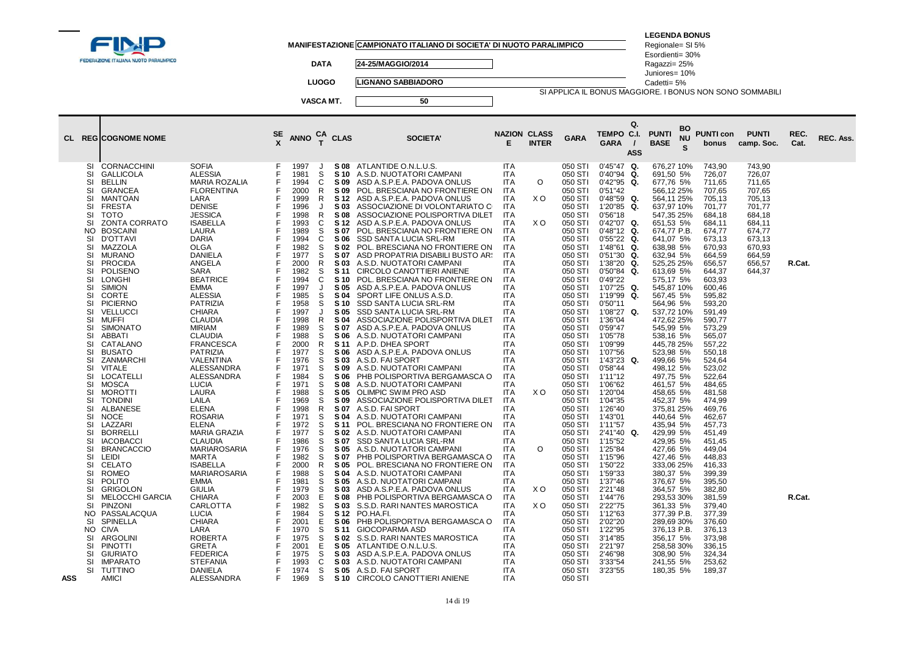FEDERAZIONE ITALIANA NUOTO PARALIMPICO

**MANIFESTAZIONE** CAMPIONATO ITALIANO DI SOCIETA' DI NUOTO PARALIMPICO

**DATA** 24-25/MAGGIO/2014

**LUOGO** LIGNANO SABBIADORO

**VASCA MT.** 50

**LEGENDA BONUS**
Regionale= SI 5%
Esordienti= 30%
Ragazzi= 25%
Juniores= 10%
Cadetti= 5%
SI APPLICA IL BONUS MAGGIORE. I BONUS NON SONO SOMMABILI

| CL | REG | COGNOME NOME | | SEX | ANNO | CAT | CLAS | SOCIETA' | NAZIONE | CLASS INTER | GARA | TEMPO GARA | Q. C.I. / ASS | PUNTI BASE | BONUS | PUNTI con bonus | PUNTI camp. Soc. | REC. Cat. | REC. Ass. |
|---|---|---|---|---|---|---|---|---|---|---|---|---|---|---|---|---|---|---|---|
| | SI | CORNACCHINI | SOFIA | F | 1997 | J | S 08 | ATLANTIDE O.N.L.U.S. | ITA | | 050 STI | 0'45"47 | Q. | 676,27 | 10% | 743,90 | 743,90 | | |
| | SI | GALLICOLA | ALESSIA | F | 1981 | S | S 10 | A.S.D. NUOTATORI CAMPANI | ITA | | 050 STI | 0'40"94 | Q. | 691,50 | 5% | 726,07 | 726,07 | | |
| | SI | BELLIN | MARIA ROZALIA | F | 1994 | C | S 09 | ASD A.S.P.E.A. PADOVA ONLUS | ITA | O | 050 STI | 0'42"95 | Q. | 677,76 | 5% | 711,65 | 711,65 | | |
| | SI | GRANCEA | FLORENTINA | F | 2000 | R | S 09 | POL. BRESCIANA NO FRONTIERE ON | ITA | | 050 STI | 0'51"42 | | 566,12 | 25% | 707,65 | 707,65 | | |
| | SI | MANTOAN | LARA | F | 1999 | R | S 12 | ASD A.S.P.E.A. PADOVA ONLUS | ITA | X O | 050 STI | 0'48"59 | Q. | 564,11 | 25% | 705,13 | 705,13 | | |
| | SI | FRESTA | DENISE | F | 1996 | J | S 03 | ASSOCIAZIONE DI VOLONTARIATO C | ITA | | 050 STI | 1'20"85 | Q. | 637,97 | 10% | 701,77 | 701,77 | | |
| | SI | TOTO | JESSICA | F | 1998 | R | S 08 | ASSOCIAZIONE POLISPORTIVA DILET | ITA | | 050 STI | 0'56"18 | | 547,35 | 25% | 684,18 | 684,18 | | |
| | SI | ZONTA CORRATO | ISABELLA | F | 1993 | C | S 12 | ASD A.S.P.E.A. PADOVA ONLUS | ITA | X O | 050 STI | 0'42"07 | Q. | 651,53 | 5% | 684,11 | 684,11 | | |
| | NO | BOSCAINI | LAURA | F | 1989 | S | S 07 | POL. BRESCIANA NO FRONTIERE ON | ITA | | 050 STI | 0'48"12 | Q. | 674,77 | P.B. | 674,77 | 674,77 | | |
| | SI | D'OTTAVI | DARIA | F | 1994 | C | S 06 | SSD SANTA LUCIA SRL-RM | ITA | | 050 STI | 0'55"22 | Q. | 641,07 | 5% | 673,13 | 673,13 | | |
| | SI | MAZZOLA | OLGA | F | 1982 | S | S 02 | POL. BRESCIANA NO FRONTIERE ON | ITA | | 050 STI | 1'48"61 | Q. | 638,98 | 5% | 670,93 | 670,93 | | |
| | SI | MURANO | DANIELA | F | 1977 | S | S 07 | ASD PROPATRIA DISABILI BUSTO AR: | ITA | | 050 STI | 0'51"30 | Q. | 632,94 | 5% | 664,59 | 664,59 | | |
| | SI | PROCIDA | ANGELA | F | 2000 | R | S 03 | A.S.D. NUOTATORI CAMPANI | ITA | | 050 STI | 1'38"20 | Q. | 525,25 | 25% | 656,57 | 656,57 | R.Cat. | |
| | SI | POLISENO | SARA | F | 1982 | S | S 11 | CIRCOLO CANOTTIERI ANIENE | ITA | | 050 STI | 0'50"84 | Q. | 613,69 | 5% | 644,37 | 644,37 | | |
| | SI | LONGHI | BEATRICE | F | 1994 | C | S 10 | POL. BRESCIANA NO FRONTIERE ON | ITA | | 050 STI | 0'49"22 | | 575,17 | 5% | 603,93 | | | |
| | SI | SIMION | EMMA | F | 1997 | J | S 05 | ASD A.S.P.E.A. PADOVA ONLUS | ITA | | 050 STI | 1'07"25 | Q. | 545,87 | 10% | 600,46 | | | |
| | SI | CORTE | ALESSIA | F | 1985 | S | S 04 | SPORT LIFE ONLUS A.S.D. | ITA | | 050 STI | 1'19"99 | Q. | 567,45 | 5% | 595,82 | | | |
| | SI | PICIERNO | PATRIZIA | F | 1958 | S | S 10 | SSD SANTA LUCIA SRL-RM | ITA | | 050 STI | 0'50"11 | | 564,96 | 5% | 593,20 | | | |
| | SI | VELLUCCI | CHIARA | F | 1997 | J | S 05 | SSD SANTA LUCIA SRL-RM | ITA | | 050 STI | 1'08"27 | Q. | 537,72 | 10% | 591,49 | | | |
| | SI | MUFFI | CLAUDIA | F | 1998 | R | S 04 | ASSOCIAZIONE POLISPORTIVA DILET | ITA | | 050 STI | 1'36"04 | | 472,62 | 25% | 590,77 | | | |
| | SI | SIMONATO | MIRIAM | F | 1989 | S | S 07 | ASD A.S.P.E.A. PADOVA ONLUS | ITA | | 050 STI | 0'59"47 | | 545,99 | 5% | 573,29 | | | |
| | SI | ABBATI | CLAUDIA | F | 1988 | S | S 06 | A.S.D. NUOTATORI CAMPANI | ITA | | 050 STI | 1'05"78 | | 538,16 | 5% | 565,07 | | | |
| | SI | CATALANO | FRANCESCA | F | 2000 | R | S 11 | A.P.D. DHEA SPORT | ITA | | 050 STI | 1'09"99 | | 445,78 | 25% | 557,22 | | | |
| | SI | BUSATO | PATRIZIA | F | 1977 | S | S 06 | ASD A.S.P.E.A. PADOVA ONLUS | ITA | | 050 STI | 1'07"56 | | 523,98 | 5% | 550,18 | | | |
| | SI | ZANMARCHI | VALENTINA | F | 1976 | S | S 03 | A.S.D. FAI SPORT | ITA | | 050 STI | 1'43"23 | Q. | 499,66 | 5% | 524,64 | | | |
| | SI | VITALE | ALESSANDRA | F | 1971 | S | S 09 | A.S.D. NUOTATORI CAMPANI | ITA | | 050 STI | 0'58"44 | | 498,12 | 5% | 523,02 | | | |
| | SI | LOCATELLI | ALESSANDRA | F | 1984 | S | S 06 | PHB POLISPORTIVA BERGAMASCA O | ITA | | 050 STI | 1'11"12 | | 497,75 | 5% | 522,64 | | | |
| | SI | MOSCA | LUCIA | F | 1971 | S | S 08 | A.S.D. NUOTATORI CAMPANI | ITA | | 050 STI | 1'06"62 | | 461,57 | 5% | 484,65 | | | |
| | SI | MOROTTI | LAURA | F | 1988 | S | S 05 | OLIMPIC SWIM PRO ASD | ITA | X O | 050 STI | 1'20"04 | | 458,65 | 5% | 481,58 | | | |
| | SI | TONDINI | LAILA | F | 1969 | S | S 09 | ASSOCIAZIONE POLISPORTIVA DILET | ITA | | 050 STI | 1'04"35 | | 452,37 | 5% | 474,99 | | | |
| | SI | ALBANESE | ELENA | F | 1998 | R | S 07 | A.S.D. FAI SPORT | ITA | | 050 STI | 1'26"40 | | 375,81 | 25% | 469,76 | | | |
| | SI | NOCE | ROSARIA | F | 1971 | S | S 04 | A.S.D. NUOTATORI CAMPANI | ITA | | 050 STI | 1'43"01 | | 440,64 | 5% | 462,67 | | | |
| | SI | LAZZARI | ELENA | F | 1972 | S | S 11 | POL. BRESCIANA NO FRONTIERE ON | ITA | | 050 STI | 1'11"57 | | 435,94 | 5% | 457,73 | | | |
| | SI | BORRELLI | MARIA GRAZIA | F | 1977 | S | S 02 | A.S.D. NUOTATORI CAMPANI | ITA | | 050 STI | 2'41"40 | Q. | 429,99 | 5% | 451,49 | | | |
| | SI | IACOBACCI | CLAUDIA | F | 1986 | S | S 07 | SSD SANTA LUCIA SRL-RM | ITA | | 050 STI | 1'15"52 | | 429,95 | 5% | 451,45 | | | |
| | SI | BRANCACCIO | MARIAROSARIA | F | 1976 | S | S 05 | A.S.D. NUOTATORI CAMPANI | ITA | O | 050 STI | 1'25"84 | | 427,66 | 5% | 449,04 | | | |
| | SI | LEIDI | MARTA | F | 1982 | S | S 07 | PHB POLISPORTIVA BERGAMASCA O | ITA | | 050 STI | 1'15"96 | | 427,46 | 5% | 448,83 | | | |
| | SI | CELATO | ISABELLA | F | 2000 | R | S 05 | POL. BRESCIANA NO FRONTIERE ON | ITA | | 050 STI | 1'50"22 | | 333,06 | 25% | 416,33 | | | |
| | SI | ROMEO | MARIAROSARIA | F | 1988 | S | S 04 | A.S.D. NUOTATORI CAMPANI | ITA | | 050 STI | 1'59"33 | | 380,37 | 5% | 399,39 | | | |
| | SI | POLITO | EMMA | F | 1981 | S | S 05 | A.S.D. NUOTATORI CAMPANI | ITA | | 050 STI | 1'37"46 | | 376,67 | 5% | 395,50 | | | |
| | SI | GRIGOLON | GIULIA | F | 1979 | S | S 03 | ASD A.S.P.E.A. PADOVA ONLUS | ITA | X O | 050 STI | 2'21"48 | | 364,57 | 5% | 382,80 | | | |
| | SI | MELOCCHI GARCIA | CHIARA | F | 2003 | E | S 08 | PHB POLISPORTIVA BERGAMASCA O | ITA | | 050 STI | 1'44"76 | | 293,53 | 30% | 381,59 | | R.Cat. | |
| | SI | PINZONI | CARLOTTA | F | 1982 | S | S 03 | S.S.D. RARI NANTES MAROSTICA | ITA | X O | 050 STI | 2'22"75 | | 361,33 | 5% | 379,40 | | | |
| | NO | PASSALACQUA | LUCIA | F | 1984 | S | S 12 | PO.HA.FI. | ITA | | 050 STI | 1'12"63 | | 377,39 | P.B. | 377,39 | | | |
| | SI | SPINELLA | CHIARA | F | 2001 | E | S 06 | PHB POLISPORTIVA BERGAMASCA O | ITA | | 050 STI | 2'02"20 | | 289,69 | 30% | 376,60 | | | |
| | NO | CIVA | LARA | F | 1970 | S | S 11 | GIOCOPARMA ASD | ITA | | 050 STI | 1'22"95 | | 376,13 | P.B. | 376,13 | | | |
| | SI | ARGOLINI | ROBERTA | F | 1975 | S | S 02 | S.S.D. RARI NANTES MAROSTICA | ITA | | 050 STI | 3'14"85 | | 356,17 | 5% | 373,98 | | | |
| | SI | PINOTTI | GRETA | F | 2001 | E | S 05 | ATLANTIDE O.N.L.U.S. | ITA | | 050 STI | 2'21"97 | | 258,58 | 30% | 336,15 | | | |
| | SI | GIURIATO | FEDERICA | F | 1975 | S | S 03 | ASD A.S.P.E.A. PADOVA ONLUS | ITA | | 050 STI | 2'46"98 | | 308,90 | 5% | 324,34 | | | |
| | SI | IMPARATO | STEFANIA | F | 1993 | C | S 03 | A.S.D. NUOTATORI CAMPANI | ITA | | 050 STI | 3'33"54 | | 241,55 | 5% | 253,62 | | | |
| | SI | TUTTINO | DANIELA | F | 1974 | S | S 05 | A.S.D. FAI SPORT | ITA | | 050 STI | 3'23"55 | | 180,35 | 5% | 189,37 | | | |
| ASS | | AMICI | ALESSANDRA | F | 1969 | S | S 10 | CIRCOLO CANOTTIERI ANIENE | ITA | | 050 STI | | | | | | | | |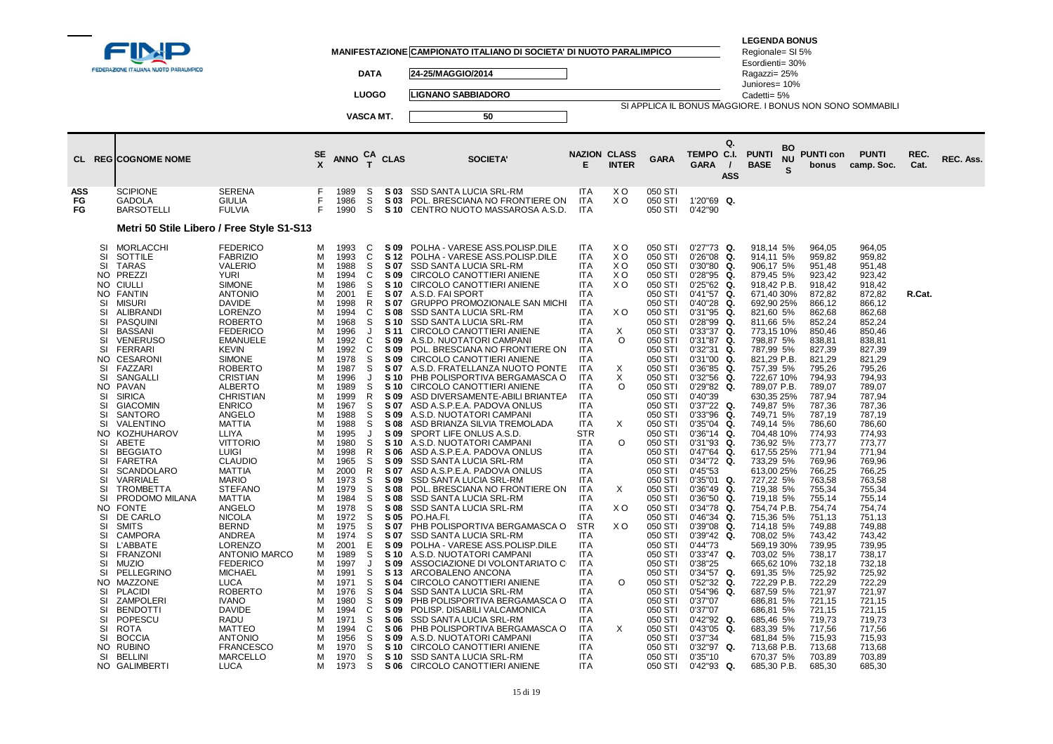**FEDERAZIONE ITALIANA NUOTO PARALIMPICO**

| | |
|---|---|
| MANIFESTAZIONE | CAMPIONATO ITALIANO DI SOCIETA' DI NUOTO PARALIMPICO |
| DATA | 24-25/MAGGIO/2014 |
| LUOGO | LIGNANO SABBIADORO |
| VASCA MT. | 50 |

**LEGENDA BONUS**
Regionale= SI 5%
Esordienti= 30%
Ragazzi= 25%
Juniores= 10%
Cadetti= 5%
SI APPLICA IL BONUS MAGGIORE. I BONUS NON SONO SOMMABILI

| CL | REG | COGNOME NOME | | SEX | ANNO | CAT | CLAS | SOCIETA' | NAZIONE | CLASS INTER | GARA | TEMPO GARA | Q. C.I. / ASS | PUNTI BASE | BONUS | PUNTI con bonus | PUNTI camp. Soc. | REC. Cat. | REC. Ass. |
|---|---|---|---|---|---|---|---|---|---|---|---|---|---|---|---|---|---|---|---|
| ASS | | SCIPIONE | SERENA | F | 1989 | S | S 03 | SSD SANTA LUCIA SRL-RM | ITA | X O | 050 STI | | | | | | | | |
| FG | | GADOLA | GIULIA | F | 1986 | S | S 03 | POL. BRESCIANA NO FRONTIERE ON | ITA | X O | 050 STI | 1'20"69 | Q. | | | | | | |
| FG | | BARSOTELLI | FULVIA | F | 1990 | S | S 10 | CENTRO NUOTO MASSAROSA A.S.D. | ITA | | 050 STI | 0'42"90 | | | | | | | |

## Metri 50 Stile Libero / Free Style S1-S13

| CL | REG | COGNOME NOME | | SEX | ANNO | CAT | CLAS | SOCIETA' | NAZIONE | CLASS INTER | GARA | TEMPO GARA | Q. C.I. / ASS | PUNTI BASE | BONUS | PUNTI con bonus | PUNTI camp. Soc. | REC. Cat. | REC. Ass. |
|---|---|---|---|---|---|---|---|---|---|---|---|---|---|---|---|---|---|---|---|
| | SI | MORLACCHI | FEDERICO | M | 1993 | C | S 09 | POLHA - VARESE ASS.POLISP.DILE | ITA | X O | 050 STI | 0'27"73 | Q. | 918,14 | 5% | 964,05 | 964,05 | | |
| | SI | SOTTILE | FABRIZIO | M | 1993 | C | S 12 | POLHA - VARESE ASS.POLISP.DILE | ITA | X O | 050 STI | 0'26"08 | Q. | 914,11 | 5% | 959,82 | 959,82 | | |
| | SI | TARAS | VALERIO | M | 1988 | S | S 07 | SSD SANTA LUCIA SRL-RM | ITA | X O | 050 STI | 0'30"80 | Q. | 906,17 | 5% | 951,48 | 951,48 | | |
| | NO | PREZZI | YURI | M | 1994 | C | S 09 | CIRCOLO CANOTTIERI ANIENE | ITA | X O | 050 STI | 0'28"95 | Q. | 879,45 | 5% | 923,42 | 923,42 | | |
| | NO | CIULLI | SIMONE | M | 1986 | S | S 10 | CIRCOLO CANOTTIERI ANIENE | ITA | X O | 050 STI | 0'25"62 | Q. | 918,42 | P.B. | 918,42 | 918,42 | | |
| | NO | FANTIN | ANTONIO | M | 2001 | E | S 07 | A.S.D. FAI SPORT | ITA | | 050 STI | 0'41"57 | Q. | 671,40 | 30% | 872,82 | 872,82 | R.Cat. | |
| | SI | MISURI | DAVIDE | M | 1998 | R | S 07 | GRUPPO PROMOZIONALE SAN MICHI | ITA | | 050 STI | 0'40"28 | Q. | 692,90 | 25% | 866,12 | 866,12 | | |
| | SI | ALIBRANDI | LORENZO | M | 1994 | C | S 08 | SSD SANTA LUCIA SRL-RM | ITA | X O | 050 STI | 0'31"95 | Q. | 821,60 | 5% | 862,68 | 862,68 | | |
| | SI | PASQUINI | ROBERTO | M | 1968 | S | S 10 | SSD SANTA LUCIA SRL-RM | ITA | | 050 STI | 0'28"99 | Q. | 811,66 | 5% | 852,24 | 852,24 | | |
| | SI | BASSANI | FEDERICO | M | 1996 | J | S 11 | CIRCOLO CANOTTIERI ANIENE | ITA | X | 050 STI | 0'33"37 | Q. | 773,15 | 10% | 850,46 | 850,46 | | |
| | SI | VENERUSO | EMANUELE | M | 1992 | C | S 09 | A.S.D. NUOTATORI CAMPANI | ITA | O | 050 STI | 0'31"87 | Q. | 798,87 | 5% | 838,81 | 838,81 | | |
| | SI | FERRARI | KEVIN | M | 1992 | C | S 09 | POL. BRESCIANA NO FRONTIERE ON | ITA | | 050 STI | 0'32"31 | Q. | 787,99 | 5% | 827,39 | 827,39 | | |
| | NO | CESARONI | SIMONE | M | 1978 | S | S 09 | CIRCOLO CANOTTIERI ANIENE | ITA | | 050 STI | 0'31"00 | Q. | 821,29 | P.B. | 821,29 | 821,29 | | |
| | SI | FAZZARI | ROBERTO | M | 1987 | S | S 07 | A.S.D. FRATELLANZA NUOTO PONTE | ITA | X | 050 STI | 0'36"85 | Q. | 757,39 | 5% | 795,26 | 795,26 | | |
| | SI | SANGALLI | CRISTIAN | M | 1996 | J | S 10 | PHB POLISPORTIVA BERGAMASCA O | ITA | X | 050 STI | 0'32"56 | Q. | 722,67 | 10% | 794,93 | 794,93 | | |
| | NO | PAVAN | ALBERTO | M | 1989 | S | S 10 | CIRCOLO CANOTTIERI ANIENE | ITA | O | 050 STI | 0'29"82 | Q. | 789,07 | P.B. | 789,07 | 789,07 | | |
| | SI | SIRICA | CHRISTIAN | M | 1999 | R | S 09 | ASD DIVERSAMENTE-ABILI BRIANTEA | ITA | | 050 STI | 0'40"39 | | 630,35 | 25% | 787,94 | 787,94 | | |
| | SI | GIACOMIN | ENRICO | M | 1967 | S | S 07 | ASD A.S.P.E.A. PADOVA ONLUS | ITA | | 050 STI | 0'37"22 | Q. | 749,87 | 5% | 787,36 | 787,36 | | |
| | SI | SANTORO | ANGELO | M | 1988 | S | S 09 | A.S.D. NUOTATORI CAMPANI | ITA | | 050 STI | 0'33"96 | Q. | 749,71 | 5% | 787,19 | 787,19 | | |
| | SI | VALENTINO | MATTIA | M | 1988 | S | S 08 | ASD BRIANZA SILVIA TREMOLADA | ITA | X | 050 STI | 0'35"04 | Q. | 749,14 | 5% | 786,60 | 786,60 | | |
| | NO | KOZHUHAROV | LLIYA | M | 1995 | J | S 09 | SPORT LIFE ONLUS A.S.D. | STR | | 050 STI | 0'36"14 | Q. | 704,48 | 10% | 774,93 | 774,93 | | |
| | SI | ABETE | VITTORIO | M | 1980 | S | S 10 | A.S.D. NUOTATORI CAMPANI | ITA | O | 050 STI | 0'31"93 | Q. | 736,92 | 5% | 773,77 | 773,77 | | |
| | SI | BEGGIATO | LUIGI | M | 1998 | R | S 06 | ASD A.S.P.E.A. PADOVA ONLUS | ITA | | 050 STI | 0'47"64 | Q. | 617,55 | 25% | 771,94 | 771,94 | | |
| | SI | FARETRA | CLAUDIO | M | 1965 | S | S 09 | SSD SANTA LUCIA SRL-RM | ITA | | 050 STI | 0'34"72 | Q. | 733,29 | 5% | 769,96 | 769,96 | | |
| | SI | SCANDOLARO | MATTIA | M | 2000 | R | S 07 | ASD A.S.P.E.A. PADOVA ONLUS | ITA | | 050 STI | 0'45"53 | | 613,00 | 25% | 766,25 | 766,25 | | |
| | SI | VARRIALE | MARIO | M | 1973 | S | S 09 | SSD SANTA LUCIA SRL-RM | ITA | | 050 STI | 0'35"01 | Q. | 727,22 | 5% | 763,58 | 763,58 | | |
| | SI | TROMBETTA | STEFANO | M | 1979 | S | S 08 | POL. BRESCIANA NO FRONTIERE ON | ITA | X | 050 STI | 0'36"49 | Q. | 719,38 | 5% | 755,34 | 755,34 | | |
| | SI | PRODOMO MILANA | MATTIA | M | 1984 | S | S 08 | SSD SANTA LUCIA SRL-RM | ITA | | 050 STI | 0'36"50 | Q. | 719,18 | 5% | 755,14 | 755,14 | | |
| | NO | FONTE | ANGELO | M | 1978 | S | S 08 | SSD SANTA LUCIA SRL-RM | ITA | X O | 050 STI | 0'34"78 | Q. | 754,74 | P.B. | 754,74 | 754,74 | | |
| | SI | DE CARLO | NICOLA | M | 1972 | S | S 05 | PO.HA.FI. | ITA | | 050 STI | 0'46"34 | Q. | 715,36 | 5% | 751,13 | 751,13 | | |
| | SI | SMITS | BERND | M | 1975 | S | S 07 | PHB POLISPORTIVA BERGAMASCA O | STR | X O | 050 STI | 0'39"08 | Q. | 714,18 | 5% | 749,88 | 749,88 | | |
| | SI | CAMPORA | ANDREA | M | 1974 | S | S 07 | SSD SANTA LUCIA SRL-RM | ITA | | 050 STI | 0'39"42 | Q. | 708,02 | 5% | 743,42 | 743,42 | | |
| | SI | L'ABBATE | LORENZO | M | 2001 | E | S 09 | POLHA - VARESE ASS.POLISP.DILE | ITA | | 050 STI | 0'44"73 | | 569,19 | 30% | 739,95 | 739,95 | | |
| | SI | FRANZONI | ANTONIO MARCO | M | 1989 | S | S 10 | A.S.D. NUOTATORI CAMPANI | ITA | | 050 STI | 0'33"47 | Q. | 703,02 | 5% | 738,17 | 738,17 | | |
| | SI | MUZIO | FEDERICO | M | 1997 | J | S 09 | ASSOCIAZIONE DI VOLONTARIATO C | ITA | | 050 STI | 0'38"25 | | 665,62 | 10% | 732,18 | 732,18 | | |
| | SI | PELLEGRINO | MICHAEL | M | 1991 | S | S 13 | ARCOBALENO ANCONA | ITA | | 050 STI | 0'34"57 | Q. | 691,35 | 5% | 725,92 | 725,92 | | |
| | NO | MAZZONE | LUCA | M | 1971 | S | S 04 | CIRCOLO CANOTTIERI ANIENE | ITA | O | 050 STI | 0'52"32 | Q. | 722,29 | P.B. | 722,29 | 722,29 | | |
| | SI | PLACIDI | ROBERTO | M | 1976 | S | S 04 | SSD SANTA LUCIA SRL-RM | ITA | | 050 STI | 0'54"96 | Q. | 687,59 | 5% | 721,97 | 721,97 | | |
| | SI | ZAMPOLERI | IVANO | M | 1980 | S | S 09 | PHB POLISPORTIVA BERGAMASCA O | ITA | | 050 STI | 0'37"07 | | 686,81 | 5% | 721,15 | 721,15 | | |
| | SI | BENDOTTI | DAVIDE | M | 1994 | C | S 09 | POLISP. DISABILI VALCAMONICA | ITA | | 050 STI | 0'37"07 | | 686,81 | 5% | 721,15 | 721,15 | | |
| | SI | POPESCU | RADU | M | 1971 | S | S 06 | SSD SANTA LUCIA SRL-RM | ITA | | 050 STI | 0'42"92 | Q. | 685,46 | 5% | 719,73 | 719,73 | | |
| | SI | ROTA | MATTEO | M | 1994 | C | S 06 | PHB POLISPORTIVA BERGAMASCA O | ITA | X | 050 STI | 0'43"05 | Q. | 683,39 | 5% | 717,56 | 717,56 | | |
| | SI | BOCCIA | ANTONIO | M | 1956 | S | S 09 | A.S.D. NUOTATORI CAMPANI | ITA | | 050 STI | 0'37"34 | | 681,84 | 5% | 715,93 | 715,93 | | |
| | NO | RUBINO | FRANCESCO | M | 1970 | S | S 10 | CIRCOLO CANOTTIERI ANIENE | ITA | | 050 STI | 0'32"97 | Q. | 713,68 | P.B. | 713,68 | 713,68 | | |
| | SI | BELLINI | MARCELLO | M | 1970 | S | S 10 | SSD SANTA LUCIA SRL-RM | ITA | | 050 STI | 0'35"10 | | 670,37 | 5% | 703,89 | 703,89 | | |
| | NO | GALIMBERTI | LUCA | M | 1973 | S | S 06 | CIRCOLO CANOTTIERI ANIENE | ITA | | 050 STI | 0'42"93 | Q. | 685,30 | P.B. | 685,30 | 685,30 | | |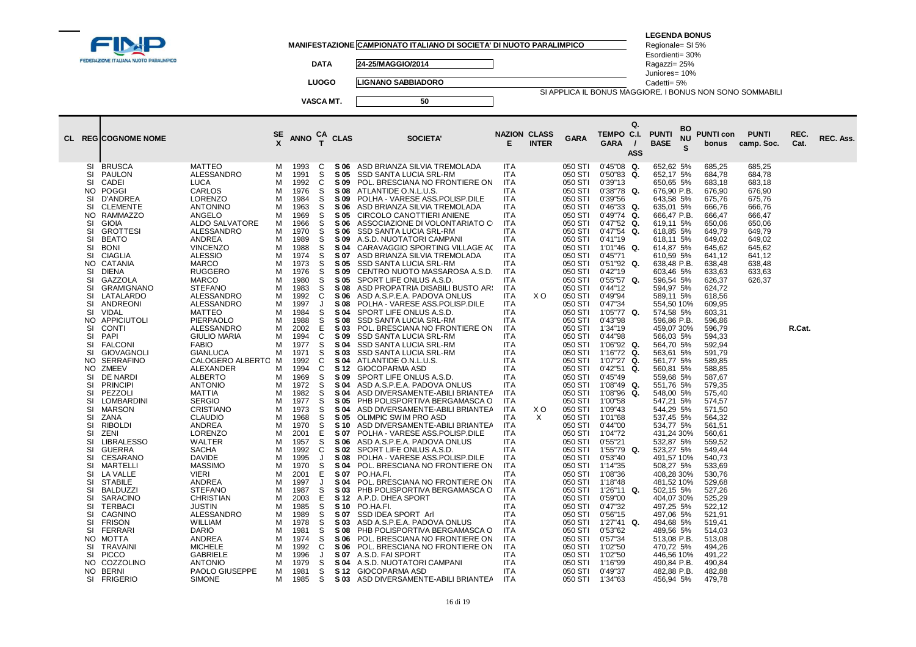**MANIFESTAZIONE** CAMPIONATO ITALIANO DI SOCIETA' DI NUOTO PARALIMPICO

**DATA** 24-25/MAGGIO/2014

**LUOGO** LIGNANO SABBIADORO

**VASCA MT.** 50

**LEGENDA BONUS**
Regionale= SI 5%
Esordienti= 30%
Ragazzi= 25%
Juniores= 10%
Cadetti= 5%
SI APPLICA IL BONUS MAGGIORE. I BONUS NON SONO SOMMABILI

| CL | REG | COGNOME NOME | | SEX | ANNO | CAT | CLAS | SOCIETA' | NAZIONE | CLASS INTER | GARA | TEMPO GARA | Q. C.I. / ASS | PUNTI BASE | BONUS | PUNTI con bonus | PUNTI camp. Soc. | REC. Cat. | REC. Ass. |
|---|---|---|---|---|---|---|---|---|---|---|---|---|---|---|---|---|---|---|---|
| | SI | BRUSCA | MATTEO | M | 1993 | C | S 06 | ASD BRIANZA SILVIA TREMOLADA | ITA | | 050 STI | 0'45"08 | Q. | 652,62 | 5% | 685,25 | 685,25 | | |
| | SI | PAULON | ALESSANDRO | M | 1991 | S | S 05 | SSD SANTA LUCIA SRL-RM | ITA | | 050 STI | 0'50"83 | Q. | 652,17 | 5% | 684,78 | 684,78 | | |
| | SI | CADEI | LUCA | M | 1992 | C | S 09 | POL. BRESCIANA NO FRONTIERE ON | ITA | | 050 STI | 0'39"13 | | 650,65 | 5% | 683,18 | 683,18 | | |
| | NO | POGGI | CARLOS | M | 1976 | S | S 08 | ATLANTIDE O.N.L.U.S. | ITA | | 050 STI | 0'38"78 | Q. | 676,90 | P.B. | 676,90 | 676,90 | | |
| | SI | D'ANDREA | LORENZO | M | 1984 | S | S 09 | POLHA - VARESE ASS.POLISP.DILE | ITA | | 050 STI | 0'39"56 | | 643,58 | 5% | 675,76 | 675,76 | | |
| | SI | CLEMENTE | ANTONINO | M | 1963 | S | S 06 | ASD BRIANZA SILVIA TREMOLADA | ITA | | 050 STI | 0'46"33 | Q. | 635,01 | 5% | 666,76 | 666,76 | | |
| | NO | RAMMAZZO | ANGELO | M | 1969 | S | S 05 | CIRCOLO CANOTTIERI ANIENE | ITA | | 050 STI | 0'49"74 | Q. | 666,47 | P.B. | 666,47 | 666,47 | | |
| | SI | GIOIA | ALDO SALVATORE | M | 1966 | S | S 06 | ASSOCIAZIONE DI VOLONTARIATO C | ITA | | 050 STI | 0'47"52 | Q. | 619,11 | 5% | 650,06 | 650,06 | | |
| | SI | GROTTESI | ALESSANDRO | M | 1970 | S | S 06 | SSD SANTA LUCIA SRL-RM | ITA | | 050 STI | 0'47"54 | Q. | 618,85 | 5% | 649,79 | 649,79 | | |
| | SI | BEATO | ANDREA | M | 1989 | S | S 09 | A.S.D. NUOTATORI CAMPANI | ITA | | 050 STI | 0'41"19 | | 618,11 | 5% | 649,02 | 649,02 | | |
| | SI | BONI | VINCENZO | M | 1988 | S | S 04 | CARAVAGGIO SPORTING VILLAGE A( | ITA | | 050 STI | 1'01"46 | Q. | 614,87 | 5% | 645,62 | 645,62 | | |
| | SI | CIAGLIA | ALESSIO | M | 1974 | S | S 07 | ASD BRIANZA SILVIA TREMOLADA | ITA | | 050 STI | 0'45"71 | | 610,59 | 5% | 641,12 | 641,12 | | |
| | NO | CATANIA | MARCO | M | 1973 | S | S 05 | SSD SANTA LUCIA SRL-RM | ITA | | 050 STI | 0'51"92 | Q. | 638,48 | P.B. | 638,48 | 638,48 | | |
| | SI | DIENA | RUGGERO | M | 1976 | S | S 09 | CENTRO NUOTO MASSAROSA A.S.D. | ITA | | 050 STI | 0'42"19 | | 603,46 | 5% | 633,63 | 633,63 | | |
| | SI | GAZZOLA | MARCO | M | 1980 | S | S 05 | SPORT LIFE ONLUS A.S.D. | ITA | | 050 STI | 0'55"57 | Q. | 596,54 | 5% | 626,37 | 626,37 | | |
| | SI | GRAMIGNANO | STEFANO | M | 1983 | S | S 08 | ASD PROPATRIA DISABILI BUSTO AR: | ITA | | 050 STI | 0'44"12 | | 594,97 | 5% | 624,72 | | | |
| | SI | LATALARDO | ALESSANDRO | M | 1992 | C | S 06 | ASD A.S.P.E.A. PADOVA ONLUS | ITA | X O | 050 STI | 0'49"94 | | 589,11 | 5% | 618,56 | | | |
| | SI | ANDREONI | ALESSANDRO | M | 1997 | J | S 08 | POLHA - VARESE ASS.POLISP.DILE | ITA | | 050 STI | 0'47"34 | | 554,50 | 10% | 609,95 | | | |
| | SI | VIDAL | MATTEO | M | 1984 | S | S 04 | SPORT LIFE ONLUS A.S.D. | ITA | | 050 STI | 1'05"77 | Q. | 574,58 | 5% | 603,31 | | | |
| | NO | APPICIUTOLI | PIERPAOLO | M | 1988 | S | S 08 | SSD SANTA LUCIA SRL-RM | ITA | | 050 STI | 0'43"98 | | 596,86 | P.B. | 596,86 | | | |
| | SI | CONTI | ALESSANDRO | M | 2002 | E | S 03 | POL. BRESCIANA NO FRONTIERE ON | ITA | | 050 STI | 1'34"19 | | 459,07 | 30% | 596,79 | | R.Cat. | |
| | SI | PAPI | GIULIO MARIA | M | 1994 | C | S 09 | SSD SANTA LUCIA SRL-RM | ITA | | 050 STI | 0'44"98 | | 566,03 | 5% | 594,33 | | | |
| | SI | FALCONI | FABIO | M | 1977 | S | S 04 | SSD SANTA LUCIA SRL-RM | ITA | | 050 STI | 1'06"92 | Q. | 564,70 | 5% | 592,94 | | | |
| | SI | GIOVAGNOLI | GIANLUCA | M | 1971 | S | S 03 | SSD SANTA LUCIA SRL-RM | ITA | | 050 STI | 1'16"72 | Q. | 563,61 | 5% | 591,79 | | | |
| | NO | SERRAFINO | CALOGERO ALBERTO | M | 1992 | C | S 04 | ATLANTIDE O.N.L.U.S. | ITA | | 050 STI | 1'07"27 | Q. | 561,77 | 5% | 589,85 | | | |
| | NO | ZMEEV | ALEXANDER | M | 1994 | C | S 12 | GIOCOPARMA ASD | ITA | | 050 STI | 0'42"51 | Q. | 560,81 | 5% | 588,85 | | | |
| | SI | DE NARDI | ALBERTO | M | 1969 | S | S 09 | SPORT LIFE ONLUS A.S.D. | ITA | | 050 STI | 0'45"49 | | 559,68 | 5% | 587,67 | | | |
| | SI | PRINCIPI | ANTONIO | M | 1972 | S | S 04 | ASD A.S.P.E.A. PADOVA ONLUS | ITA | | 050 STI | 1'08"49 | Q. | 551,76 | 5% | 579,35 | | | |
| | SI | PEZZOLI | MATTIA | M | 1982 | S | S 04 | ASD DIVERSAMENTE-ABILI BRIANTEA | ITA | | 050 STI | 1'08"96 | Q. | 548,00 | 5% | 575,40 | | | |
| | SI | LOMBARDINI | SERGIO | M | 1977 | S | S 05 | PHB POLISPORTIVA BERGAMASCA O | ITA | | 050 STI | 1'00"58 | | 547,21 | 5% | 574,57 | | | |
| | SI | MARSON | CRISTIANO | M | 1973 | S | S 04 | ASD DIVERSAMENTE-ABILI BRIANTEA | ITA | X O | 050 STI | 1'09"43 | | 544,29 | 5% | 571,50 | | | |
| | SI | ZANA | CLAUDIO | M | 1968 | S | S 05 | OLIMPIC SWIM PRO ASD | ITA | X | 050 STI | 1'01"68 | | 537,45 | 5% | 564,32 | | | |
| | SI | RIBOLDI | ANDREA | M | 1970 | S | S 10 | ASD DIVERSAMENTE-ABILI BRIANTEA | ITA | | 050 STI | 0'44"00 | | 534,77 | 5% | 561,51 | | | |
| | SI | ZENI | LORENZO | M | 2001 | E | S 07 | POLHA - VARESE ASS.POLISP.DILE | ITA | | 050 STI | 1'04"72 | | 431,24 | 30% | 560,61 | | | |
| | SI | LIBRALESSO | WALTER | M | 1957 | S | S 06 | ASD A.S.P.E.A. PADOVA ONLUS | ITA | | 050 STI | 0'55"21 | | 532,87 | 5% | 559,52 | | | |
| | SI | GUERRA | SACHA | M | 1992 | C | S 02 | SPORT LIFE ONLUS A.S.D. | ITA | | 050 STI | 1'55"79 | Q. | 523,27 | 5% | 549,44 | | | |
| | SI | CESARANO | DAVIDE | M | 1995 | J | S 08 | POLHA - VARESE ASS.POLISP.DILE | ITA | | 050 STI | 0'53"40 | | 491,57 | 10% | 540,73 | | | |
| | SI | MARTELLI | MASSIMO | M | 1970 | S | S 04 | POL. BRESCIANA NO FRONTIERE ON | ITA | | 050 STI | 1'14"35 | | 508,27 | 5% | 533,69 | | | |
| | SI | LA VALLE | VIERI | M | 2001 | E | S 07 | PO.HA.FI. | ITA | | 050 STI | 1'08"36 | | 408,28 | 30% | 530,76 | | | |
| | SI | STABILE | ANDREA | M | 1997 | J | S 04 | POL. BRESCIANA NO FRONTIERE ON | ITA | | 050 STI | 1'18"48 | | 481,52 | 10% | 529,68 | | | |
| | SI | BALDUZZI | STEFANO | M | 1987 | S | S 03 | PHB POLISPORTIVA BERGAMASCA O | ITA | | 050 STI | 1'26"11 | Q. | 502,15 | 5% | 527,26 | | | |
| | SI | SARACINO | CHRISTIAN | M | 2003 | E | S 12 | A.P.D. DHEA SPORT | ITA | | 050 STI | 0'59"00 | | 404,07 | 30% | 525,29 | | | |
| | SI | TERBACI | JUSTIN | M | 1985 | S | S 10 | PO.HA.FI. | ITA | | 050 STI | 0'47"32 | | 497,25 | 5% | 522,12 | | | |
| | SI | CAGNINO | ALESSANDRO | M | 1989 | S | S 07 | SSD IDEA SPORT Arl | ITA | | 050 STI | 0'56"15 | | 497,06 | 5% | 521,91 | | | |
| | SI | FRISON | WILLIAM | M | 1978 | S | S 03 | ASD A.S.P.E.A. PADOVA ONLUS | ITA | | 050 STI | 1'27"41 | Q. | 494,68 | 5% | 519,41 | | | |
| | SI | FERRARI | DARIO | M | 1981 | S | S 08 | PHB POLISPORTIVA BERGAMASCA O | ITA | | 050 STI | 0'53"62 | | 489,56 | 5% | 514,03 | | | |
| | NO | MOTTA | ANDREA | M | 1974 | S | S 06 | POL. BRESCIANA NO FRONTIERE ON | ITA | | 050 STI | 0'57"34 | | 513,08 | P.B. | 513,08 | | | |
| | SI | TRAVAINI | MICHELE | M | 1992 | C | S 06 | POL. BRESCIANA NO FRONTIERE ON | ITA | | 050 STI | 1'02"50 | | 470,72 | 5% | 494,26 | | | |
| | SI | PICCO | GABRIELE | M | 1996 | J | S 07 | A.S.D. FAI SPORT | ITA | | 050 STI | 1'02"50 | | 446,56 | 10% | 491,22 | | | |
| | NO | COZZOLINO | ANTONIO | M | 1979 | S | S 04 | A.S.D. NUOTATORI CAMPANI | ITA | | 050 STI | 1'16"99 | | 490,84 | P.B. | 490,84 | | | |
| | NO | BERNI | PAOLO GIUSEPPE | M | 1981 | S | S 12 | GIOCOPARMA ASD | ITA | | 050 STI | 0'49"37 | | 482,88 | P.B. | 482,88 | | | |
| | SI | FRIGERIO | SIMONE | M | 1985 | S | S 03 | ASD DIVERSAMENTE-ABILI BRIANTEA | ITA | | 050 STI | 1'34"63 | | 456,94 | 5% | 479,78 | | | |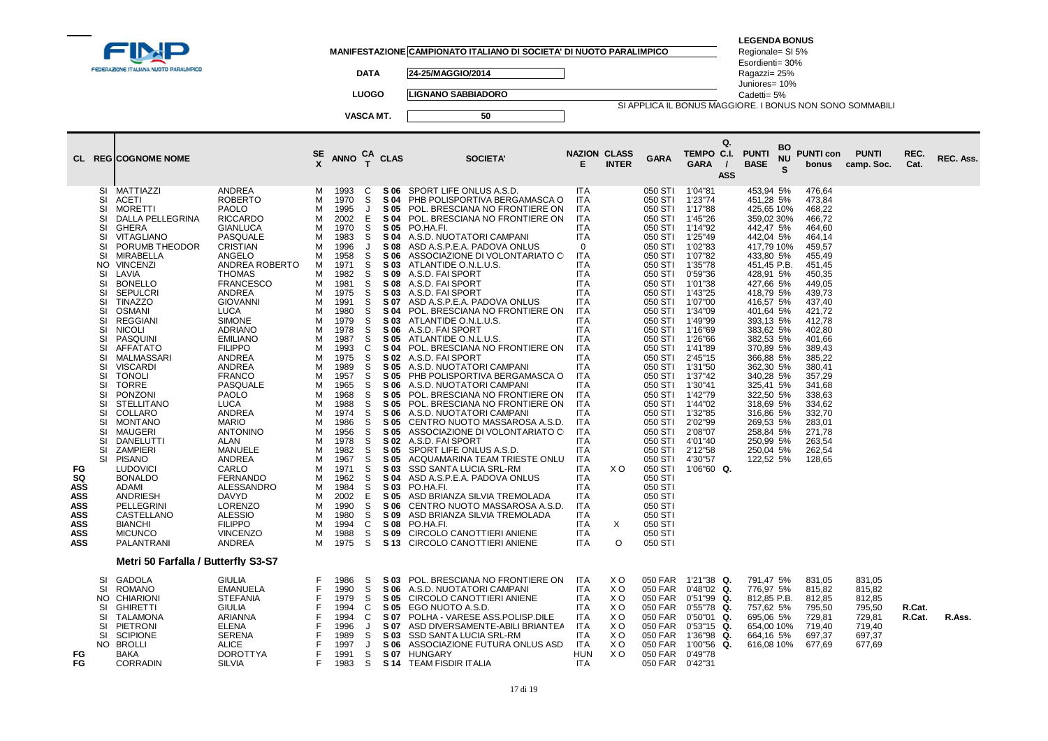**MANIFESTAZIONE** CAMPIONATO ITALIANO DI SOCIETA' DI NUOTO PARALIMPICO

**DATA** 24-25/MAGGIO/2014

**LUOGO** LIGNANO SABBIADORO

**VASCA MT.** 50

**LEGENDA BONUS**
Regionale= SI 5%
Esordienti= 30%
Ragazzi= 25%
Juniores= 10%
Cadetti= 5%
SI APPLICA IL BONUS MAGGIORE. I BONUS NON SONO SOMMABILI

| CL | REG | COGNOME NOME | | SEX | ANNO | CAT | CLAS | SOCIETA' | NAZIONE | CLASS INTER | GARA | TEMPO GARA | Q. C.I. / ASS | PUNTI BASE | BONUS | PUNTI con bonus | PUNTI camp. Soc. | REC. Cat. | REC. Ass. |
|---|---|---|---|---|---|---|---|---|---|---|---|---|---|---|---|---|---|---|---|
| | SI | MATTIAZZI | ANDREA | M | 1993 | C | S 06 | SPORT LIFE ONLUS A.S.D. | ITA | | 050 STI | 1'04"81 | | 453,94 | 5% | 476,64 | | | |
| | SI | ACETI | ROBERTO | M | 1970 | S | S 04 | PHB POLISPORTIVA BERGAMASCA O | ITA | | 050 STI | 1'23"74 | | 451,28 | 5% | 473,84 | | | |
| | SI | MORETTI | PAOLO | M | 1995 | J | S 05 | POL. BRESCIANA NO FRONTIERE ON | ITA | | 050 STI | 1'17"88 | | 425,65 | 10% | 468,22 | | | |
| | SI | DALLA PELLEGRINA | RICCARDO | M | 2002 | E | S 04 | POL. BRESCIANA NO FRONTIERE ON | ITA | | 050 STI | 1'45"26 | | 359,02 | 30% | 466,72 | | | |
| | SI | GHERA | GIANLUCA | M | 1970 | S | S 05 | PO.HA.FI. | ITA | | 050 STI | 1'14"92 | | 442,47 | 5% | 464,60 | | | |
| | SI | VITAGLIANO | PASQUALE | M | 1983 | S | S 04 | A.S.D. NUOTATORI CAMPANI | ITA | | 050 STI | 1'25"49 | | 442,04 | 5% | 464,14 | | | |
| | SI | PORUMB THEODOR | CRISTIAN | M | 1996 | J | S 08 | ASD A.S.P.E.A. PADOVA ONLUS | 0 | | 050 STI | 1'02"83 | | 417,79 | 10% | 459,57 | | | |
| | SI | MIRABELLA | ANGELO | M | 1958 | S | S 06 | ASSOCIAZIONE DI VOLONTARIATO C | ITA | | 050 STI | 1'07"82 | | 433,80 | 5% | 455,49 | | | |
| | NO | VINCENZI | ANDREA ROBERTO | M | 1971 | S | S 03 | ATLANTIDE O.N.L.U.S. | ITA | | 050 STI | 1'35"78 | | 451,45 | P.B. | 451,45 | | | |
| | SI | LAVIA | THOMAS | M | 1982 | S | S 09 | A.S.D. FAI SPORT | ITA | | 050 STI | 0'59"36 | | 428,91 | 5% | 450,35 | | | |
| | SI | BONELLO | FRANCESCO | M | 1981 | S | S 08 | A.S.D. FAI SPORT | ITA | | 050 STI | 1'01"38 | | 427,66 | 5% | 449,05 | | | |
| | SI | SEPULCRI | ANDREA | M | 1975 | S | S 03 | A.S.D. FAI SPORT | ITA | | 050 STI | 1'43"25 | | 418,79 | 5% | 439,73 | | | |
| | SI | TINAZZO | GIOVANNI | M | 1991 | S | S 07 | ASD A.S.P.E.A. PADOVA ONLUS | ITA | | 050 STI | 1'07"00 | | 416,57 | 5% | 437,40 | | | |
| | SI | OSMANI | LUCA | M | 1980 | S | S 04 | POL. BRESCIANA NO FRONTIERE ON | ITA | | 050 STI | 1'34"09 | | 401,64 | 5% | 421,72 | | | |
| | SI | REGGIANI | SIMONE | M | 1979 | S | S 03 | ATLANTIDE O.N.L.U.S. | ITA | | 050 STI | 1'49"99 | | 393,13 | 5% | 412,78 | | | |
| | SI | NICOLI | ADRIANO | M | 1978 | S | S 06 | A.S.D. FAI SPORT | ITA | | 050 STI | 1'16"69 | | 383,62 | 5% | 402,80 | | | |
| | SI | PASQUINI | EMILIANO | M | 1987 | S | S 05 | ATLANTIDE O.N.L.U.S. | ITA | | 050 STI | 1'26"66 | | 382,53 | 5% | 401,66 | | | |
| | SI | AFFATATO | FILIPPO | M | 1993 | C | S 04 | POL. BRESCIANA NO FRONTIERE ON | ITA | | 050 STI | 1'41"89 | | 370,89 | 5% | 389,43 | | | |
| | SI | MALMASSARI | ANDREA | M | 1975 | S | S 02 | A.S.D. FAI SPORT | ITA | | 050 STI | 2'45"15 | | 366,88 | 5% | 385,22 | | | |
| | SI | VISCARDI | ANDREA | M | 1989 | S | S 05 | A.S.D. NUOTATORI CAMPANI | ITA | | 050 STI | 1'31"50 | | 362,30 | 5% | 380,41 | | | |
| | SI | TONOLI | FRANCO | M | 1957 | S | S 05 | PHB POLISPORTIVA BERGAMASCA O | ITA | | 050 STI | 1'37"42 | | 340,28 | 5% | 357,29 | | | |
| | SI | TORRE | PASQUALE | M | 1965 | S | S 06 | A.S.D. NUOTATORI CAMPANI | ITA | | 050 STI | 1'30"41 | | 325,41 | 5% | 341,68 | | | |
| | SI | PONZONI | PAOLO | M | 1968 | S | S 05 | POL. BRESCIANA NO FRONTIERE ON | ITA | | 050 STI | 1'42"79 | | 322,50 | 5% | 338,63 | | | |
| | SI | STELLITANO | LUCA | M | 1988 | S | S 05 | POL. BRESCIANA NO FRONTIERE ON | ITA | | 050 STI | 1'44"02 | | 318,69 | 5% | 334,62 | | | |
| | SI | COLLARO | ANDREA | M | 1974 | S | S 06 | A.S.D. NUOTATORI CAMPANI | ITA | | 050 STI | 1'32"85 | | 316,86 | 5% | 332,70 | | | |
| | SI | MONTANO | MARIO | M | 1986 | S | S 05 | CENTRO NUOTO MASSAROSA A.S.D. | ITA | | 050 STI | 2'02"99 | | 269,53 | 5% | 283,01 | | | |
| | SI | MAUGERI | ANTONINO | M | 1956 | S | S 05 | ASSOCIAZIONE DI VOLONTARIATO C | ITA | | 050 STI | 2'08"07 | | 258,84 | 5% | 271,78 | | | |
| | SI | DANELUTTI | ALAN | M | 1978 | S | S 02 | A.S.D. FAI SPORT | ITA | | 050 STI | 4'01"40 | | 250,99 | 5% | 263,54 | | | |
| | SI | ZAMPIERI | MANUELE | M | 1982 | S | S 05 | SPORT LIFE ONLUS A.S.D. | ITA | | 050 STI | 2'12"58 | | 250,04 | 5% | 262,54 | | | |
| | SI | PISANO | ANDREA | M | 1967 | S | S 05 | ACQUAMARINA TEAM TRIESTE ONLU | ITA | | 050 STI | 4'30"57 | | 122,52 | 5% | 128,65 | | | |
| FG | | LUDOVICI | CARLO | M | 1971 | S | S 03 | SSD SANTA LUCIA SRL-RM | ITA | X O | 050 STI | 1'06"60 | Q. | | | | | | |
| SQ | | BONALDO | FERNANDO | M | 1962 | S | S 04 | ASD A.S.P.E.A. PADOVA ONLUS | ITA | | 050 STI | | | | | | | | |
| ASS | | ADAMI | ALESSANDRO | M | 1984 | S | S 03 | PO.HA.FI. | ITA | | 050 STI | | | | | | | | |
| ASS | | ANDRIESH | DAVYD | M | 2002 | E | S 05 | ASD BRIANZA SILVIA TREMOLADA | ITA | | 050 STI | | | | | | | | |
| ASS | | PELLEGRINI | LORENZO | M | 1990 | S | S 06 | CENTRO NUOTO MASSAROSA A.S.D. | ITA | | 050 STI | | | | | | | | |
| ASS | | CASTELLANO | ALESSIO | M | 1980 | S | S 09 | ASD BRIANZA SILVIA TREMOLADA | ITA | | 050 STI | | | | | | | | |
| ASS | | BIANCHI | FILIPPO | M | 1994 | C | S 08 | PO.HA.FI. | ITA | X | 050 STI | | | | | | | | |
| ASS | | MICUNCO | VINCENZO | M | 1988 | S | S 09 | CIRCOLO CANOTTIERI ANIENE | ITA | | 050 STI | | | | | | | | |
| ASS | | PALANTRANI | ANDREA | M | 1975 | S | S 13 | CIRCOLO CANOTTIERI ANIENE | ITA | O | 050 STI | | | | | | | | |

### Metri 50 Farfalla / Butterfly S3-S7

| CL | REG | COGNOME NOME | | SEX | ANNO | CAT | CLAS | SOCIETA' | NAZIONE | CLASS INTER | GARA | TEMPO GARA | Q. C.I. / ASS | PUNTI BASE | BONUS | PUNTI con bonus | PUNTI camp. Soc. | REC. Cat. | REC. Ass. |
|---|---|---|---|---|---|---|---|---|---|---|---|---|---|---|---|---|---|---|---|
| | SI | GADOLA | GIULIA | F | 1986 | S | S 03 | POL. BRESCIANA NO FRONTIERE ON | ITA | X O | 050 FAR | 1'21"38 | Q. | 791,47 | 5% | 831,05 | 831,05 | | |
| | SI | ROMANO | EMANUELA | F | 1990 | S | S 06 | A.S.D. NUOTATORI CAMPANI | ITA | X O | 050 FAR | 0'48"02 | Q. | 776,97 | 5% | 815,82 | 815,82 | | |
| | NO | CHIARIONI | STEFANIA | F | 1979 | S | S 05 | CIRCOLO CANOTTIERI ANIENE | ITA | X O | 050 FAR | 0'51"99 | Q. | 812,85 | P.B. | 812,85 | 812,85 | | |
| | SI | GHIRETTI | GIULIA | F | 1994 | C | S 05 | EGO NUOTO A.S.D. | ITA | X O | 050 FAR | 0'55"78 | Q. | 757,62 | 5% | 795,50 | 795,50 | R.Cat. | |
| | SI | TALAMONA | ARIANNA | F | 1994 | C | S 07 | POLHA - VARESE ASS.POLISP.DILE | ITA | X O | 050 FAR | 0'50"01 | Q. | 695,06 | 5% | 729,81 | 729,81 | R.Cat. | R.Ass. |
| | SI | PIETRONI | ELENA | F | 1996 | J | S 07 | ASD DIVERSAMENTE-ABILI BRIANTEA | ITA | X O | 050 FAR | 0'53"15 | Q. | 654,00 | 10% | 719,40 | 719,40 | | |
| | SI | SCIPIONE | SERENA | F | 1989 | S | S 03 | SSD SANTA LUCIA SRL-RM | ITA | X O | 050 FAR | 1'36"98 | Q. | 664,16 | 5% | 697,37 | 697,37 | | |
| | NO | BROLLI | ALICE | F | 1997 | J | S 06 | ASSOCIAZIONE FUTURA ONLUS ASD | ITA | X O | 050 FAR | 1'00"56 | Q. | 616,08 | 10% | 677,69 | 677,69 | | |
| FG | | BAKA | DOROTTYA | F | 1991 | S | S 07 | HUNGARY | HUN | X O | 050 FAR | 0'49"78 | | | | | | | |
| FG | | CORRADIN | SILVIA | F | 1983 | S | S 14 | TEAM FISDIR ITALIA | ITA | | 050 FAR | 0'42"31 | | | | | | | |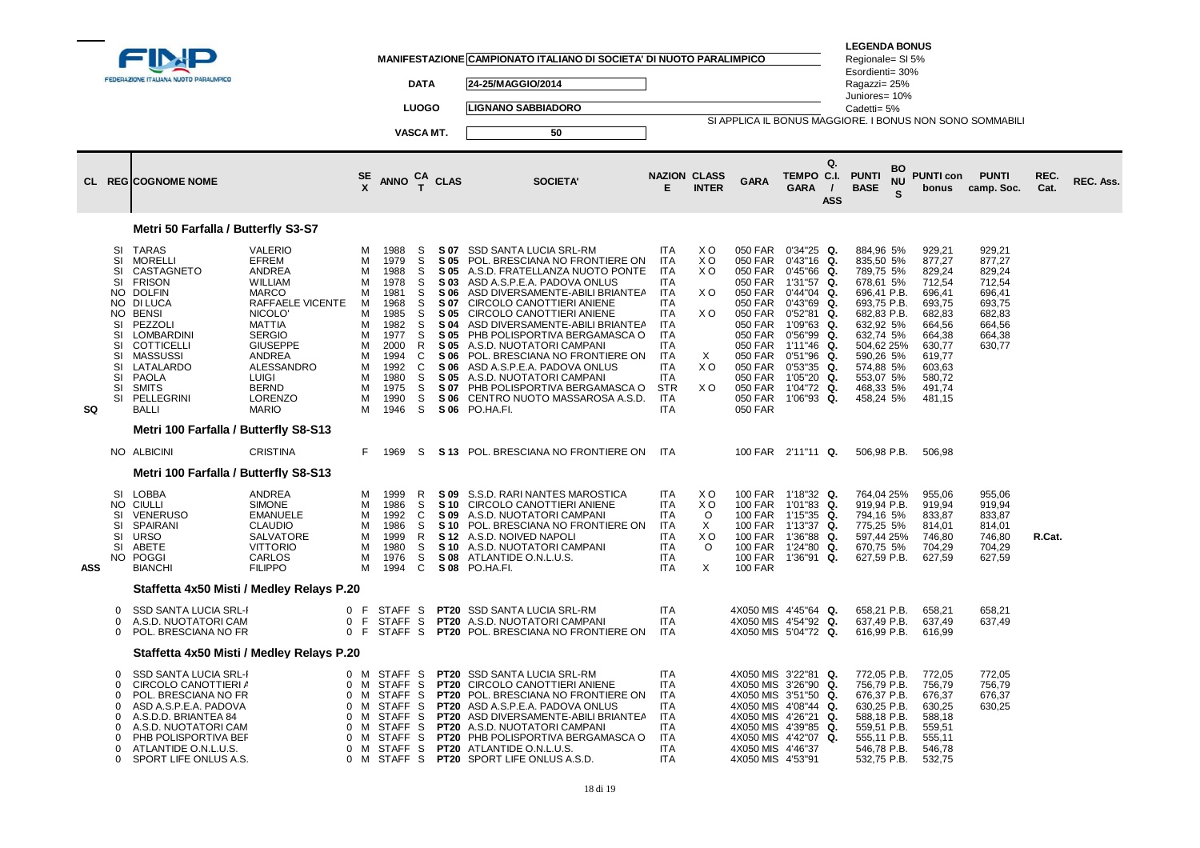FINP
FEDERAZIONE ITALIANA NUOTO PARALIMPICO

| | |
|---|---|
| MANIFESTAZIONE | CAMPIONATO ITALIANO DI SOCIETA' DI NUOTO PARALIMPICO |
| DATA | 24-25/MAGGIO/2014 |
| LUOGO | LIGNANO SABBIADORO |
| VASCA MT. | 50 |

**LEGENDA BONUS**
Regionale= SI 5%
Esordienti= 30%
Ragazzi= 25%
Juniores= 10%
Cadetti= 5%
SI APPLICA IL BONUS MAGGIORE. I BONUS NON SONO SOMMABILI

| CL | REG | COGNOME NOME | | SEX | ANNO | CAT | CLAS | SOCIETA' | NAZIONE | CLASS INTER | GARA | TEMPO GARA | Q. C.I. / ASS | PUNTI BASE | BONUS | PUNTI con bonus | PUNTI camp. Soc. | REC. Cat. | REC. Ass. |
|---|---|---|---|---|---|---|---|---|---|---|---|---|---|---|---|---|---|---|---|
| **Metri 50 Farfalla / Butterfly S3-S7** | | | | | | | | | | | | | | | | | | | |
| | SI | TARAS | VALERIO | M | 1988 | S | S 07 | SSD SANTA LUCIA SRL-RM | ITA | X O | 050 FAR | 0'34"25 | Q. | 884,96 | 5% | 929,21 | 929,21 | | |
| | SI | MORELLI | EFREM | M | 1979 | S | S 05 | POL. BRESCIANA NO FRONTIERE ON | ITA | X O | 050 FAR | 0'43"16 | Q. | 835,50 | 5% | 877,27 | 877,27 | | |
| | SI | CASTAGNETO | ANDREA | M | 1988 | S | S 05 | A.S.D. FRATELLANZA NUOTO PONTE | ITA | X O | 050 FAR | 0'45"66 | Q. | 789,75 | 5% | 829,24 | 829,24 | | |
| | SI | FRISON | WILLIAM | M | 1978 | S | S 03 | ASD A.S.P.E.A. PADOVA ONLUS | ITA | | 050 FAR | 1'31"57 | Q. | 678,61 | 5% | 712,54 | 712,54 | | |
| | NO | DOLFIN | MARCO | M | 1981 | S | S 06 | ASD DIVERSAMENTE-ABILI BRIANTEA | ITA | X O | 050 FAR | 0'44"04 | Q. | 696,41 | P.B. | 696,41 | 696,41 | | |
| | NO | DI LUCA | RAFFAELE VICENTE | M | 1968 | S | S 07 | CIRCOLO CANOTTIERI ANIENE | ITA | | 050 FAR | 0'43"69 | Q. | 693,75 | P.B. | 693,75 | 693,75 | | |
| | NO | BENSI | NICOLO' | M | 1985 | S | S 05 | CIRCOLO CANOTTIERI ANIENE | ITA | X O | 050 FAR | 0'52"81 | Q. | 682,83 | P.B. | 682,83 | 682,83 | | |
| | SI | PEZZOLI | MATTIA | M | 1982 | S | S 04 | ASD DIVERSAMENTE-ABILI BRIANTEA | ITA | | 050 FAR | 1'09"63 | Q. | 632,92 | 5% | 664,56 | 664,56 | | |
| | SI | LOMBARDINI | SERGIO | M | 1977 | S | S 05 | PHB POLISPORTIVA BERGAMASCA O | ITA | | 050 FAR | 0'56"99 | Q. | 632,74 | 5% | 664,38 | 664,38 | | |
| | SI | COTTICELLI | GIUSEPPE | M | 2000 | R | S 05 | A.S.D. NUOTATORI CAMPANI | ITA | | 050 FAR | 1'11"46 | Q. | 504,62 | 25% | 630,77 | 630,77 | | |
| | SI | MASSUSSI | ANDREA | M | 1994 | C | S 06 | POL. BRESCIANA NO FRONTIERE ON | ITA | X | 050 FAR | 0'51"96 | Q. | 590,26 | 5% | 619,77 | | | |
| | SI | LATALARDO | ALESSANDRO | M | 1992 | C | S 06 | ASD A.S.P.E.A. PADOVA ONLUS | ITA | X O | 050 FAR | 0'53"35 | Q. | 574,88 | 5% | 603,63 | | | |
| | SI | PAOLA | LUIGI | M | 1980 | S | S 05 | A.S.D. NUOTATORI CAMPANI | ITA | | 050 FAR | 1'05"20 | Q. | 553,07 | 5% | 580,72 | | | |
| | SI | SMITS | BERND | M | 1975 | S | S 07 | PHB POLISPORTIVA BERGAMASCA O | STR | X O | 050 FAR | 1'04"72 | Q. | 468,33 | 5% | 491,74 | | | |
| | SI | PELLEGRINI | LORENZO | M | 1990 | S | S 06 | CENTRO NUOTO MASSAROSA A.S.D. | ITA | | 050 FAR | 1'06"93 | Q. | 458,24 | 5% | 481,15 | | | |
| SQ | | BALLI | MARIO | M | 1946 | S | S 06 | PO.HA.FI. | ITA | | 050 FAR | | | | | | | | |
| **Metri 100 Farfalla / Butterfly S8-S13** | | | | | | | | | | | | | | | | | | | |
| | NO | ALBICINI | CRISTINA | F | 1969 | S | S 13 | POL. BRESCIANA NO FRONTIERE ON | ITA | | 100 FAR | 2'11"11 | Q. | 506,98 | P.B. | 506,98 | | | |
| **Metri 100 Farfalla / Butterfly S8-S13** | | | | | | | | | | | | | | | | | | | |
| | SI | LOBBA | ANDREA | M | 1999 | R | S 09 | S.S.D. RARI NANTES MAROSTICA | ITA | X O | 100 FAR | 1'18"32 | Q. | 764,04 | 25% | 955,06 | 955,06 | | |
| | NO | CIULLI | SIMONE | M | 1986 | S | S 10 | CIRCOLO CANOTTIERI ANIENE | ITA | X O | 100 FAR | 1'01"83 | Q. | 919,94 | P.B. | 919,94 | 919,94 | | |
| | SI | VENERUSO | EMANUELE | M | 1992 | C | S 09 | A.S.D. NUOTATORI CAMPANI | ITA | O | 100 FAR | 1'15"35 | Q. | 794,16 | 5% | 833,87 | 833,87 | | |
| | SI | SPAIRANI | CLAUDIO | M | 1986 | S | S 10 | POL. BRESCIANA NO FRONTIERE ON | ITA | X | 100 FAR | 1'13"37 | Q. | 775,25 | 5% | 814,01 | 814,01 | | |
| | SI | URSO | SALVATORE | M | 1999 | R | S 12 | A.S.D. NOIVED NAPOLI | ITA | X O | 100 FAR | 1'36"88 | Q. | 597,44 | 25% | 746,80 | 746,80 | R.Cat. | |
| | SI | ABETE | VITTORIO | M | 1980 | S | S 10 | A.S.D. NUOTATORI CAMPANI | ITA | O | 100 FAR | 1'24"80 | Q. | 670,75 | 5% | 704,29 | 704,29 | | |
| | NO | POGGI | CARLOS | M | 1976 | S | S 08 | ATLANTIDE O.N.L.U.S. | ITA | | 100 FAR | 1'36"91 | Q. | 627,59 | P.B. | 627,59 | 627,59 | | |
| ASS | | BIANCHI | FILIPPO | M | 1994 | C | S 08 | PO.HA.FI. | ITA | X | 100 FAR | | | | | | | | |
| **Staffetta 4x50 Misti / Medley Relays P.20** | | | | | | | | | | | | | | | | | | | |
| | 0 | SSD SANTA LUCIA SRL-I | | F | 0 | STAFF S | PT20 | SSD SANTA LUCIA SRL-RM | ITA | | 4X050 MIS | 4'45"64 | Q. | 658,21 | P.B. | 658,21 | 658,21 | | |
| | 0 | A.S.D. NUOTATORI CAM | | F | 0 | STAFF S | PT20 | A.S.D. NUOTATORI CAMPANI | ITA | | 4X050 MIS | 4'54"92 | Q. | 637,49 | P.B. | 637,49 | 637,49 | | |
| | 0 | POL. BRESCIANA NO FR | | F | 0 | STAFF S | PT20 | POL. BRESCIANA NO FRONTIERE ON | ITA | | 4X050 MIS | 5'04"72 | Q. | 616,99 | P.B. | 616,99 | | | |
| **Staffetta 4x50 Misti / Medley Relays P.20** | | | | | | | | | | | | | | | | | | | |
| | 0 | SSD SANTA LUCIA SRL-I | | M | 0 | STAFF S | PT20 | SSD SANTA LUCIA SRL-RM | ITA | | 4X050 MIS | 3'22"81 | Q. | 772,05 | P.B. | 772,05 | 772,05 | | |
| | 0 | CIRCOLO CANOTTIERI A | | M | 0 | STAFF S | PT20 | CIRCOLO CANOTTIERI ANIENE | ITA | | 4X050 MIS | 3'26"90 | Q. | 756,79 | P.B. | 756,79 | 756,79 | | |
| | 0 | POL. BRESCIANA NO FR | | M | 0 | STAFF S | PT20 | POL. BRESCIANA NO FRONTIERE ON | ITA | | 4X050 MIS | 3'51"50 | Q. | 676,37 | P.B. | 676,37 | 676,37 | | |
| | 0 | ASD A.S.P.E.A. PADOVA | | M | 0 | STAFF S | PT20 | ASD A.S.P.E.A. PADOVA ONLUS | ITA | | 4X050 MIS | 4'08"44 | Q. | 630,25 | P.B. | 630,25 | 630,25 | | |
| | 0 | A.S.D.D. BRIANTEA 84 | | M | 0 | STAFF S | PT20 | ASD DIVERSAMENTE-ABILI BRIANTEA | ITA | | 4X050 MIS | 4'26"21 | Q. | 588,18 | P.B. | 588,18 | | | |
| | 0 | A.S.D. NUOTATORI CAM | | M | 0 | STAFF S | PT20 | A.S.D. NUOTATORI CAMPANI | ITA | | 4X050 MIS | 4'39"85 | Q. | 559,51 | P.B. | 559,51 | | | |
| | 0 | PHB POLISPORTIVA BEF | | M | 0 | STAFF S | PT20 | PHB POLISPORTIVA BERGAMASCA O | ITA | | 4X050 MIS | 4'42"07 | Q. | 555,11 | P.B. | 555,11 | | | |
| | 0 | ATLANTIDE O.N.L.U.S. | | M | 0 | STAFF S | PT20 | ATLANTIDE O.N.L.U.S. | ITA | | 4X050 MIS | 4'46"37 | | 546,78 | P.B. | 546,78 | | | |
| | 0 | SPORT LIFE ONLUS A.S. | | M | 0 | STAFF S | PT20 | SPORT LIFE ONLUS A.S.D. | ITA | | 4X050 MIS | 4'53"91 | | 532,75 | P.B. | 532,75 | | | |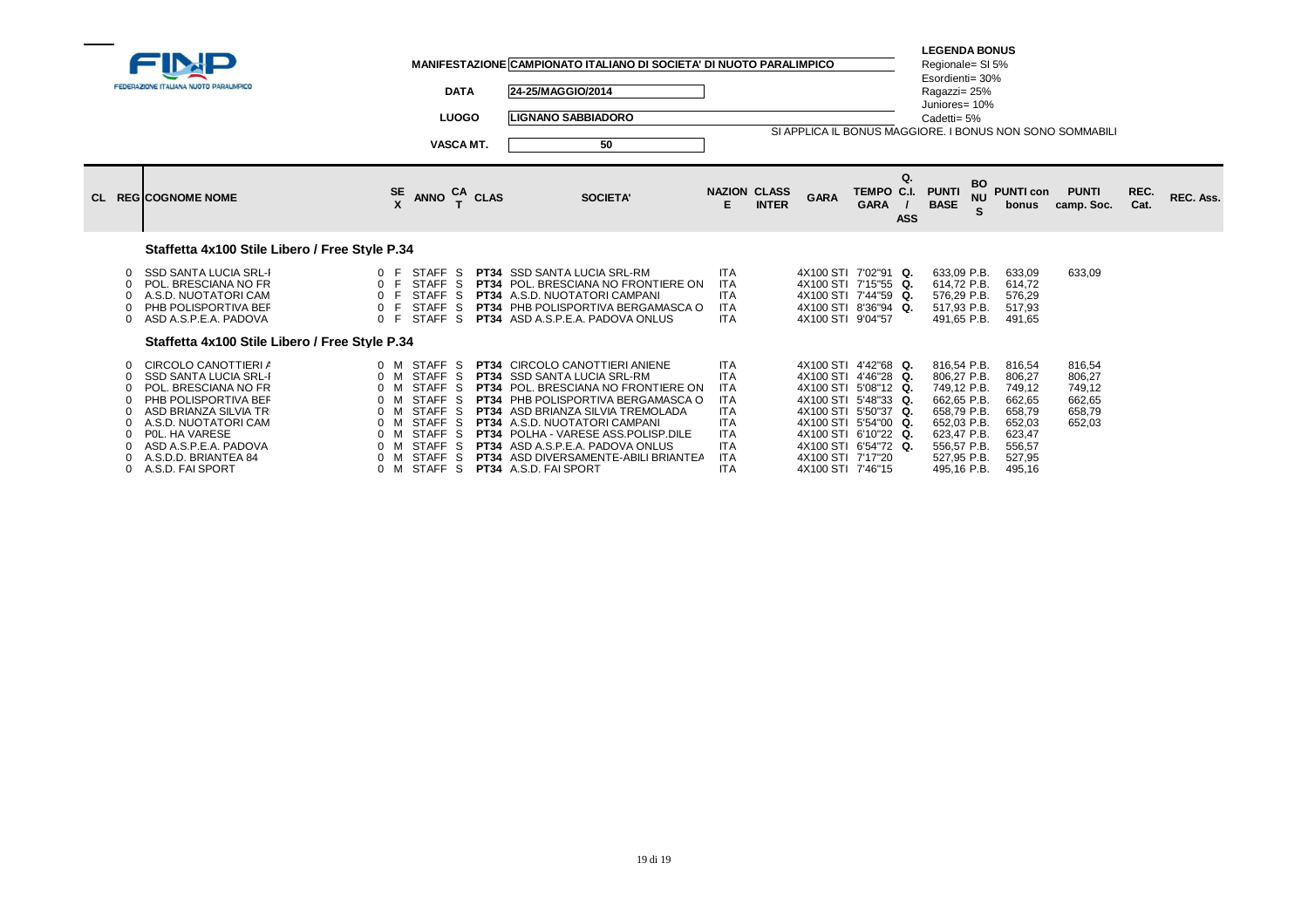FINP FEDERAZIONE ITALIANA NUOTO PARALIMPICO

MANIFESTAZIONE CAMPIONATO ITALIANO DI SOCIETA' DI NUOTO PARALIMPICO

DATA 24-25/MAGGIO/2014

LUOGO LIGNANO SABBIADORO

VASCA MT. 50

**LEGENDA BONUS**
Regionale= SI 5%
Esordienti= 30%
Ragazzi= 25%
Juniores= 10%
Cadetti= 5%

SI APPLICA IL BONUS MAGGIORE. I BONUS NON SONO SOMMABILI

### Staffetta 4x100 Stile Libero / Free Style P.34

| CL | REG | COGNOME NOME | SEX | ANNO | CAT | CLAS | SOCIETA' | NAZIONE | CLASS INTER | GARA | TEMPO GARA | Q. C.I. / ASS | PUNTI BASE | BONUS | PUNTI con bonus | PUNTI camp. Soc. | REC. Cat. | REC. Ass. |
|---|---|---|---|---|---|---|---|---|---|---|---|---|---|---|---|---|---|---|
| 0 | | SSD SANTA LUCIA SRL-I | F | STAFF | S | PT34 | SSD SANTA LUCIA SRL-RM | ITA | | 4X100 STI | 7'02"91 | Q. | 633,09 | P.B. | 633,09 | 633,09 | | |
| 0 | | POL. BRESCIANA NO FR | F | STAFF | S | PT34 | POL. BRESCIANA NO FRONTIERE ON | ITA | | 4X100 STI | 7'15"55 | Q. | 614,72 | P.B. | 614,72 | | | |
| 0 | | A.S.D. NUOTATORI CAM | F | STAFF | S | PT34 | A.S.D. NUOTATORI CAMPANI | ITA | | 4X100 STI | 7'44"59 | Q. | 576,29 | P.B. | 576,29 | | | |
| 0 | | PHB POLISPORTIVA BEF | F | STAFF | S | PT34 | PHB POLISPORTIVA BERGAMASCA O | ITA | | 4X100 STI | 8'36"94 | Q. | 517,93 | P.B. | 517,93 | | | |
| 0 | | ASD A.S.P.E.A. PADOVA | F | STAFF | S | PT34 | ASD A.S.P.E.A. PADOVA ONLUS | ITA | | 4X100 STI | 9'04"57 | | 491,65 | P.B. | 491,65 | | | |

### Staffetta 4x100 Stile Libero / Free Style P.34

| CL | REG | COGNOME NOME | SEX | ANNO | CAT | CLAS | SOCIETA' | NAZIONE | CLASS INTER | GARA | TEMPO GARA | Q. C.I. / ASS | PUNTI BASE | BONUS | PUNTI con bonus | PUNTI camp. Soc. | REC. Cat. | REC. Ass. |
|---|---|---|---|---|---|---|---|---|---|---|---|---|---|---|---|---|---|---|
| 0 | | CIRCOLO CANOTTIERI A | M | STAFF | S | PT34 | CIRCOLO CANOTTIERI ANIENE | ITA | | 4X100 STI | 4'42"68 | Q. | 816,54 | P.B. | 816,54 | 816,54 | | |
| 0 | | SSD SANTA LUCIA SRL-I | M | STAFF | S | PT34 | SSD SANTA LUCIA SRL-RM | ITA | | 4X100 STI | 4'46"28 | Q. | 806,27 | P.B. | 806,27 | 806,27 | | |
| 0 | | POL. BRESCIANA NO FR | M | STAFF | S | PT34 | POL. BRESCIANA NO FRONTIERE ON | ITA | | 4X100 STI | 5'08"12 | Q. | 749,12 | P.B. | 749,12 | 749,12 | | |
| 0 | | PHB POLISPORTIVA BEF | M | STAFF | S | PT34 | PHB POLISPORTIVA BERGAMASCA O | ITA | | 4X100 STI | 5'48"33 | Q. | 662,65 | P.B. | 662,65 | 662,65 | | |
| 0 | | ASD BRIANZA SILVIA TR | M | STAFF | S | PT34 | ASD BRIANZA SILVIA TREMOLADA | ITA | | 4X100 STI | 5'50"37 | Q. | 658,79 | P.B. | 658,79 | 658,79 | | |
| 0 | | A.S.D. NUOTATORI CAM | M | STAFF | S | PT34 | A.S.D. NUOTATORI CAMPANI | ITA | | 4X100 STI | 5'54"00 | Q. | 652,03 | P.B. | 652,03 | 652,03 | | |
| 0 | | POL. HA VARESE | M | STAFF | S | PT34 | POLHA - VARESE ASS.POLISP.DILE | ITA | | 4X100 STI | 6'10"22 | Q. | 623,47 | P.B. | 623,47 | | | |
| 0 | | ASD A.S.P.E.A. PADOVA | M | STAFF | S | PT34 | ASD A.S.P.E.A. PADOVA ONLUS | ITA | | 4X100 STI | 6'54"72 | Q. | 556,57 | P.B. | 556,57 | | | |
| 0 | | A.S.D.D. BRIANTEA 84 | M | STAFF | S | PT34 | ASD DIVERSAMENTE-ABILI BRIANTEA | ITA | | 4X100 STI | 7'17"20 | | 527,95 | P.B. | 527,95 | | | |
| 0 | | A.S.D. FAI SPORT | M | STAFF | S | PT34 | A.S.D. FAI SPORT | ITA | | 4X100 STI | 7'46"15 | | 495,16 | P.B. | 495,16 | | | |